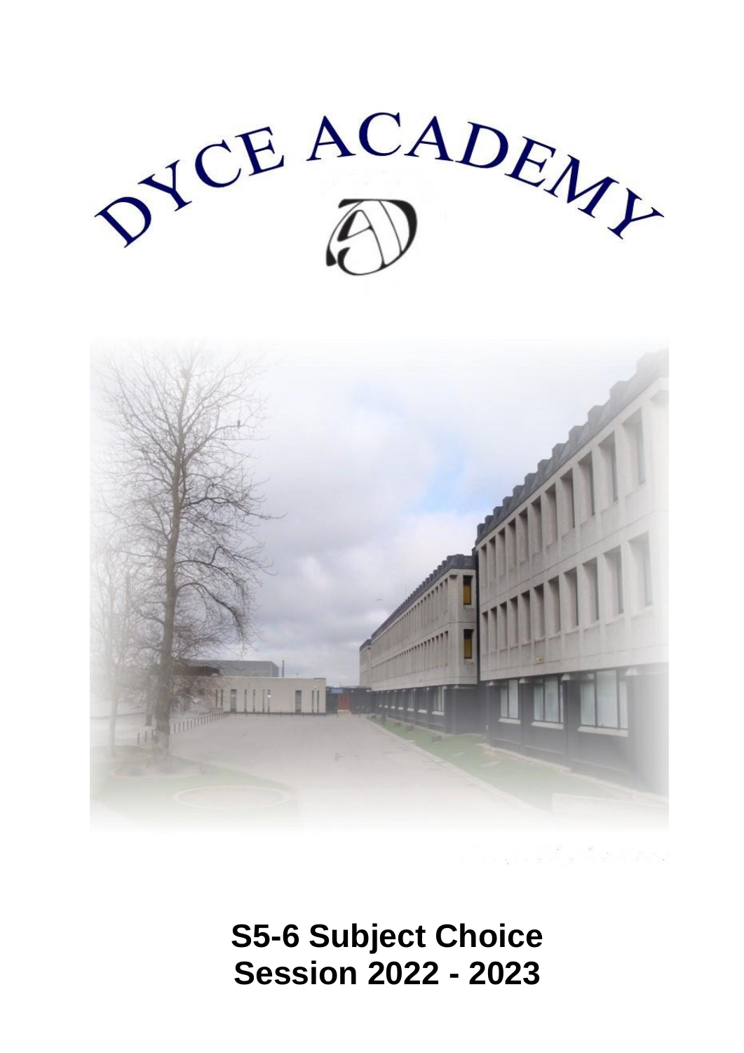# DYCE ACADEMY

**S5-6 Subject Choice**
**Session 2022 - 2023**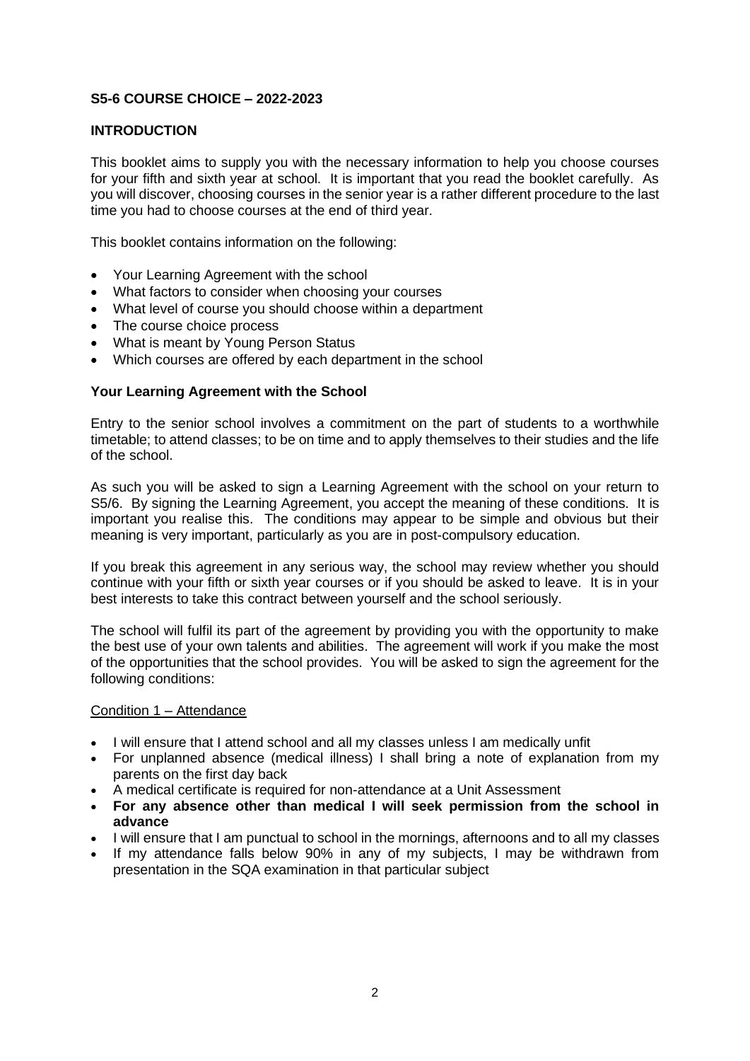## S5-6 COURSE CHOICE – 2022-2023

## INTRODUCTION

This booklet aims to supply you with the necessary information to help you choose courses for your fifth and sixth year at school. It is important that you read the booklet carefully. As you will discover, choosing courses in the senior year is a rather different procedure to the last time you had to choose courses at the end of third year.

This booklet contains information on the following:

- Your Learning Agreement with the school
- What factors to consider when choosing your courses
- What level of course you should choose within a department
- The course choice process
- What is meant by Young Person Status
- Which courses are offered by each department in the school

### Your Learning Agreement with the School

Entry to the senior school involves a commitment on the part of students to a worthwhile timetable; to attend classes; to be on time and to apply themselves to their studies and the life of the school.

As such you will be asked to sign a Learning Agreement with the school on your return to S5/6. By signing the Learning Agreement, you accept the meaning of these conditions. It is important you realise this. The conditions may appear to be simple and obvious but their meaning is very important, particularly as you are in post-compulsory education.

If you break this agreement in any serious way, the school may review whether you should continue with your fifth or sixth year courses or if you should be asked to leave. It is in your best interests to take this contract between yourself and the school seriously.

The school will fulfil its part of the agreement by providing you with the opportunity to make the best use of your own talents and abilities. The agreement will work if you make the most of the opportunities that the school provides. You will be asked to sign the agreement for the following conditions:

<u>Condition 1 – Attendance</u>

- I will ensure that I attend school and all my classes unless I am medically unfit
- For unplanned absence (medical illness) I shall bring a note of explanation from my parents on the first day back
- A medical certificate is required for non-attendance at a Unit Assessment
- **For any absence other than medical I will seek permission from the school in advance**
- I will ensure that I am punctual to school in the mornings, afternoons and to all my classes
- If my attendance falls below 90% in any of my subjects, I may be withdrawn from presentation in the SQA examination in that particular subject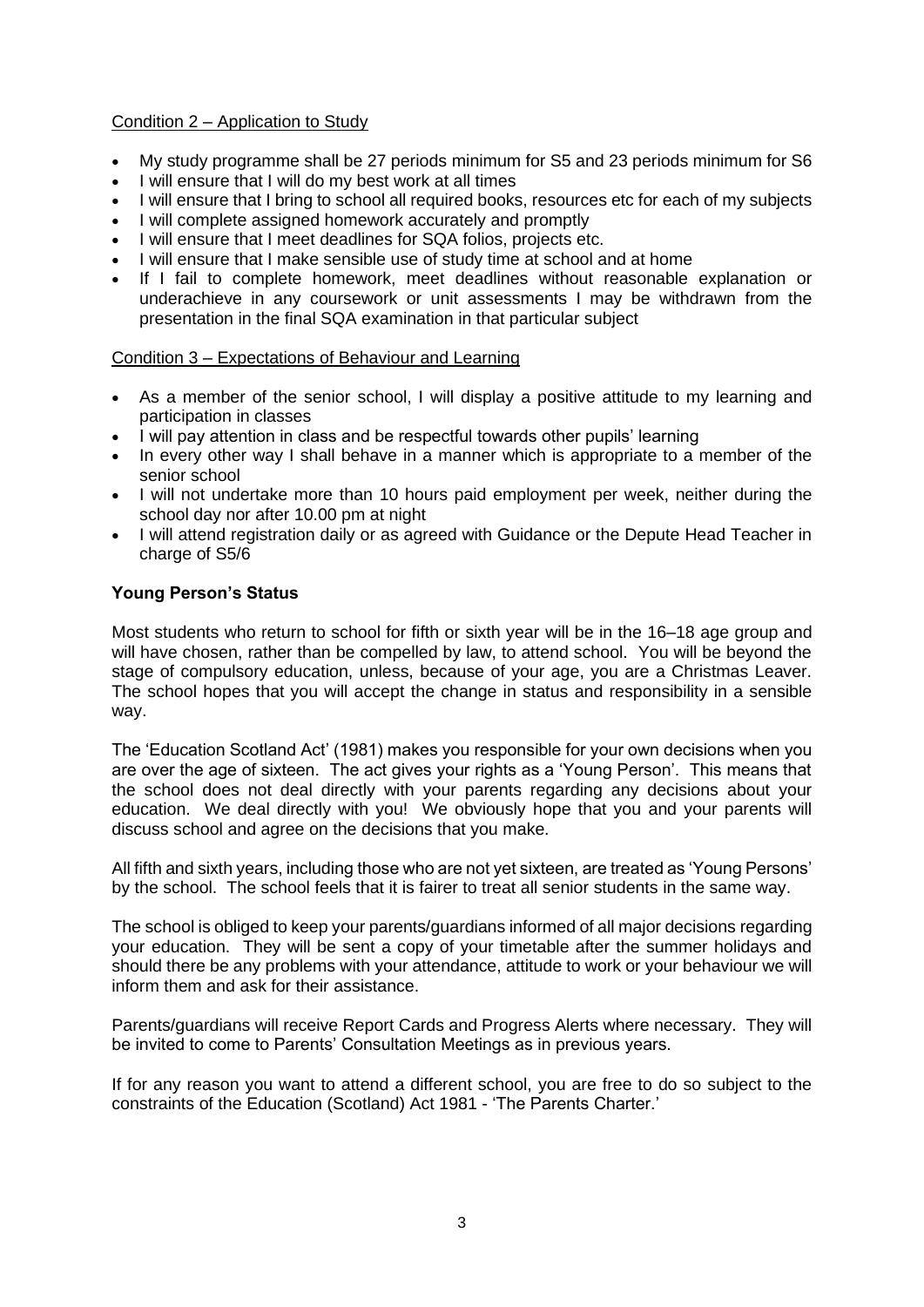Condition 2 – Application to Study

- My study programme shall be 27 periods minimum for S5 and 23 periods minimum for S6
- I will ensure that I will do my best work at all times
- I will ensure that I bring to school all required books, resources etc for each of my subjects
- I will complete assigned homework accurately and promptly
- I will ensure that I meet deadlines for SQA folios, projects etc.
- I will ensure that I make sensible use of study time at school and at home
- If I fail to complete homework, meet deadlines without reasonable explanation or underachieve in any coursework or unit assessments I may be withdrawn from the presentation in the final SQA examination in that particular subject

Condition 3 – Expectations of Behaviour and Learning

- As a member of the senior school, I will display a positive attitude to my learning and participation in classes
- I will pay attention in class and be respectful towards other pupils' learning
- In every other way I shall behave in a manner which is appropriate to a member of the senior school
- I will not undertake more than 10 hours paid employment per week, neither during the school day nor after 10.00 pm at night
- I will attend registration daily or as agreed with Guidance or the Depute Head Teacher in charge of S5/6

**Young Person's Status**

Most students who return to school for fifth or sixth year will be in the 16–18 age group and will have chosen, rather than be compelled by law, to attend school. You will be beyond the stage of compulsory education, unless, because of your age, you are a Christmas Leaver. The school hopes that you will accept the change in status and responsibility in a sensible way.

The 'Education Scotland Act' (1981) makes you responsible for your own decisions when you are over the age of sixteen. The act gives your rights as a 'Young Person'. This means that the school does not deal directly with your parents regarding any decisions about your education. We deal directly with you! We obviously hope that you and your parents will discuss school and agree on the decisions that you make.

All fifth and sixth years, including those who are not yet sixteen, are treated as 'Young Persons' by the school. The school feels that it is fairer to treat all senior students in the same way.

The school is obliged to keep your parents/guardians informed of all major decisions regarding your education. They will be sent a copy of your timetable after the summer holidays and should there be any problems with your attendance, attitude to work or your behaviour we will inform them and ask for their assistance.

Parents/guardians will receive Report Cards and Progress Alerts where necessary. They will be invited to come to Parents' Consultation Meetings as in previous years.

If for any reason you want to attend a different school, you are free to do so subject to the constraints of the Education (Scotland) Act 1981 - 'The Parents Charter.'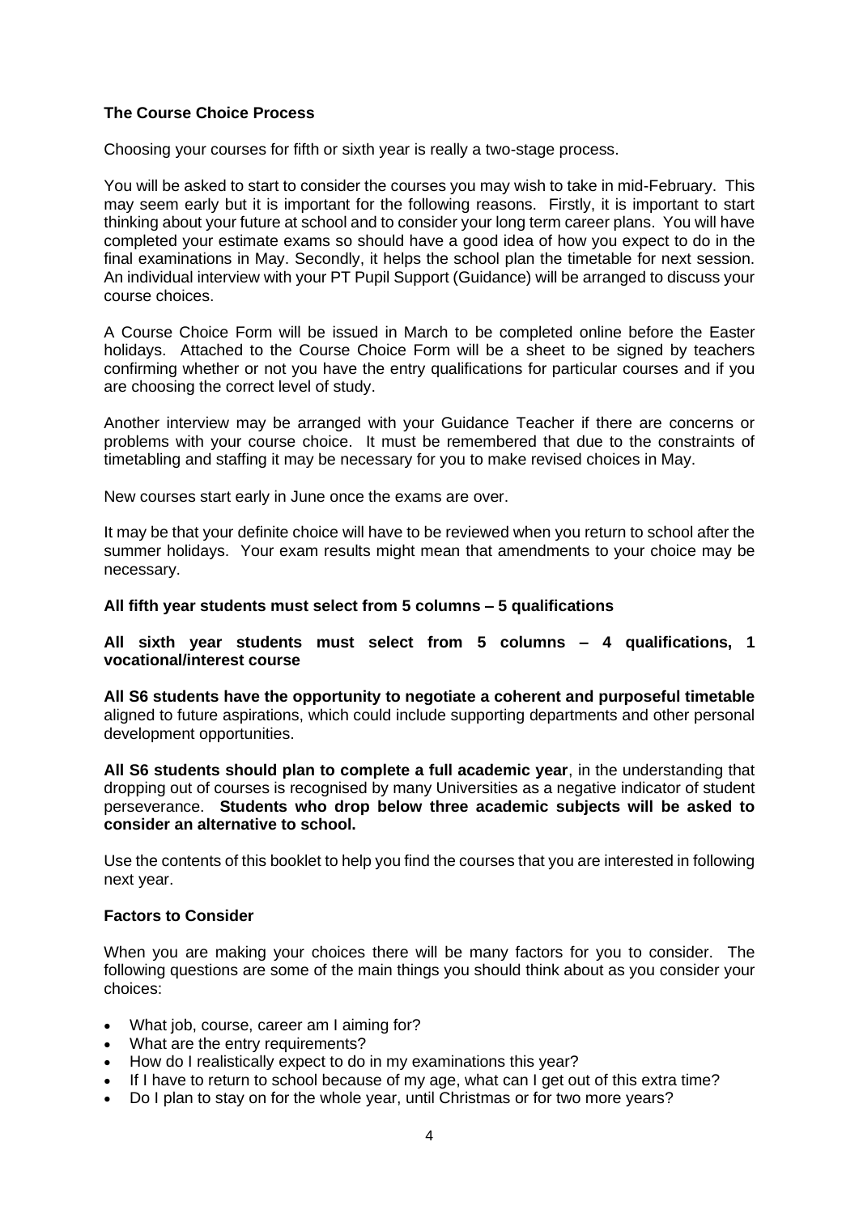## The Course Choice Process

Choosing your courses for fifth or sixth year is really a two-stage process.

You will be asked to start to consider the courses you may wish to take in mid-February. This may seem early but it is important for the following reasons. Firstly, it is important to start thinking about your future at school and to consider your long term career plans. You will have completed your estimate exams so should have a good idea of how you expect to do in the final examinations in May. Secondly, it helps the school plan the timetable for next session. An individual interview with your PT Pupil Support (Guidance) will be arranged to discuss your course choices.

A Course Choice Form will be issued in March to be completed online before the Easter holidays. Attached to the Course Choice Form will be a sheet to be signed by teachers confirming whether or not you have the entry qualifications for particular courses and if you are choosing the correct level of study.

Another interview may be arranged with your Guidance Teacher if there are concerns or problems with your course choice. It must be remembered that due to the constraints of timetabling and staffing it may be necessary for you to make revised choices in May.

New courses start early in June once the exams are over.

It may be that your definite choice will have to be reviewed when you return to school after the summer holidays. Your exam results might mean that amendments to your choice may be necessary.

**All fifth year students must select from 5 columns – 5 qualifications**

**All sixth year students must select from 5 columns – 4 qualifications, 1 vocational/interest course**

**All S6 students have the opportunity to negotiate a coherent and purposeful timetable** aligned to future aspirations, which could include supporting departments and other personal development opportunities.

**All S6 students should plan to complete a full academic year**, in the understanding that dropping out of courses is recognised by many Universities as a negative indicator of student perseverance. **Students who drop below three academic subjects will be asked to consider an alternative to school.**

Use the contents of this booklet to help you find the courses that you are interested in following next year.

## Factors to Consider

When you are making your choices there will be many factors for you to consider. The following questions are some of the main things you should think about as you consider your choices:

- What job, course, career am I aiming for?
- What are the entry requirements?
- How do I realistically expect to do in my examinations this year?
- If I have to return to school because of my age, what can I get out of this extra time?
- Do I plan to stay on for the whole year, until Christmas or for two more years?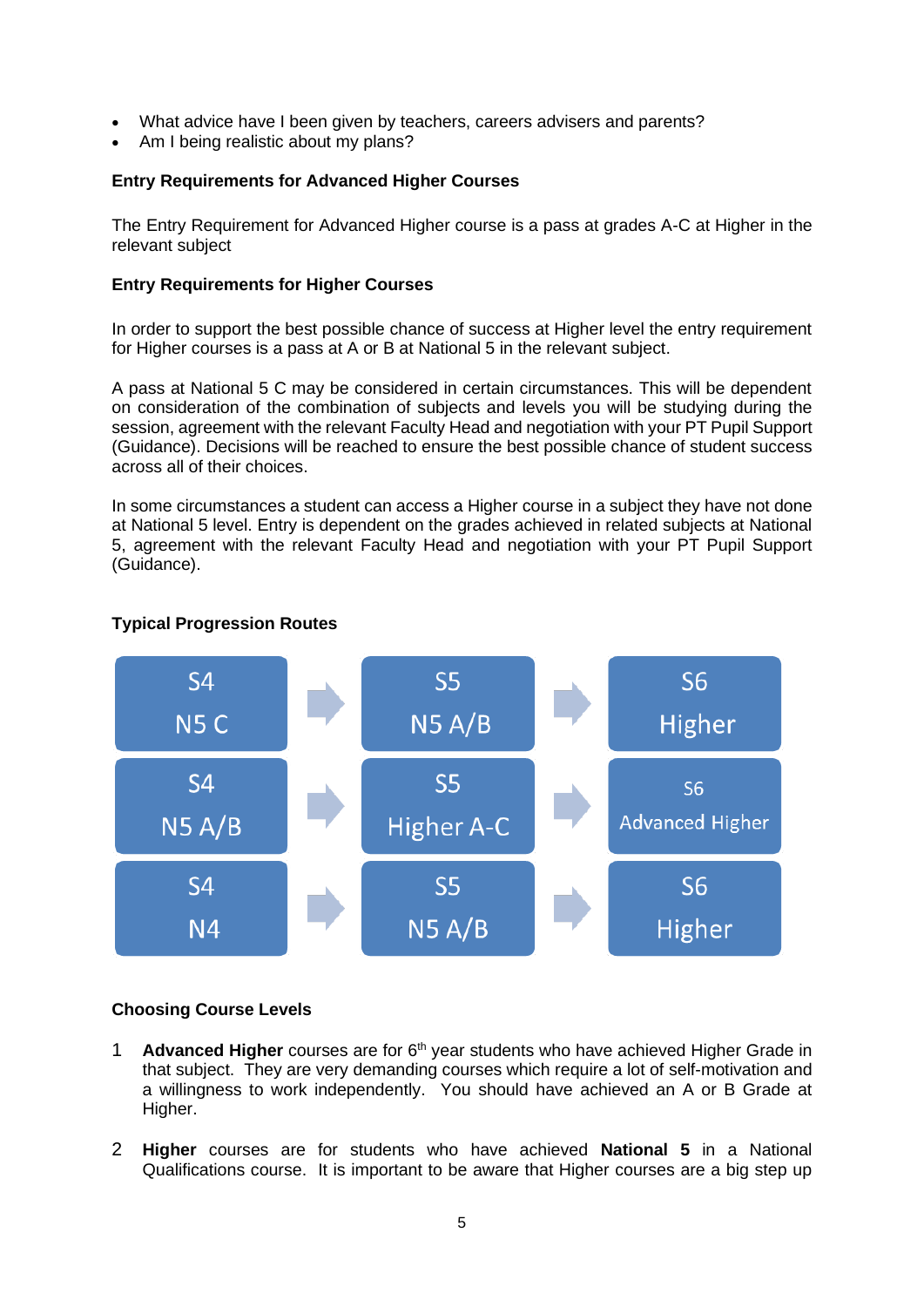- What advice have I been given by teachers, careers advisers and parents?
- Am I being realistic about my plans?

**Entry Requirements for Advanced Higher Courses**

The Entry Requirement for Advanced Higher course is a pass at grades A-C at Higher in the relevant subject

**Entry Requirements for Higher Courses**

In order to support the best possible chance of success at Higher level the entry requirement for Higher courses is a pass at A or B at National 5 in the relevant subject.

A pass at National 5 C may be considered in certain circumstances. This will be dependent on consideration of the combination of subjects and levels you will be studying during the session, agreement with the relevant Faculty Head and negotiation with your PT Pupil Support (Guidance). Decisions will be reached to ensure the best possible chance of student success across all of their choices.

In some circumstances a student can access a Higher course in a subject they have not done at National 5 level. Entry is dependent on the grades achieved in related subjects at National 5, agreement with the relevant Faculty Head and negotiation with your PT Pupil Support (Guidance).

**Typical Progression Routes**

| S4 | | S5 | | S6 |
|---|---|---|---|---|
| N5 C | → | N5 A/B | → | Higher |
| N5 A/B | → | Higher A-C | → | Advanced Higher |
| N4 | → | N5 A/B | → | Higher |

**Choosing Course Levels**

1 **Advanced Higher** courses are for 6th year students who have achieved Higher Grade in that subject. They are very demanding courses which require a lot of self-motivation and a willingness to work independently. You should have achieved an A or B Grade at Higher.

2 **Higher** courses are for students who have achieved **National 5** in a National Qualifications course. It is important to be aware that Higher courses are a big step up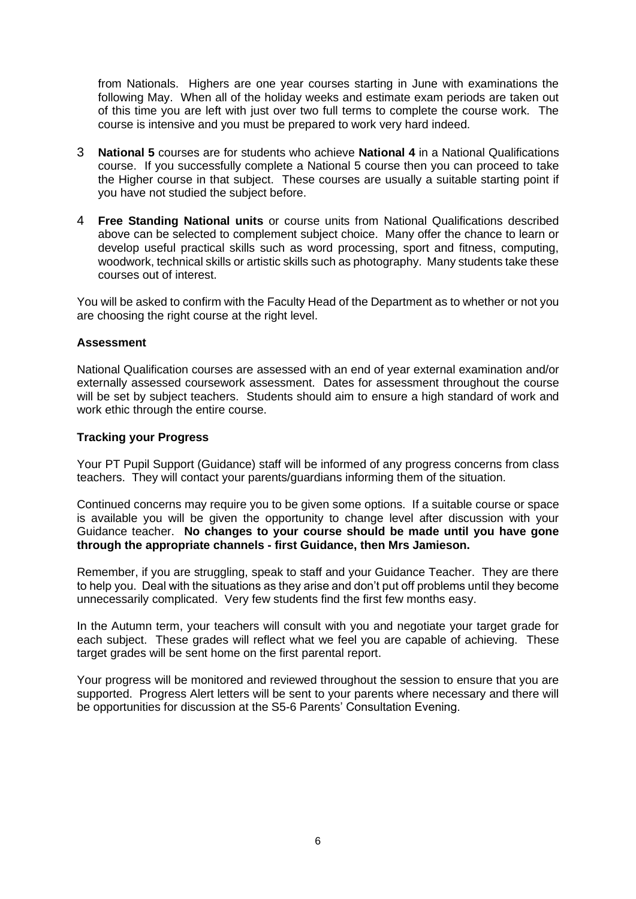from Nationals. Highers are one year courses starting in June with examinations the following May. When all of the holiday weeks and estimate exam periods are taken out of this time you are left with just over two full terms to complete the course work. The course is intensive and you must be prepared to work very hard indeed.

3. **National 5** courses are for students who achieve **National 4** in a National Qualifications course. If you successfully complete a National 5 course then you can proceed to take the Higher course in that subject. These courses are usually a suitable starting point if you have not studied the subject before.

4. **Free Standing National units** or course units from National Qualifications described above can be selected to complement subject choice. Many offer the chance to learn or develop useful practical skills such as word processing, sport and fitness, computing, woodwork, technical skills or artistic skills such as photography. Many students take these courses out of interest.

You will be asked to confirm with the Faculty Head of the Department as to whether or not you are choosing the right course at the right level.

**Assessment**

National Qualification courses are assessed with an end of year external examination and/or externally assessed coursework assessment. Dates for assessment throughout the course will be set by subject teachers. Students should aim to ensure a high standard of work and work ethic through the entire course.

**Tracking your Progress**

Your PT Pupil Support (Guidance) staff will be informed of any progress concerns from class teachers. They will contact your parents/guardians informing them of the situation.

Continued concerns may require you to be given some options. If a suitable course or space is available you will be given the opportunity to change level after discussion with your Guidance teacher. **No changes to your course should be made until you have gone through the appropriate channels - first Guidance, then Mrs Jamieson.**

Remember, if you are struggling, speak to staff and your Guidance Teacher. They are there to help you. Deal with the situations as they arise and don't put off problems until they become unnecessarily complicated. Very few students find the first few months easy.

In the Autumn term, your teachers will consult with you and negotiate your target grade for each subject. These grades will reflect what we feel you are capable of achieving. These target grades will be sent home on the first parental report.

Your progress will be monitored and reviewed throughout the session to ensure that you are supported. Progress Alert letters will be sent to your parents where necessary and there will be opportunities for discussion at the S5-6 Parents' Consultation Evening.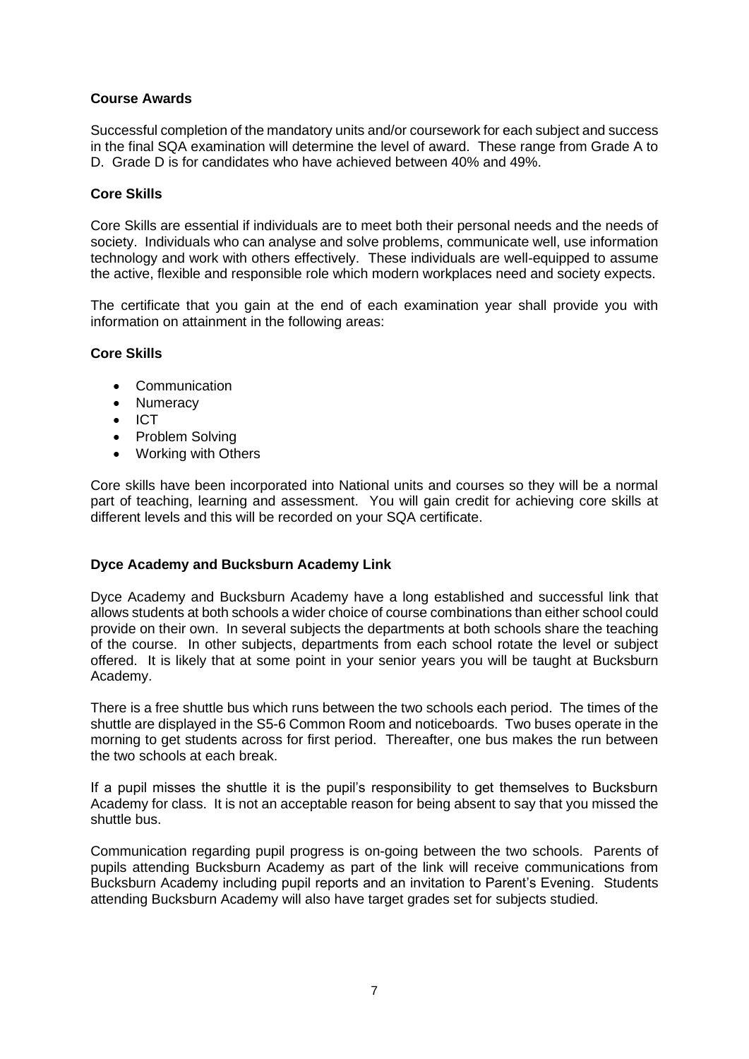## Course Awards

Successful completion of the mandatory units and/or coursework for each subject and success in the final SQA examination will determine the level of award. These range from Grade A to D. Grade D is for candidates who have achieved between 40% and 49%.

## Core Skills

Core Skills are essential if individuals are to meet both their personal needs and the needs of society. Individuals who can analyse and solve problems, communicate well, use information technology and work with others effectively. These individuals are well-equipped to assume the active, flexible and responsible role which modern workplaces need and society expects.

The certificate that you gain at the end of each examination year shall provide you with information on attainment in the following areas:

## Core Skills

- Communication
- Numeracy
- ICT
- Problem Solving
- Working with Others

Core skills have been incorporated into National units and courses so they will be a normal part of teaching, learning and assessment. You will gain credit for achieving core skills at different levels and this will be recorded on your SQA certificate.

## Dyce Academy and Bucksburn Academy Link

Dyce Academy and Bucksburn Academy have a long established and successful link that allows students at both schools a wider choice of course combinations than either school could provide on their own. In several subjects the departments at both schools share the teaching of the course. In other subjects, departments from each school rotate the level or subject offered. It is likely that at some point in your senior years you will be taught at Bucksburn Academy.

There is a free shuttle bus which runs between the two schools each period. The times of the shuttle are displayed in the S5-6 Common Room and noticeboards. Two buses operate in the morning to get students across for first period. Thereafter, one bus makes the run between the two schools at each break.

If a pupil misses the shuttle it is the pupil's responsibility to get themselves to Bucksburn Academy for class. It is not an acceptable reason for being absent to say that you missed the shuttle bus.

Communication regarding pupil progress is on-going between the two schools. Parents of pupils attending Bucksburn Academy as part of the link will receive communications from Bucksburn Academy including pupil reports and an invitation to Parent's Evening. Students attending Bucksburn Academy will also have target grades set for subjects studied.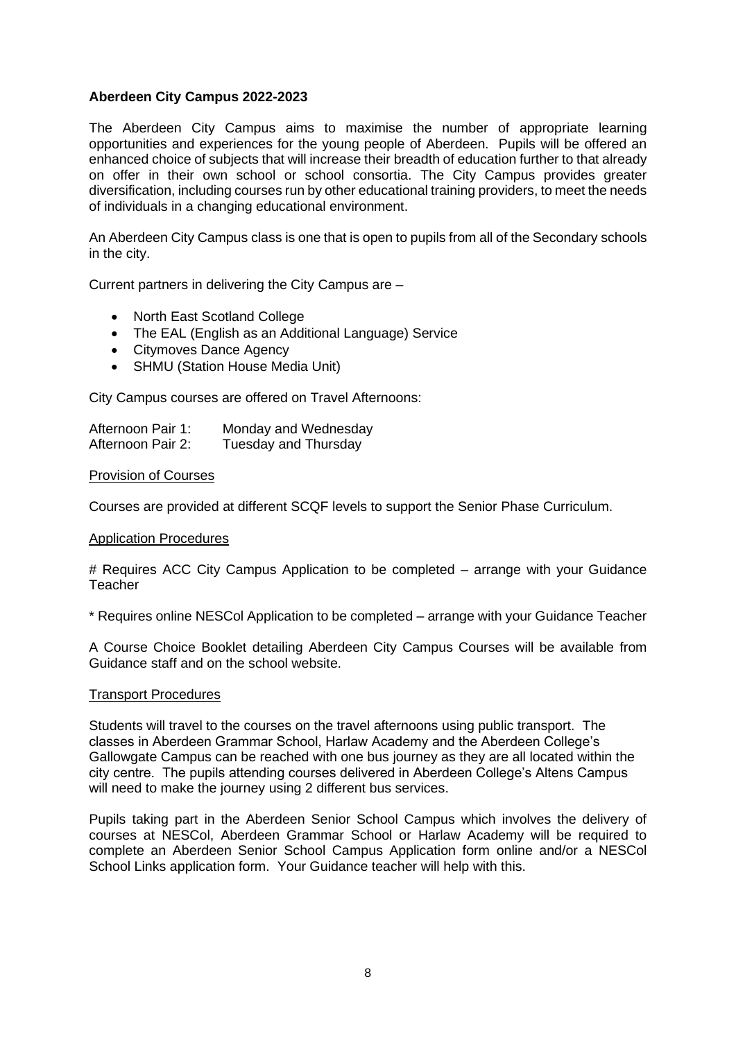**Aberdeen City Campus 2022-2023**

The Aberdeen City Campus aims to maximise the number of appropriate learning opportunities and experiences for the young people of Aberdeen. Pupils will be offered an enhanced choice of subjects that will increase their breadth of education further to that already on offer in their own school or school consortia. The City Campus provides greater diversification, including courses run by other educational training providers, to meet the needs of individuals in a changing educational environment.

An Aberdeen City Campus class is one that is open to pupils from all of the Secondary schools in the city.

Current partners in delivering the City Campus are –

- North East Scotland College
- The EAL (English as an Additional Language) Service
- Citymoves Dance Agency
- SHMU (Station House Media Unit)

City Campus courses are offered on Travel Afternoons:

Afternoon Pair 1: Monday and Wednesday
Afternoon Pair 2: Tuesday and Thursday

Provision of Courses

Courses are provided at different SCQF levels to support the Senior Phase Curriculum.

Application Procedures

# Requires ACC City Campus Application to be completed – arrange with your Guidance Teacher

* Requires online NESCol Application to be completed – arrange with your Guidance Teacher

A Course Choice Booklet detailing Aberdeen City Campus Courses will be available from Guidance staff and on the school website.

Transport Procedures

Students will travel to the courses on the travel afternoons using public transport. The classes in Aberdeen Grammar School, Harlaw Academy and the Aberdeen College's Gallowgate Campus can be reached with one bus journey as they are all located within the city centre. The pupils attending courses delivered in Aberdeen College's Altens Campus will need to make the journey using 2 different bus services.

Pupils taking part in the Aberdeen Senior School Campus which involves the delivery of courses at NESCol, Aberdeen Grammar School or Harlaw Academy will be required to complete an Aberdeen Senior School Campus Application form online and/or a NESCol School Links application form. Your Guidance teacher will help with this.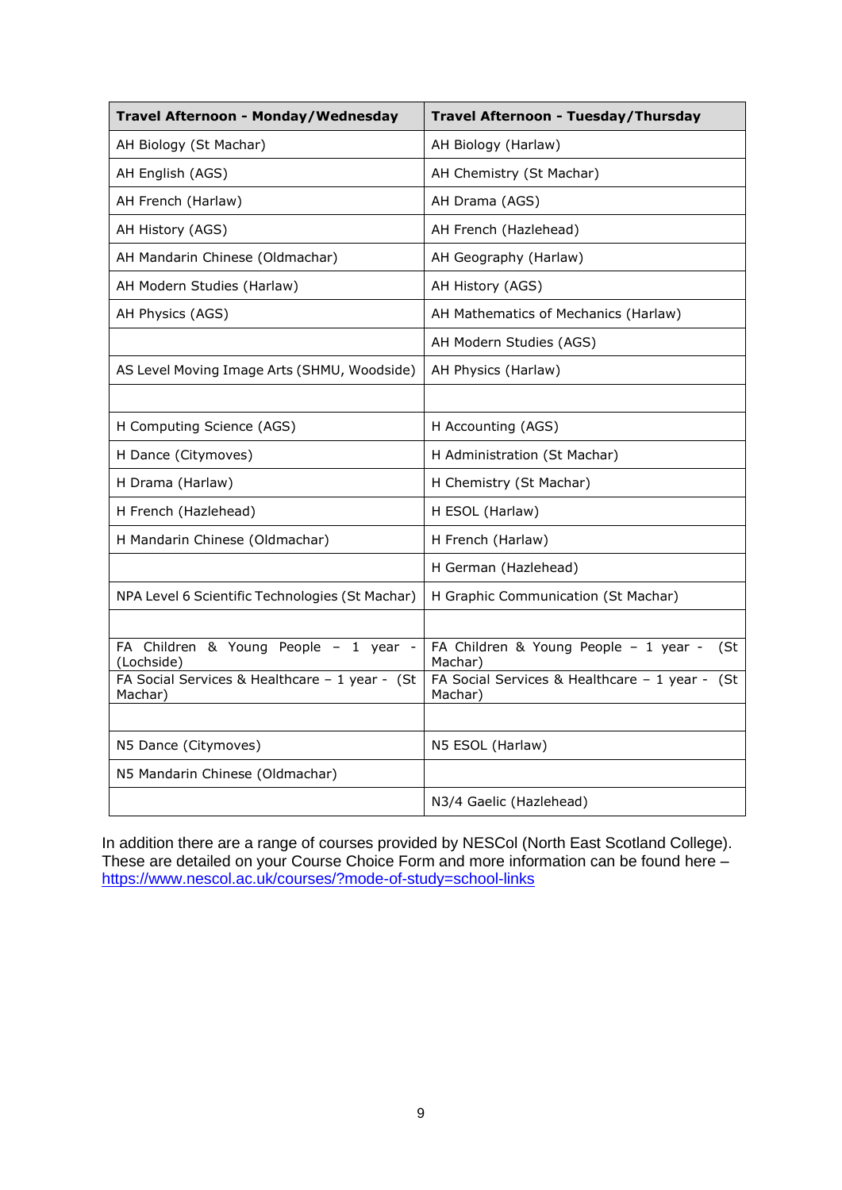| Travel Afternoon - Monday/Wednesday | Travel Afternoon - Tuesday/Thursday |
|---|---|
| AH Biology (St Machar) | AH Biology (Harlaw) |
| AH English (AGS) | AH Chemistry (St Machar) |
| AH French (Harlaw) | AH Drama (AGS) |
| AH History (AGS) | AH French (Hazlehead) |
| AH Mandarin Chinese (Oldmachar) | AH Geography (Harlaw) |
| AH Modern Studies (Harlaw) | AH History (AGS) |
| AH Physics (AGS) | AH Mathematics of Mechanics (Harlaw) |
| | AH Modern Studies (AGS) |
| AS Level Moving Image Arts (SHMU, Woodside) | AH Physics (Harlaw) |
| | |
| H Computing Science (AGS) | H Accounting (AGS) |
| H Dance (Citymoves) | H Administration (St Machar) |
| H Drama (Harlaw) | H Chemistry (St Machar) |
| H French (Hazlehead) | H ESOL (Harlaw) |
| H Mandarin Chinese (Oldmachar) | H French (Harlaw) |
| | H German (Hazlehead) |
| NPA Level 6 Scientific Technologies (St Machar) | H Graphic Communication (St Machar) |
| | |
| FA Children & Young People – 1 year - (Lochside) | FA Children & Young People – 1 year - (St Machar) |
| FA Social Services & Healthcare – 1 year - (St Machar) | FA Social Services & Healthcare – 1 year - (St Machar) |
| | |
| N5 Dance (Citymoves) | N5 ESOL (Harlaw) |
| N5 Mandarin Chinese (Oldmachar) | |
| | N3/4 Gaelic (Hazlehead) |

In addition there are a range of courses provided by NESCol (North East Scotland College). These are detailed on your Course Choice Form and more information can be found here – https://www.nescol.ac.uk/courses/?mode-of-study=school-links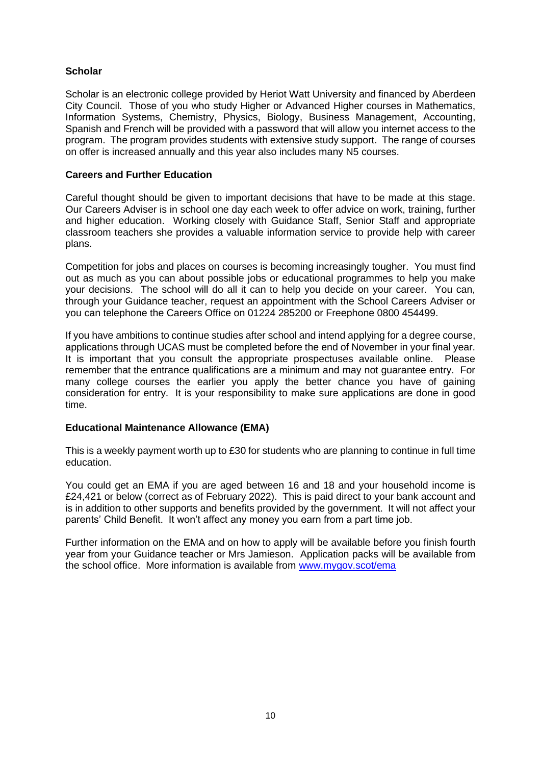## Scholar

Scholar is an electronic college provided by Heriot Watt University and financed by Aberdeen City Council. Those of you who study Higher or Advanced Higher courses in Mathematics, Information Systems, Chemistry, Physics, Biology, Business Management, Accounting, Spanish and French will be provided with a password that will allow you internet access to the program. The program provides students with extensive study support. The range of courses on offer is increased annually and this year also includes many N5 courses.

## Careers and Further Education

Careful thought should be given to important decisions that have to be made at this stage. Our Careers Adviser is in school one day each week to offer advice on work, training, further and higher education. Working closely with Guidance Staff, Senior Staff and appropriate classroom teachers she provides a valuable information service to provide help with career plans.

Competition for jobs and places on courses is becoming increasingly tougher. You must find out as much as you can about possible jobs or educational programmes to help you make your decisions. The school will do all it can to help you decide on your career. You can, through your Guidance teacher, request an appointment with the School Careers Adviser or you can telephone the Careers Office on 01224 285200 or Freephone 0800 454499.

If you have ambitions to continue studies after school and intend applying for a degree course, applications through UCAS must be completed before the end of November in your final year. It is important that you consult the appropriate prospectuses available online. Please remember that the entrance qualifications are a minimum and may not guarantee entry. For many college courses the earlier you apply the better chance you have of gaining consideration for entry. It is your responsibility to make sure applications are done in good time.

## Educational Maintenance Allowance (EMA)

This is a weekly payment worth up to £30 for students who are planning to continue in full time education.

You could get an EMA if you are aged between 16 and 18 and your household income is £24,421 or below (correct as of February 2022). This is paid direct to your bank account and is in addition to other supports and benefits provided by the government. It will not affect your parents' Child Benefit. It won't affect any money you earn from a part time job.

Further information on the EMA and on how to apply will be available before you finish fourth year from your Guidance teacher or Mrs Jamieson. Application packs will be available from the school office. More information is available from [www.mygov.scot/ema](http://www.mygov.scot/ema)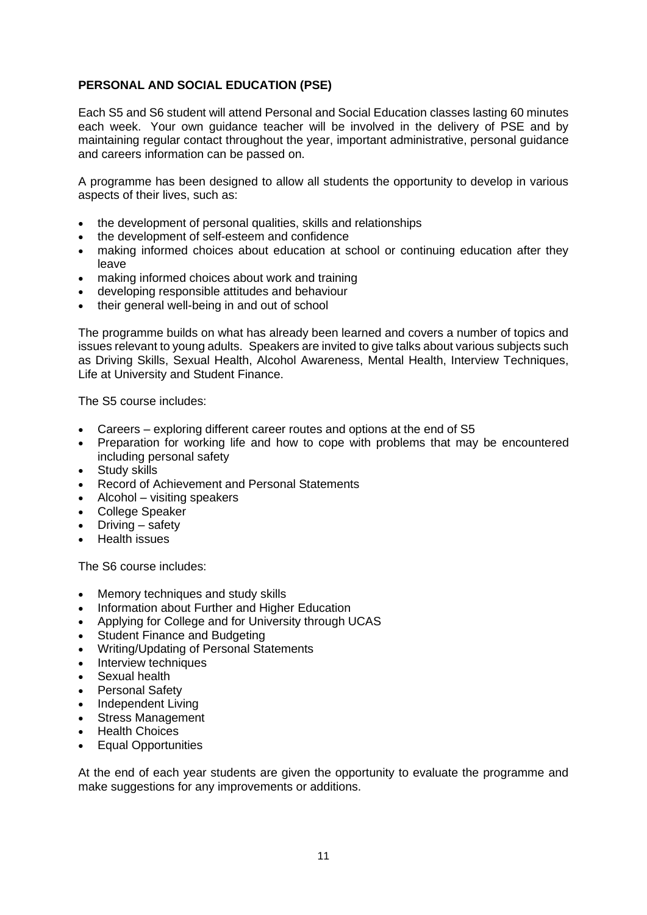## PERSONAL AND SOCIAL EDUCATION (PSE)

Each S5 and S6 student will attend Personal and Social Education classes lasting 60 minutes each week. Your own guidance teacher will be involved in the delivery of PSE and by maintaining regular contact throughout the year, important administrative, personal guidance and careers information can be passed on.

A programme has been designed to allow all students the opportunity to develop in various aspects of their lives, such as:

- the development of personal qualities, skills and relationships
- the development of self-esteem and confidence
- making informed choices about education at school or continuing education after they leave
- making informed choices about work and training
- developing responsible attitudes and behaviour
- their general well-being in and out of school

The programme builds on what has already been learned and covers a number of topics and issues relevant to young adults. Speakers are invited to give talks about various subjects such as Driving Skills, Sexual Health, Alcohol Awareness, Mental Health, Interview Techniques, Life at University and Student Finance.

The S5 course includes:

- Careers – exploring different career routes and options at the end of S5
- Preparation for working life and how to cope with problems that may be encountered including personal safety
- Study skills
- Record of Achievement and Personal Statements
- Alcohol – visiting speakers
- College Speaker
- Driving – safety
- Health issues

The S6 course includes:

- Memory techniques and study skills
- Information about Further and Higher Education
- Applying for College and for University through UCAS
- Student Finance and Budgeting
- Writing/Updating of Personal Statements
- Interview techniques
- Sexual health
- Personal Safety
- Independent Living
- Stress Management
- Health Choices
- Equal Opportunities

At the end of each year students are given the opportunity to evaluate the programme and make suggestions for any improvements or additions.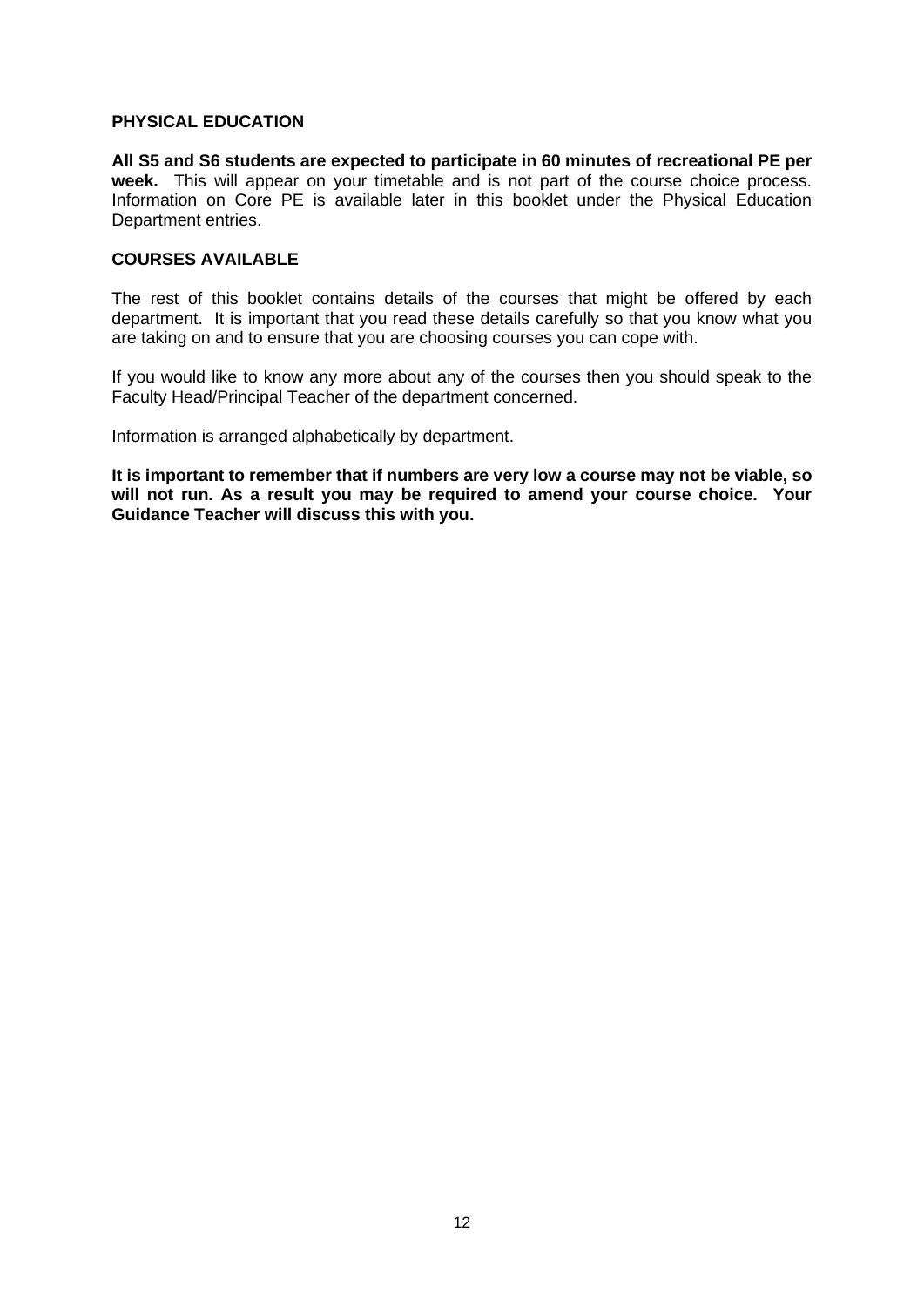## PHYSICAL EDUCATION

**All S5 and S6 students are expected to participate in 60 minutes of recreational PE per week.** This will appear on your timetable and is not part of the course choice process. Information on Core PE is available later in this booklet under the Physical Education Department entries.

## COURSES AVAILABLE

The rest of this booklet contains details of the courses that might be offered by each department. It is important that you read these details carefully so that you know what you are taking on and to ensure that you are choosing courses you can cope with.

If you would like to know any more about any of the courses then you should speak to the Faculty Head/Principal Teacher of the department concerned.

Information is arranged alphabetically by department.

**It is important to remember that if numbers are very low a course may not be viable, so will not run. As a result you may be required to amend your course choice. Your Guidance Teacher will discuss this with you.**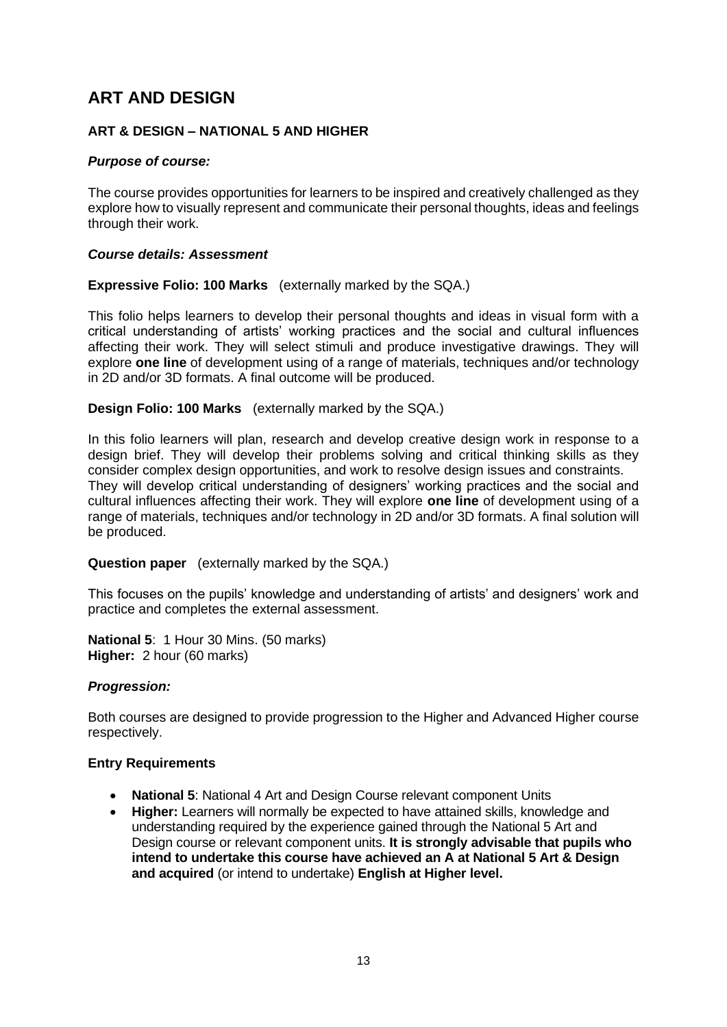# ART AND DESIGN

### ART & DESIGN – NATIONAL 5 AND HIGHER

#### *Purpose of course:*

The course provides opportunities for learners to be inspired and creatively challenged as they explore how to visually represent and communicate their personal thoughts, ideas and feelings through their work.

#### *Course details: Assessment*

**Expressive Folio: 100 Marks** (externally marked by the SQA.)

This folio helps learners to develop their personal thoughts and ideas in visual form with a critical understanding of artists' working practices and the social and cultural influences affecting their work. They will select stimuli and produce investigative drawings. They will explore **one line** of development using of a range of materials, techniques and/or technology in 2D and/or 3D formats. A final outcome will be produced.

**Design Folio: 100 Marks** (externally marked by the SQA.)

In this folio learners will plan, research and develop creative design work in response to a design brief. They will develop their problems solving and critical thinking skills as they consider complex design opportunities, and work to resolve design issues and constraints. They will develop critical understanding of designers' working practices and the social and cultural influences affecting their work. They will explore **one line** of development using of a range of materials, techniques and/or technology in 2D and/or 3D formats. A final solution will be produced.

**Question paper** (externally marked by the SQA.)

This focuses on the pupils' knowledge and understanding of artists' and designers' work and practice and completes the external assessment.

**National 5**: 1 Hour 30 Mins. (50 marks)
**Higher:** 2 hour (60 marks)

#### *Progression:*

Both courses are designed to provide progression to the Higher and Advanced Higher course respectively.

#### Entry Requirements

- **National 5**: National 4 Art and Design Course relevant component Units
- **Higher:** Learners will normally be expected to have attained skills, knowledge and understanding required by the experience gained through the National 5 Art and Design course or relevant component units. **It is strongly advisable that pupils who intend to undertake this course have achieved an A at National 5 Art & Design and acquired** (or intend to undertake) **English at Higher level.**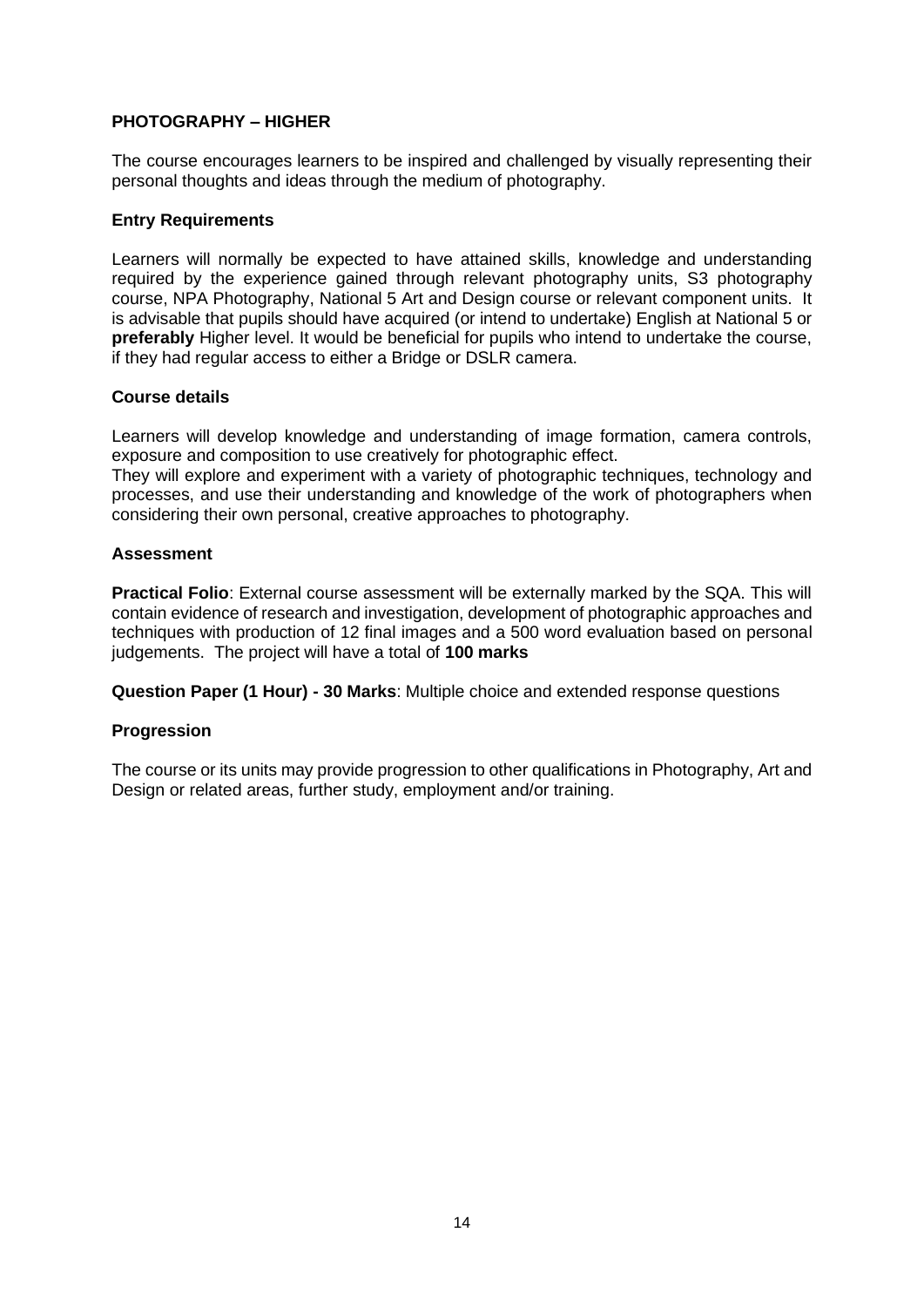## PHOTOGRAPHY – HIGHER

The course encourages learners to be inspired and challenged by visually representing their personal thoughts and ideas through the medium of photography.

### Entry Requirements

Learners will normally be expected to have attained skills, knowledge and understanding required by the experience gained through relevant photography units, S3 photography course, NPA Photography, National 5 Art and Design course or relevant component units. It is advisable that pupils should have acquired (or intend to undertake) English at National 5 or **preferably** Higher level. It would be beneficial for pupils who intend to undertake the course, if they had regular access to either a Bridge or DSLR camera.

### Course details

Learners will develop knowledge and understanding of image formation, camera controls, exposure and composition to use creatively for photographic effect.
They will explore and experiment with a variety of photographic techniques, technology and processes, and use their understanding and knowledge of the work of photographers when considering their own personal, creative approaches to photography.

### Assessment

**Practical Folio**: External course assessment will be externally marked by the SQA. This will contain evidence of research and investigation, development of photographic approaches and techniques with production of 12 final images and a 500 word evaluation based on personal judgements. The project will have a total of **100 marks**

**Question Paper (1 Hour) - 30 Marks**: Multiple choice and extended response questions

### Progression

The course or its units may provide progression to other qualifications in Photography, Art and Design or related areas, further study, employment and/or training.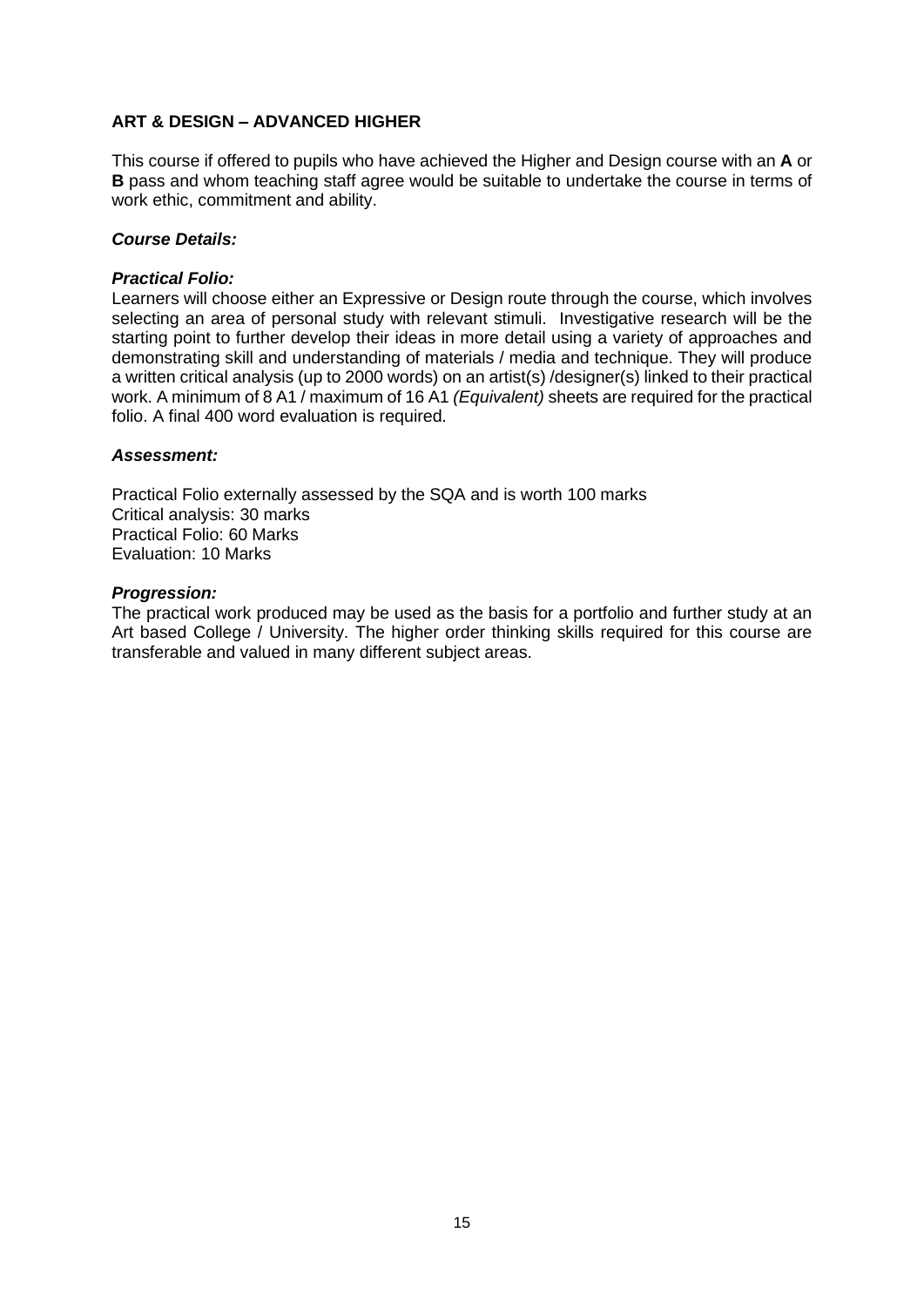**ART & DESIGN – ADVANCED HIGHER**

This course if offered to pupils who have achieved the Higher and Design course with an **A** or **B** pass and whom teaching staff agree would be suitable to undertake the course in terms of work ethic, commitment and ability.

***Course Details:***

***Practical Folio:***

Learners will choose either an Expressive or Design route through the course, which involves selecting an area of personal study with relevant stimuli. Investigative research will be the starting point to further develop their ideas in more detail using a variety of approaches and demonstrating skill and understanding of materials / media and technique. They will produce a written critical analysis (up to 2000 words) on an artist(s) /designer(s) linked to their practical work. A minimum of 8 A1 / maximum of 16 A1 *(Equivalent)* sheets are required for the practical folio. A final 400 word evaluation is required.

***Assessment:***

Practical Folio externally assessed by the SQA and is worth 100 marks
Critical analysis: 30 marks
Practical Folio: 60 Marks
Evaluation: 10 Marks

***Progression:***

The practical work produced may be used as the basis for a portfolio and further study at an Art based College / University. The higher order thinking skills required for this course are transferable and valued in many different subject areas.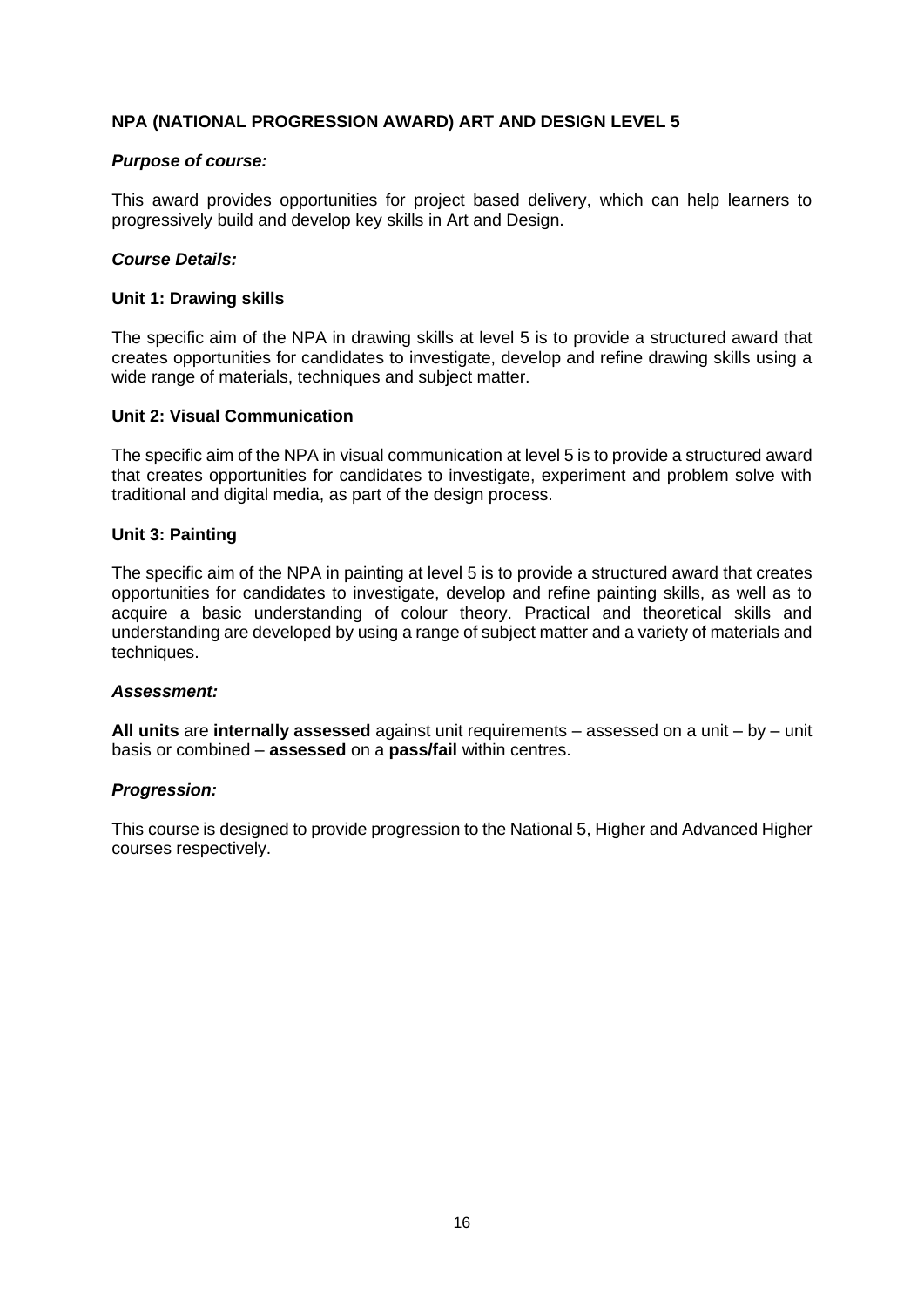## NPA (NATIONAL PROGRESSION AWARD) ART AND DESIGN LEVEL 5

***Purpose of course:***

This award provides opportunities for project based delivery, which can help learners to progressively build and develop key skills in Art and Design.

***Course Details:***

**Unit 1: Drawing skills**

The specific aim of the NPA in drawing skills at level 5 is to provide a structured award that creates opportunities for candidates to investigate, develop and refine drawing skills using a wide range of materials, techniques and subject matter.

**Unit 2: Visual Communication**

The specific aim of the NPA in visual communication at level 5 is to provide a structured award that creates opportunities for candidates to investigate, experiment and problem solve with traditional and digital media, as part of the design process.

**Unit 3: Painting**

The specific aim of the NPA in painting at level 5 is to provide a structured award that creates opportunities for candidates to investigate, develop and refine painting skills, as well as to acquire a basic understanding of colour theory. Practical and theoretical skills and understanding are developed by using a range of subject matter and a variety of materials and techniques.

***Assessment:***

**All units** are **internally assessed** against unit requirements – assessed on a unit – by – unit basis or combined – **assessed** on a **pass/fail** within centres.

***Progression:***

This course is designed to provide progression to the National 5, Higher and Advanced Higher courses respectively.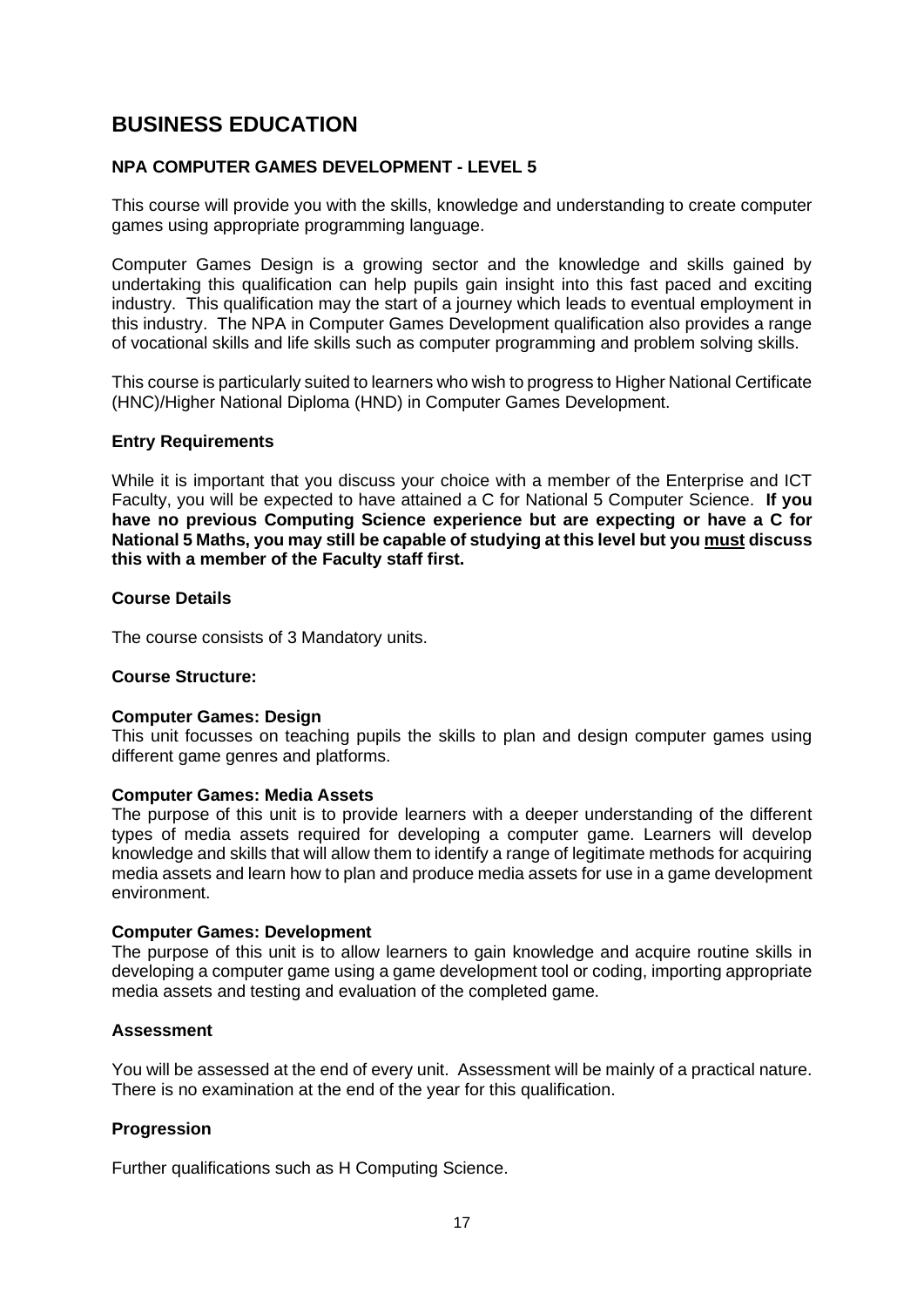# BUSINESS EDUCATION

### NPA COMPUTER GAMES DEVELOPMENT - LEVEL 5

This course will provide you with the skills, knowledge and understanding to create computer games using appropriate programming language.

Computer Games Design is a growing sector and the knowledge and skills gained by undertaking this qualification can help pupils gain insight into this fast paced and exciting industry. This qualification may the start of a journey which leads to eventual employment in this industry. The NPA in Computer Games Development qualification also provides a range of vocational skills and life skills such as computer programming and problem solving skills.

This course is particularly suited to learners who wish to progress to Higher National Certificate (HNC)/Higher National Diploma (HND) in Computer Games Development.

### Entry Requirements

While it is important that you discuss your choice with a member of the Enterprise and ICT Faculty, you will be expected to have attained a C for National 5 Computer Science. **If you have no previous Computing Science experience but are expecting or have a C for National 5 Maths, you may still be capable of studying at this level but you <u>must</u> discuss this with a member of the Faculty staff first.**

### Course Details

The course consists of 3 Mandatory units.

### Course Structure:

**Computer Games: Design**
This unit focusses on teaching pupils the skills to plan and design computer games using different game genres and platforms.

**Computer Games: Media Assets**
The purpose of this unit is to provide learners with a deeper understanding of the different types of media assets required for developing a computer game. Learners will develop knowledge and skills that will allow them to identify a range of legitimate methods for acquiring media assets and learn how to plan and produce media assets for use in a game development environment.

**Computer Games: Development**
The purpose of this unit is to allow learners to gain knowledge and acquire routine skills in developing a computer game using a game development tool or coding, importing appropriate media assets and testing and evaluation of the completed game.

### Assessment

You will be assessed at the end of every unit. Assessment will be mainly of a practical nature. There is no examination at the end of the year for this qualification.

### Progression

Further qualifications such as H Computing Science.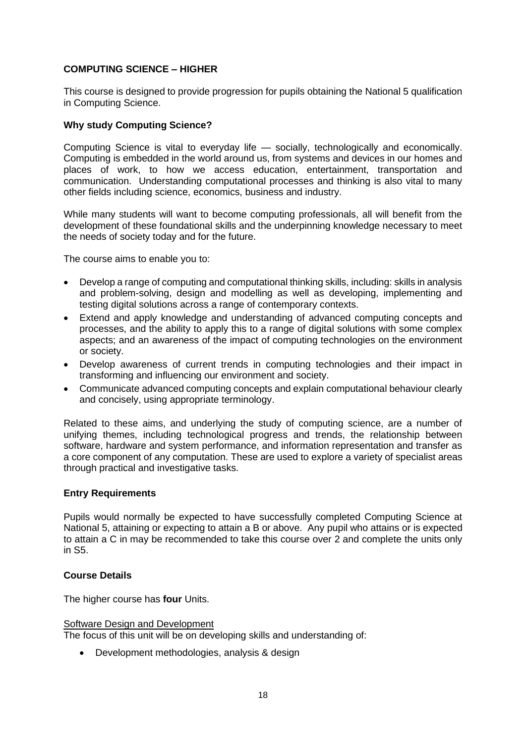**COMPUTING SCIENCE – HIGHER**

This course is designed to provide progression for pupils obtaining the National 5 qualification in Computing Science.

**Why study Computing Science?**

Computing Science is vital to everyday life — socially, technologically and economically. Computing is embedded in the world around us, from systems and devices in our homes and places of work, to how we access education, entertainment, transportation and communication. Understanding computational processes and thinking is also vital to many other fields including science, economics, business and industry.

While many students will want to become computing professionals, all will benefit from the development of these foundational skills and the underpinning knowledge necessary to meet the needs of society today and for the future.

The course aims to enable you to:

- Develop a range of computing and computational thinking skills, including: skills in analysis and problem-solving, design and modelling as well as developing, implementing and testing digital solutions across a range of contemporary contexts.
- Extend and apply knowledge and understanding of advanced computing concepts and processes, and the ability to apply this to a range of digital solutions with some complex aspects; and an awareness of the impact of computing technologies on the environment or society.
- Develop awareness of current trends in computing technologies and their impact in transforming and influencing our environment and society.
- Communicate advanced computing concepts and explain computational behaviour clearly and concisely, using appropriate terminology.

Related to these aims, and underlying the study of computing science, are a number of unifying themes, including technological progress and trends, the relationship between software, hardware and system performance, and information representation and transfer as a core component of any computation. These are used to explore a variety of specialist areas through practical and investigative tasks.

**Entry Requirements**

Pupils would normally be expected to have successfully completed Computing Science at National 5, attaining or expecting to attain a B or above. Any pupil who attains or is expected to attain a C in may be recommended to take this course over 2 and complete the units only in S5.

**Course Details**

The higher course has **four** Units.

Software Design and Development

The focus of this unit will be on developing skills and understanding of:

- Development methodologies, analysis & design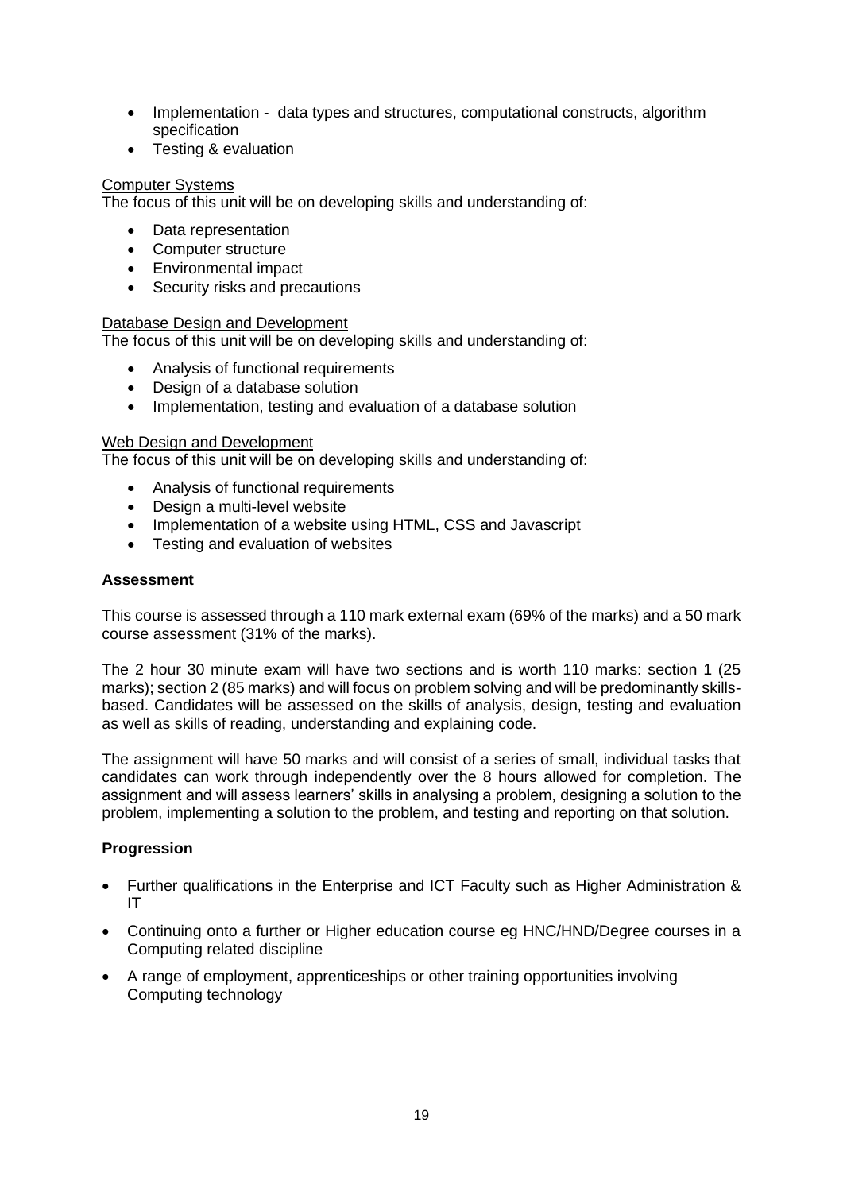- Implementation - data types and structures, computational constructs, algorithm specification
- Testing & evaluation

Computer Systems

The focus of this unit will be on developing skills and understanding of:

- Data representation
- Computer structure
- Environmental impact
- Security risks and precautions

Database Design and Development

The focus of this unit will be on developing skills and understanding of:

- Analysis of functional requirements
- Design of a database solution
- Implementation, testing and evaluation of a database solution

Web Design and Development

The focus of this unit will be on developing skills and understanding of:

- Analysis of functional requirements
- Design a multi-level website
- Implementation of a website using HTML, CSS and Javascript
- Testing and evaluation of websites

**Assessment**

This course is assessed through a 110 mark external exam (69% of the marks) and a 50 mark course assessment (31% of the marks).

The 2 hour 30 minute exam will have two sections and is worth 110 marks: section 1 (25 marks); section 2 (85 marks) and will focus on problem solving and will be predominantly skills-based. Candidates will be assessed on the skills of analysis, design, testing and evaluation as well as skills of reading, understanding and explaining code.

The assignment will have 50 marks and will consist of a series of small, individual tasks that candidates can work through independently over the 8 hours allowed for completion. The assignment and will assess learners' skills in analysing a problem, designing a solution to the problem, implementing a solution to the problem, and testing and reporting on that solution.

**Progression**

- Further qualifications in the Enterprise and ICT Faculty such as Higher Administration & IT
- Continuing onto a further or Higher education course eg HNC/HND/Degree courses in a Computing related discipline
- A range of employment, apprenticeships or other training opportunities involving Computing technology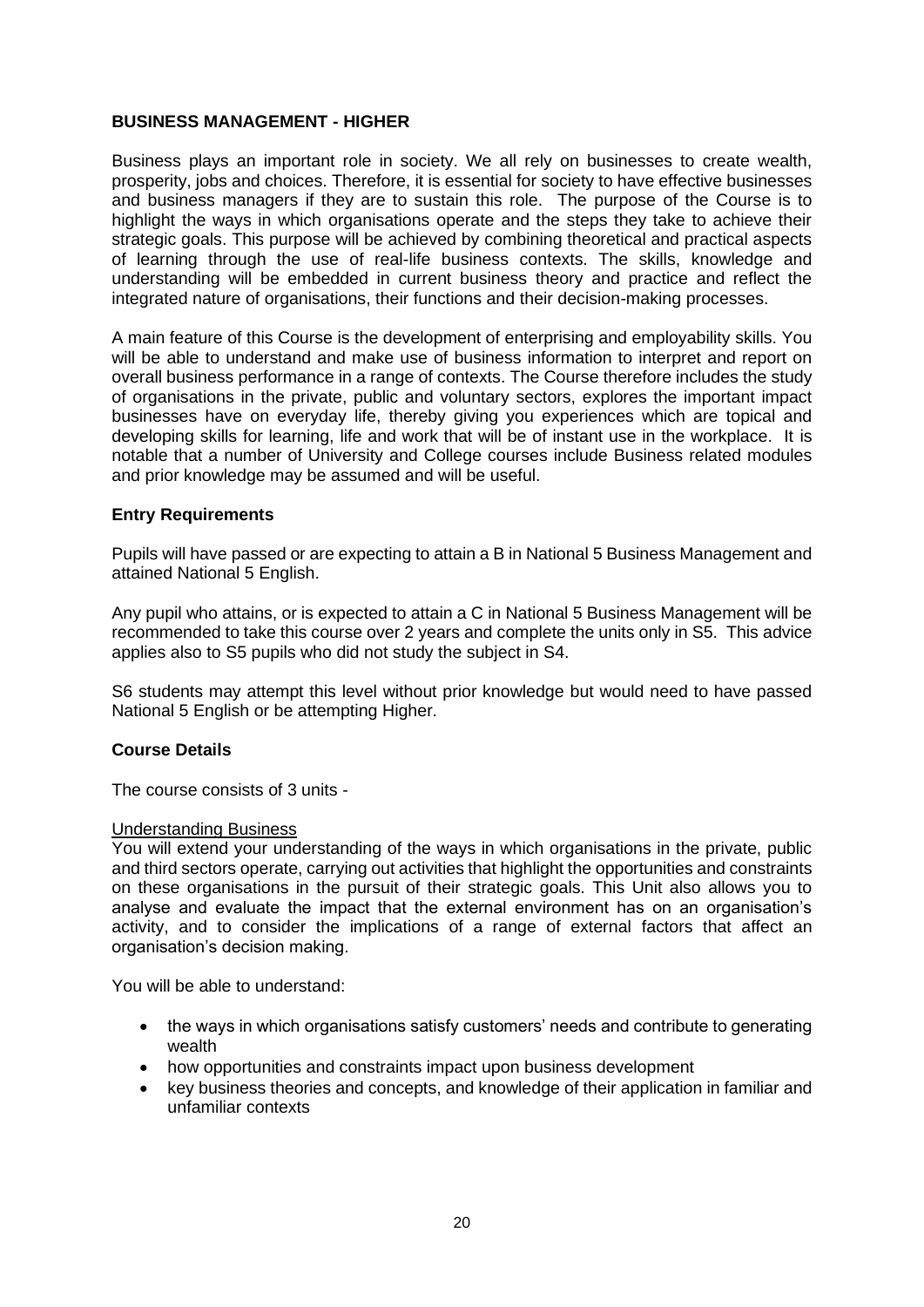## BUSINESS MANAGEMENT - HIGHER

Business plays an important role in society. We all rely on businesses to create wealth, prosperity, jobs and choices. Therefore, it is essential for society to have effective businesses and business managers if they are to sustain this role. The purpose of the Course is to highlight the ways in which organisations operate and the steps they take to achieve their strategic goals. This purpose will be achieved by combining theoretical and practical aspects of learning through the use of real-life business contexts. The skills, knowledge and understanding will be embedded in current business theory and practice and reflect the integrated nature of organisations, their functions and their decision-making processes.

A main feature of this Course is the development of enterprising and employability skills. You will be able to understand and make use of business information to interpret and report on overall business performance in a range of contexts. The Course therefore includes the study of organisations in the private, public and voluntary sectors, explores the important impact businesses have on everyday life, thereby giving you experiences which are topical and developing skills for learning, life and work that will be of instant use in the workplace. It is notable that a number of University and College courses include Business related modules and prior knowledge may be assumed and will be useful.

### Entry Requirements

Pupils will have passed or are expecting to attain a B in National 5 Business Management and attained National 5 English.

Any pupil who attains, or is expected to attain a C in National 5 Business Management will be recommended to take this course over 2 years and complete the units only in S5. This advice applies also to S5 pupils who did not study the subject in S4.

S6 students may attempt this level without prior knowledge but would need to have passed National 5 English or be attempting Higher.

### Course Details

The course consists of 3 units -

Understanding Business

You will extend your understanding of the ways in which organisations in the private, public and third sectors operate, carrying out activities that highlight the opportunities and constraints on these organisations in the pursuit of their strategic goals. This Unit also allows you to analyse and evaluate the impact that the external environment has on an organisation's activity, and to consider the implications of a range of external factors that affect an organisation's decision making.

You will be able to understand:

- the ways in which organisations satisfy customers' needs and contribute to generating wealth
- how opportunities and constraints impact upon business development
- key business theories and concepts, and knowledge of their application in familiar and unfamiliar contexts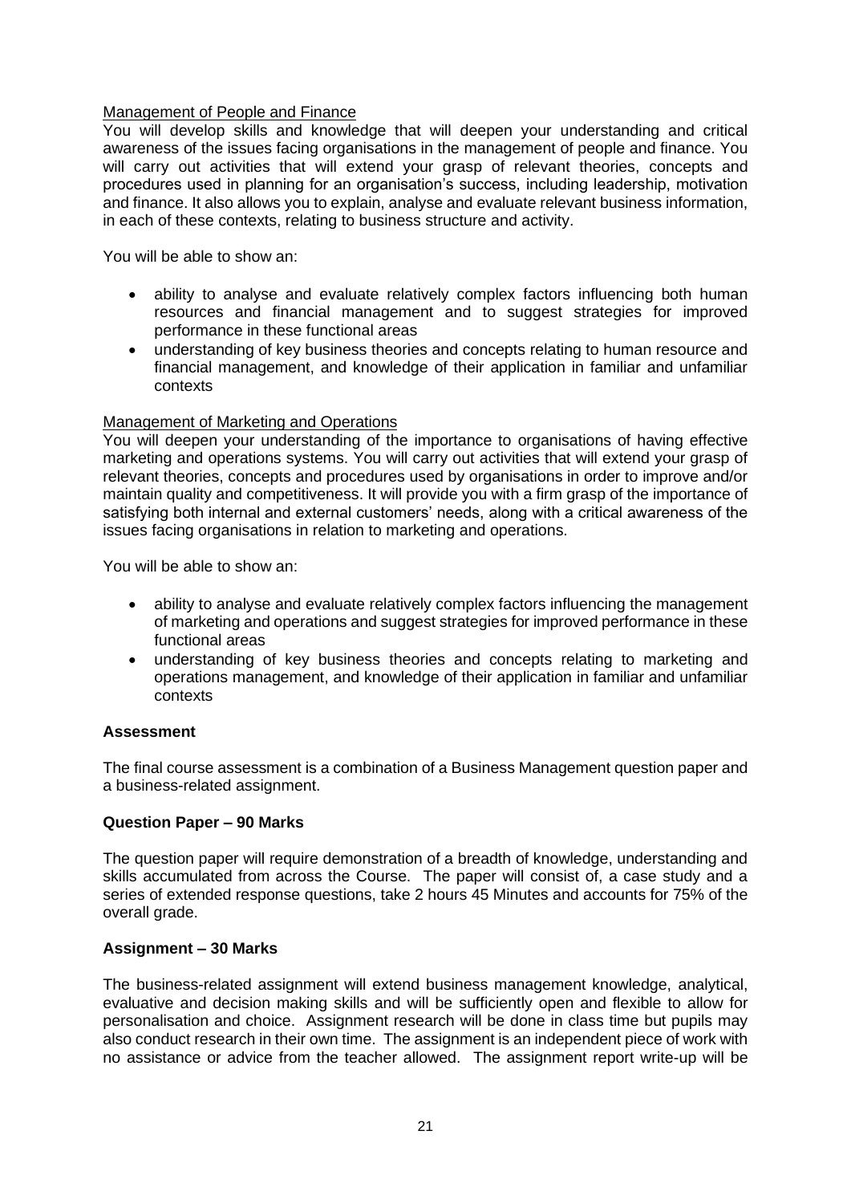Management of People and Finance

You will develop skills and knowledge that will deepen your understanding and critical awareness of the issues facing organisations in the management of people and finance. You will carry out activities that will extend your grasp of relevant theories, concepts and procedures used in planning for an organisation's success, including leadership, motivation and finance. It also allows you to explain, analyse and evaluate relevant business information, in each of these contexts, relating to business structure and activity.

You will be able to show an:

- ability to analyse and evaluate relatively complex factors influencing both human resources and financial management and to suggest strategies for improved performance in these functional areas
- understanding of key business theories and concepts relating to human resource and financial management, and knowledge of their application in familiar and unfamiliar contexts

Management of Marketing and Operations

You will deepen your understanding of the importance to organisations of having effective marketing and operations systems. You will carry out activities that will extend your grasp of relevant theories, concepts and procedures used by organisations in order to improve and/or maintain quality and competitiveness. It will provide you with a firm grasp of the importance of satisfying both internal and external customers' needs, along with a critical awareness of the issues facing organisations in relation to marketing and operations.

You will be able to show an:

- ability to analyse and evaluate relatively complex factors influencing the management of marketing and operations and suggest strategies for improved performance in these functional areas
- understanding of key business theories and concepts relating to marketing and operations management, and knowledge of their application in familiar and unfamiliar contexts

**Assessment**

The final course assessment is a combination of a Business Management question paper and a business-related assignment.

**Question Paper – 90 Marks**

The question paper will require demonstration of a breadth of knowledge, understanding and skills accumulated from across the Course. The paper will consist of, a case study and a series of extended response questions, take 2 hours 45 Minutes and accounts for 75% of the overall grade.

**Assignment – 30 Marks**

The business-related assignment will extend business management knowledge, analytical, evaluative and decision making skills and will be sufficiently open and flexible to allow for personalisation and choice. Assignment research will be done in class time but pupils may also conduct research in their own time. The assignment is an independent piece of work with no assistance or advice from the teacher allowed. The assignment report write-up will be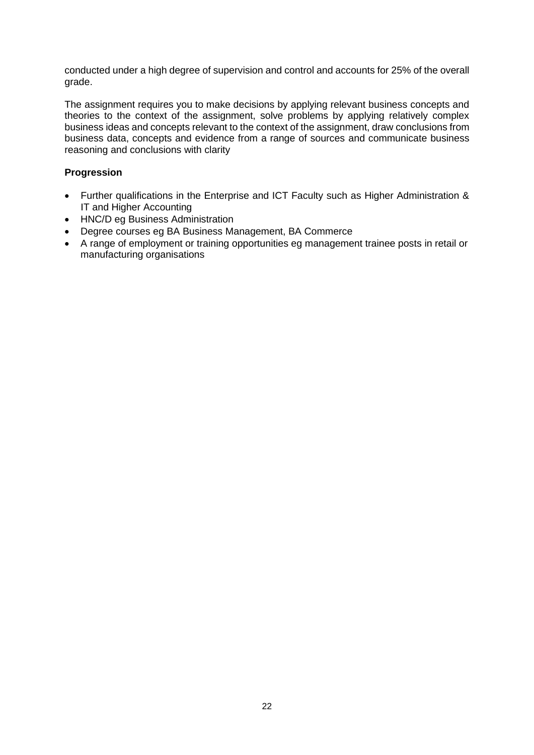conducted under a high degree of supervision and control and accounts for 25% of the overall grade.

The assignment requires you to make decisions by applying relevant business concepts and theories to the context of the assignment, solve problems by applying relatively complex business ideas and concepts relevant to the context of the assignment, draw conclusions from business data, concepts and evidence from a range of sources and communicate business reasoning and conclusions with clarity

**Progression**

- Further qualifications in the Enterprise and ICT Faculty such as Higher Administration & IT and Higher Accounting
- HNC/D eg Business Administration
- Degree courses eg BA Business Management, BA Commerce
- A range of employment or training opportunities eg management trainee posts in retail or manufacturing organisations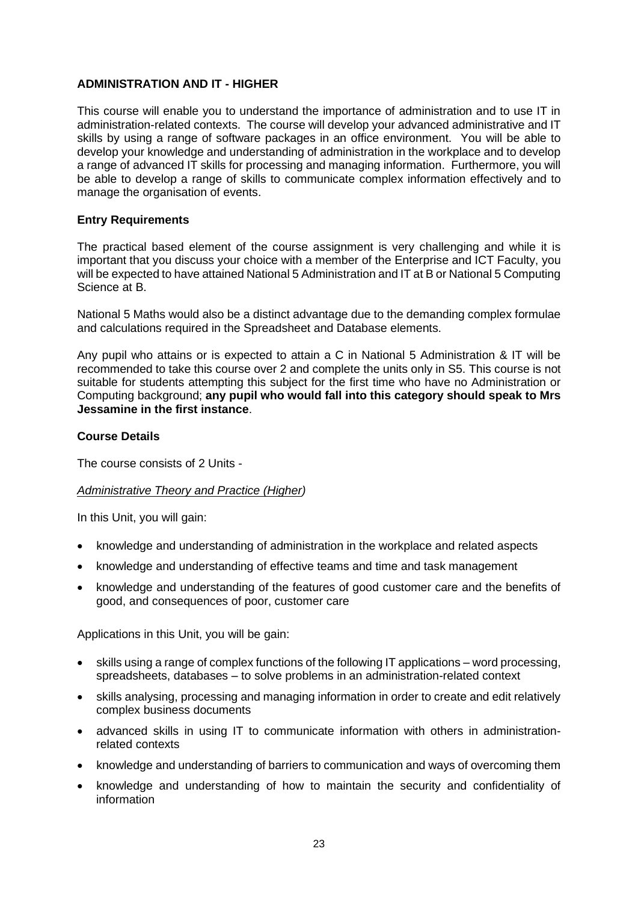## ADMINISTRATION AND IT - HIGHER

This course will enable you to understand the importance of administration and to use IT in administration-related contexts. The course will develop your advanced administrative and IT skills by using a range of software packages in an office environment. You will be able to develop your knowledge and understanding of administration in the workplace and to develop a range of advanced IT skills for processing and managing information. Furthermore, you will be able to develop a range of skills to communicate complex information effectively and to manage the organisation of events.

### Entry Requirements

The practical based element of the course assignment is very challenging and while it is important that you discuss your choice with a member of the Enterprise and ICT Faculty, you will be expected to have attained National 5 Administration and IT at B or National 5 Computing Science at B.

National 5 Maths would also be a distinct advantage due to the demanding complex formulae and calculations required in the Spreadsheet and Database elements.

Any pupil who attains or is expected to attain a C in National 5 Administration & IT will be recommended to take this course over 2 and complete the units only in S5. This course is not suitable for students attempting this subject for the first time who have no Administration or Computing background; **any pupil who would fall into this category should speak to Mrs Jessamine in the first instance**.

### Course Details

The course consists of 2 Units -

*Administrative Theory and Practice (Higher)*

In this Unit, you will gain:

- knowledge and understanding of administration in the workplace and related aspects
- knowledge and understanding of effective teams and time and task management
- knowledge and understanding of the features of good customer care and the benefits of good, and consequences of poor, customer care

Applications in this Unit, you will be gain:

- skills using a range of complex functions of the following IT applications – word processing, spreadsheets, databases – to solve problems in an administration-related context
- skills analysing, processing and managing information in order to create and edit relatively complex business documents
- advanced skills in using IT to communicate information with others in administration-related contexts
- knowledge and understanding of barriers to communication and ways of overcoming them
- knowledge and understanding of how to maintain the security and confidentiality of information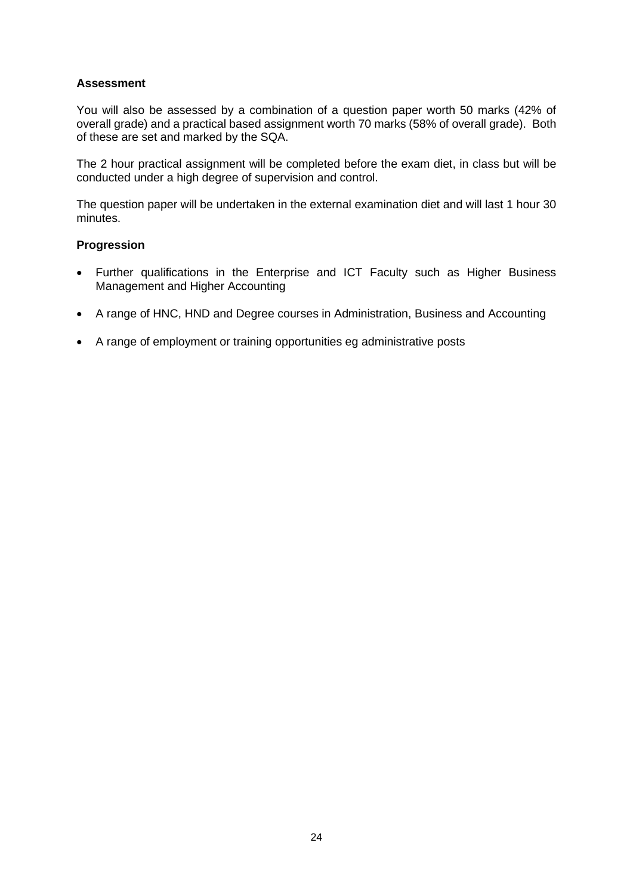### Assessment

You will also be assessed by a combination of a question paper worth 50 marks (42% of overall grade) and a practical based assignment worth 70 marks (58% of overall grade). Both of these are set and marked by the SQA.

The 2 hour practical assignment will be completed before the exam diet, in class but will be conducted under a high degree of supervision and control.

The question paper will be undertaken in the external examination diet and will last 1 hour 30 minutes.

### Progression

- Further qualifications in the Enterprise and ICT Faculty such as Higher Business Management and Higher Accounting
- A range of HNC, HND and Degree courses in Administration, Business and Accounting
- A range of employment or training opportunities eg administrative posts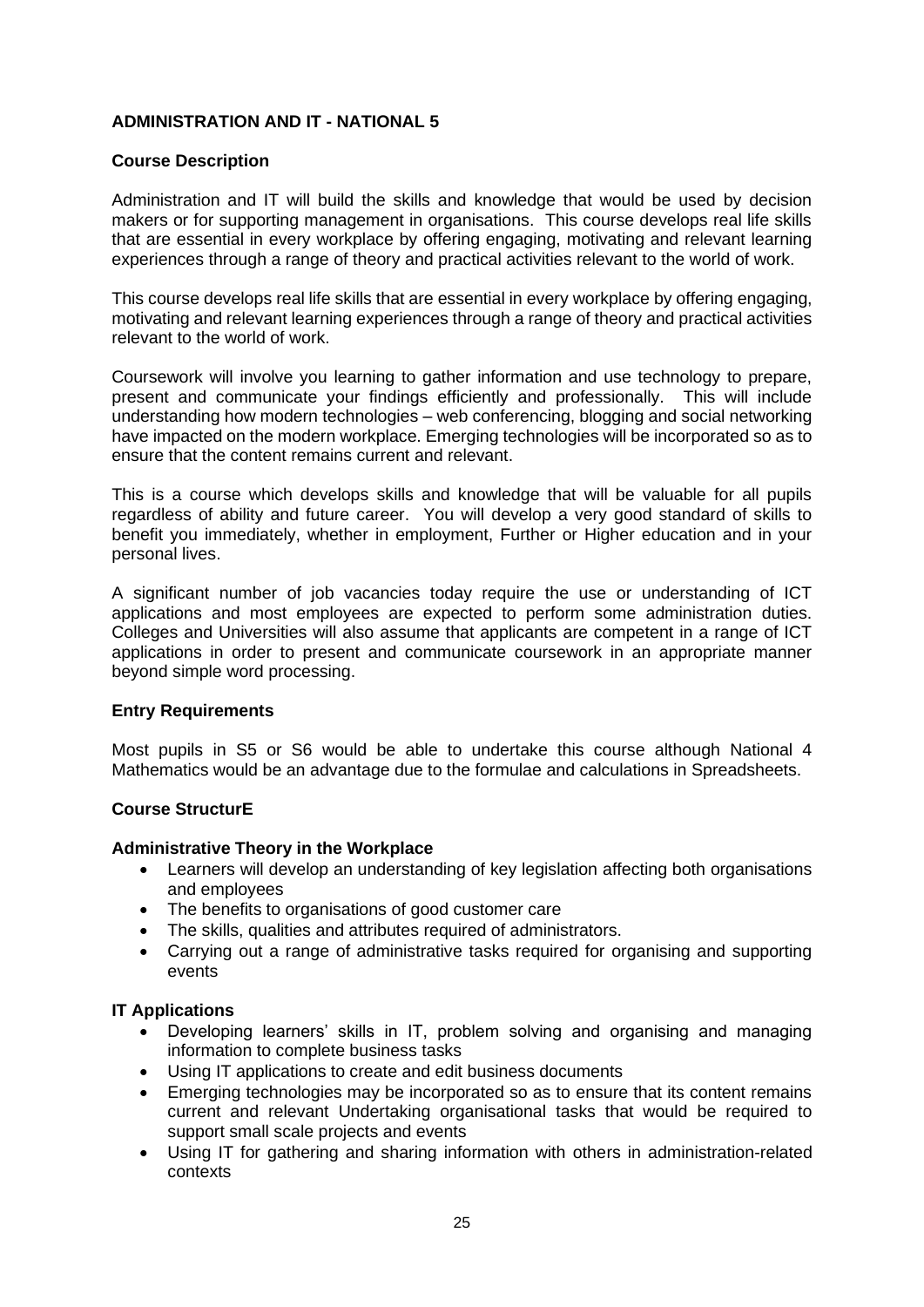## ADMINISTRATION AND IT - NATIONAL 5

### Course Description

Administration and IT will build the skills and knowledge that would be used by decision makers or for supporting management in organisations. This course develops real life skills that are essential in every workplace by offering engaging, motivating and relevant learning experiences through a range of theory and practical activities relevant to the world of work.

This course develops real life skills that are essential in every workplace by offering engaging, motivating and relevant learning experiences through a range of theory and practical activities relevant to the world of work.

Coursework will involve you learning to gather information and use technology to prepare, present and communicate your findings efficiently and professionally. This will include understanding how modern technologies – web conferencing, blogging and social networking have impacted on the modern workplace. Emerging technologies will be incorporated so as to ensure that the content remains current and relevant.

This is a course which develops skills and knowledge that will be valuable for all pupils regardless of ability and future career. You will develop a very good standard of skills to benefit you immediately, whether in employment, Further or Higher education and in your personal lives.

A significant number of job vacancies today require the use or understanding of ICT applications and most employees are expected to perform some administration duties. Colleges and Universities will also assume that applicants are competent in a range of ICT applications in order to present and communicate coursework in an appropriate manner beyond simple word processing.

### Entry Requirements

Most pupils in S5 or S6 would be able to undertake this course although National 4 Mathematics would be an advantage due to the formulae and calculations in Spreadsheets.

### Course StructurE

#### Administrative Theory in the Workplace

- Learners will develop an understanding of key legislation affecting both organisations and employees
- The benefits to organisations of good customer care
- The skills, qualities and attributes required of administrators.
- Carrying out a range of administrative tasks required for organising and supporting events

#### IT Applications

- Developing learners' skills in IT, problem solving and organising and managing information to complete business tasks
- Using IT applications to create and edit business documents
- Emerging technologies may be incorporated so as to ensure that its content remains current and relevant Undertaking organisational tasks that would be required to support small scale projects and events
- Using IT for gathering and sharing information with others in administration-related contexts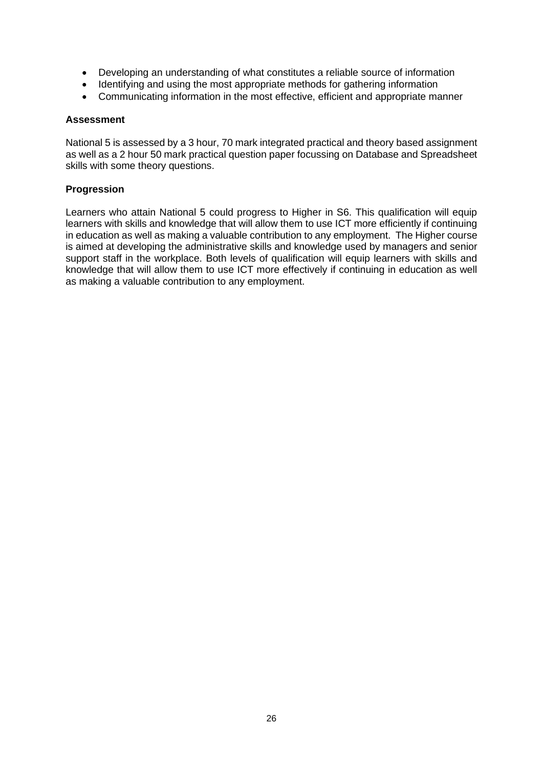- Developing an understanding of what constitutes a reliable source of information
- Identifying and using the most appropriate methods for gathering information
- Communicating information in the most effective, efficient and appropriate manner

**Assessment**

National 5 is assessed by a 3 hour, 70 mark integrated practical and theory based assignment as well as a 2 hour 50 mark practical question paper focussing on Database and Spreadsheet skills with some theory questions.

**Progression**

Learners who attain National 5 could progress to Higher in S6. This qualification will equip learners with skills and knowledge that will allow them to use ICT more efficiently if continuing in education as well as making a valuable contribution to any employment. The Higher course is aimed at developing the administrative skills and knowledge used by managers and senior support staff in the workplace. Both levels of qualification will equip learners with skills and knowledge that will allow them to use ICT more effectively if continuing in education as well as making a valuable contribution to any employment.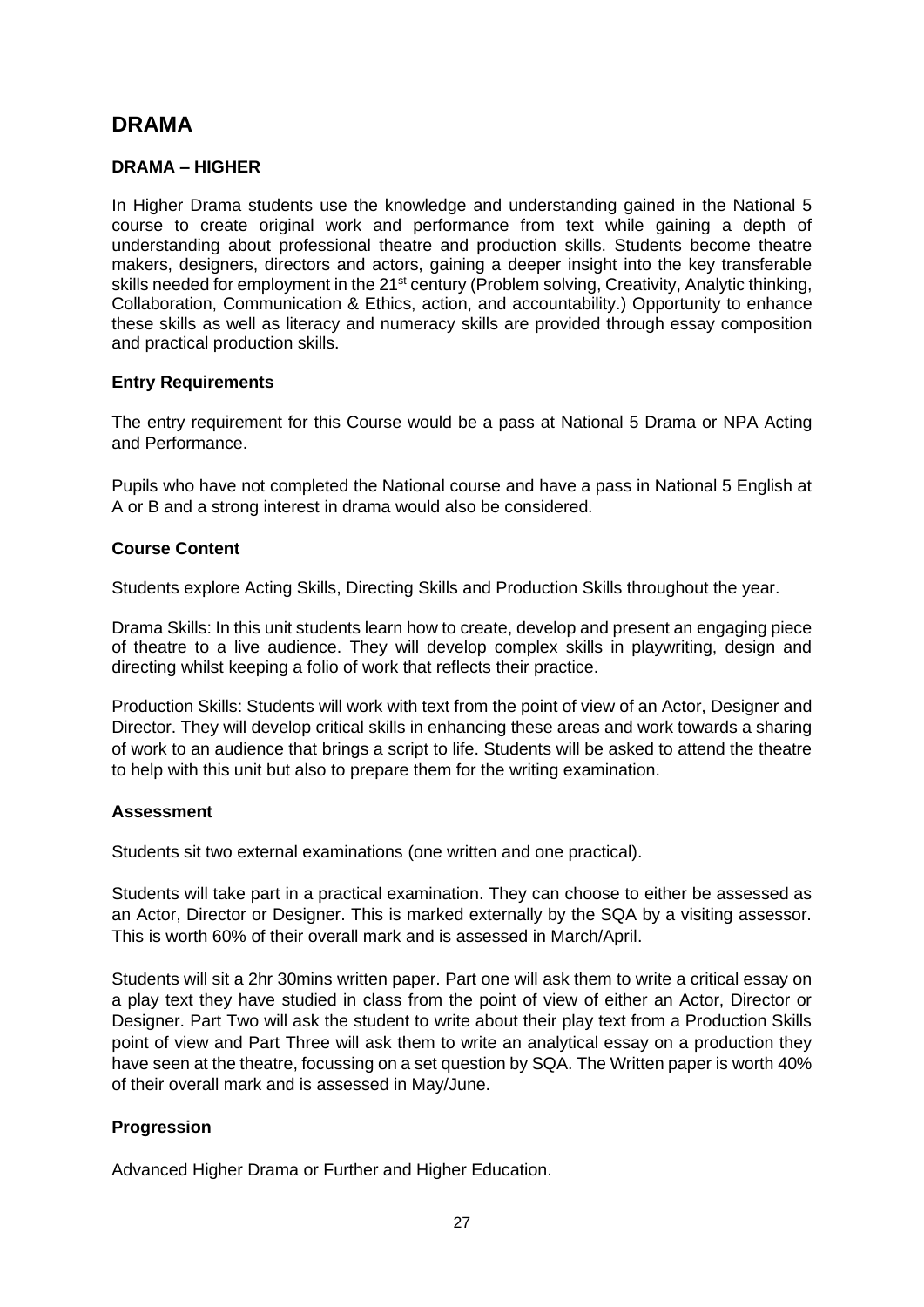# DRAMA

## DRAMA – HIGHER

In Higher Drama students use the knowledge and understanding gained in the National 5 course to create original work and performance from text while gaining a depth of understanding about professional theatre and production skills. Students become theatre makers, designers, directors and actors, gaining a deeper insight into the key transferable skills needed for employment in the 21st century (Problem solving, Creativity, Analytic thinking, Collaboration, Communication & Ethics, action, and accountability.) Opportunity to enhance these skills as well as literacy and numeracy skills are provided through essay composition and practical production skills.

### Entry Requirements

The entry requirement for this Course would be a pass at National 5 Drama or NPA Acting and Performance.

Pupils who have not completed the National course and have a pass in National 5 English at A or B and a strong interest in drama would also be considered.

### Course Content

Students explore Acting Skills, Directing Skills and Production Skills throughout the year.

Drama Skills: In this unit students learn how to create, develop and present an engaging piece of theatre to a live audience. They will develop complex skills in playwriting, design and directing whilst keeping a folio of work that reflects their practice.

Production Skills: Students will work with text from the point of view of an Actor, Designer and Director. They will develop critical skills in enhancing these areas and work towards a sharing of work to an audience that brings a script to life. Students will be asked to attend the theatre to help with this unit but also to prepare them for the writing examination.

### Assessment

Students sit two external examinations (one written and one practical).

Students will take part in a practical examination. They can choose to either be assessed as an Actor, Director or Designer. This is marked externally by the SQA by a visiting assessor. This is worth 60% of their overall mark and is assessed in March/April.

Students will sit a 2hr 30mins written paper. Part one will ask them to write a critical essay on a play text they have studied in class from the point of view of either an Actor, Director or Designer. Part Two will ask the student to write about their play text from a Production Skills point of view and Part Three will ask them to write an analytical essay on a production they have seen at the theatre, focussing on a set question by SQA. The Written paper is worth 40% of their overall mark and is assessed in May/June.

### Progression

Advanced Higher Drama or Further and Higher Education.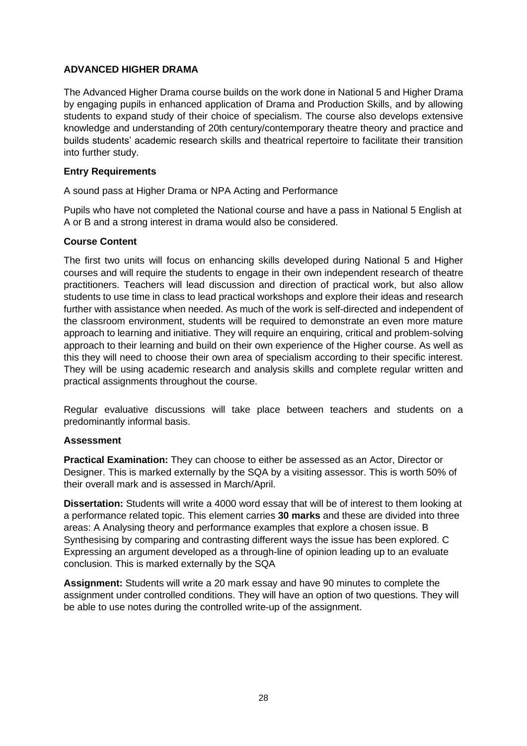## ADVANCED HIGHER DRAMA

The Advanced Higher Drama course builds on the work done in National 5 and Higher Drama by engaging pupils in enhanced application of Drama and Production Skills, and by allowing students to expand study of their choice of specialism. The course also develops extensive knowledge and understanding of 20th century/contemporary theatre theory and practice and builds students' academic research skills and theatrical repertoire to facilitate their transition into further study.

### Entry Requirements

A sound pass at Higher Drama or NPA Acting and Performance

Pupils who have not completed the National course and have a pass in National 5 English at A or B and a strong interest in drama would also be considered.

### Course Content

The first two units will focus on enhancing skills developed during National 5 and Higher courses and will require the students to engage in their own independent research of theatre practitioners. Teachers will lead discussion and direction of practical work, but also allow students to use time in class to lead practical workshops and explore their ideas and research further with assistance when needed. As much of the work is self-directed and independent of the classroom environment, students will be required to demonstrate an even more mature approach to learning and initiative. They will require an enquiring, critical and problem-solving approach to their learning and build on their own experience of the Higher course. As well as this they will need to choose their own area of specialism according to their specific interest. They will be using academic research and analysis skills and complete regular written and practical assignments throughout the course.

Regular evaluative discussions will take place between teachers and students on a predominantly informal basis.

### Assessment

**Practical Examination:** They can choose to either be assessed as an Actor, Director or Designer. This is marked externally by the SQA by a visiting assessor. This is worth 50% of their overall mark and is assessed in March/April.

**Dissertation:** Students will write a 4000 word essay that will be of interest to them looking at a performance related topic. This element carries **30 marks** and these are divided into three areas: A Analysing theory and performance examples that explore a chosen issue. B Synthesising by comparing and contrasting different ways the issue has been explored. C Expressing an argument developed as a through-line of opinion leading up to an evaluate conclusion. This is marked externally by the SQA

**Assignment:** Students will write a 20 mark essay and have 90 minutes to complete the assignment under controlled conditions. They will have an option of two questions. They will be able to use notes during the controlled write-up of the assignment.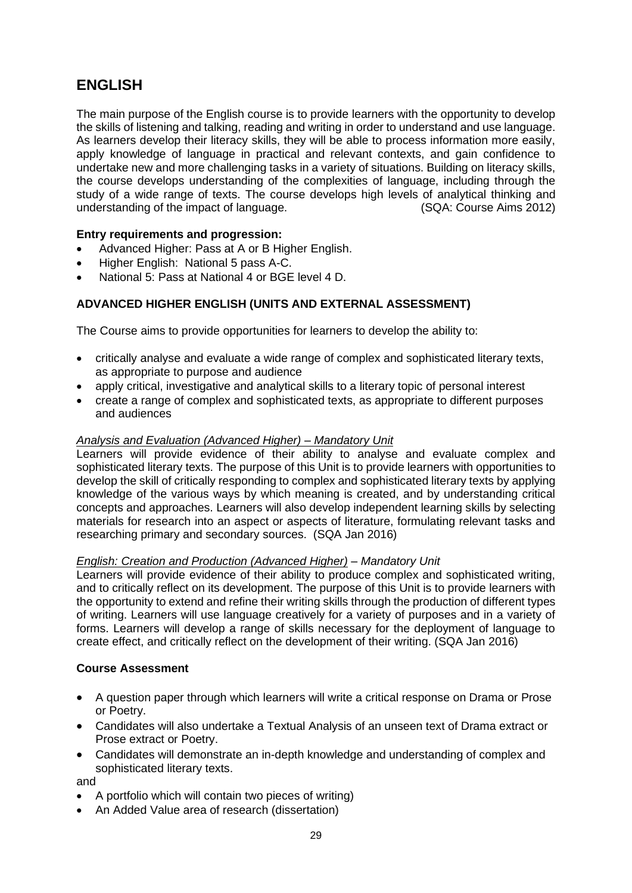# ENGLISH

The main purpose of the English course is to provide learners with the opportunity to develop the skills of listening and talking, reading and writing in order to understand and use language. As learners develop their literacy skills, they will be able to process information more easily, apply knowledge of language in practical and relevant contexts, and gain confidence to undertake new and more challenging tasks in a variety of situations. Building on literacy skills, the course develops understanding of the complexities of language, including through the study of a wide range of texts. The course develops high levels of analytical thinking and understanding of the impact of language. (SQA: Course Aims 2012)

**Entry requirements and progression:**

- Advanced Higher: Pass at A or B Higher English.
- Higher English: National 5 pass A-C.
- National 5: Pass at National 4 or BGE level 4 D.

**ADVANCED HIGHER ENGLISH (UNITS AND EXTERNAL ASSESSMENT)**

The Course aims to provide opportunities for learners to develop the ability to:

- critically analyse and evaluate a wide range of complex and sophisticated literary texts, as appropriate to purpose and audience
- apply critical, investigative and analytical skills to a literary topic of personal interest
- create a range of complex and sophisticated texts, as appropriate to different purposes and audiences

*Analysis and Evaluation (Advanced Higher) – Mandatory Unit*

Learners will provide evidence of their ability to analyse and evaluate complex and sophisticated literary texts. The purpose of this Unit is to provide learners with opportunities to develop the skill of critically responding to complex and sophisticated literary texts by applying knowledge of the various ways by which meaning is created, and by understanding critical concepts and approaches. Learners will also develop independent learning skills by selecting materials for research into an aspect or aspects of literature, formulating relevant tasks and researching primary and secondary sources. (SQA Jan 2016)

*English: Creation and Production (Advanced Higher) – Mandatory Unit*

Learners will provide evidence of their ability to produce complex and sophisticated writing, and to critically reflect on its development. The purpose of this Unit is to provide learners with the opportunity to extend and refine their writing skills through the production of different types of writing. Learners will use language creatively for a variety of purposes and in a variety of forms. Learners will develop a range of skills necessary for the deployment of language to create effect, and critically reflect on the development of their writing. (SQA Jan 2016)

**Course Assessment**

- A question paper through which learners will write a critical response on Drama or Prose or Poetry.
- Candidates will also undertake a Textual Analysis of an unseen text of Drama extract or Prose extract or Poetry.
- Candidates will demonstrate an in-depth knowledge and understanding of complex and sophisticated literary texts.

and

- A portfolio which will contain two pieces of writing)
- An Added Value area of research (dissertation)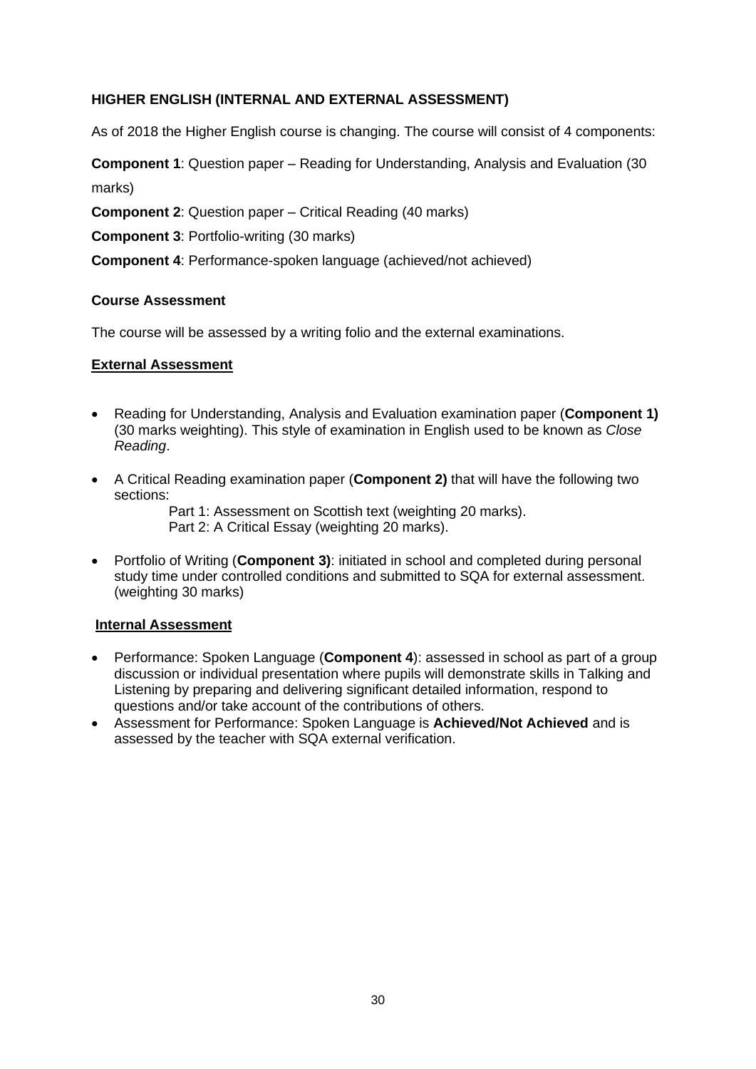**HIGHER ENGLISH (INTERNAL AND EXTERNAL ASSESSMENT)**

As of 2018 the Higher English course is changing. The course will consist of 4 components:

**Component 1**: Question paper – Reading for Understanding, Analysis and Evaluation (30 marks)

**Component 2**: Question paper – Critical Reading (40 marks)

**Component 3**: Portfolio-writing (30 marks)

**Component 4**: Performance-spoken language (achieved/not achieved)

**Course Assessment**

The course will be assessed by a writing folio and the external examinations.

**External Assessment**

- Reading for Understanding, Analysis and Evaluation examination paper (**Component 1)** (30 marks weighting). This style of examination in English used to be known as *Close Reading*.
- A Critical Reading examination paper (**Component 2)** that will have the following two sections:
  - Part 1: Assessment on Scottish text (weighting 20 marks).
  - Part 2: A Critical Essay (weighting 20 marks).
- Portfolio of Writing (**Component 3)**: initiated in school and completed during personal study time under controlled conditions and submitted to SQA for external assessment. (weighting 30 marks)

**Internal Assessment**

- Performance: Spoken Language (**Component 4**): assessed in school as part of a group discussion or individual presentation where pupils will demonstrate skills in Talking and Listening by preparing and delivering significant detailed information, respond to questions and/or take account of the contributions of others.
- Assessment for Performance: Spoken Language is **Achieved/Not Achieved** and is assessed by the teacher with SQA external verification.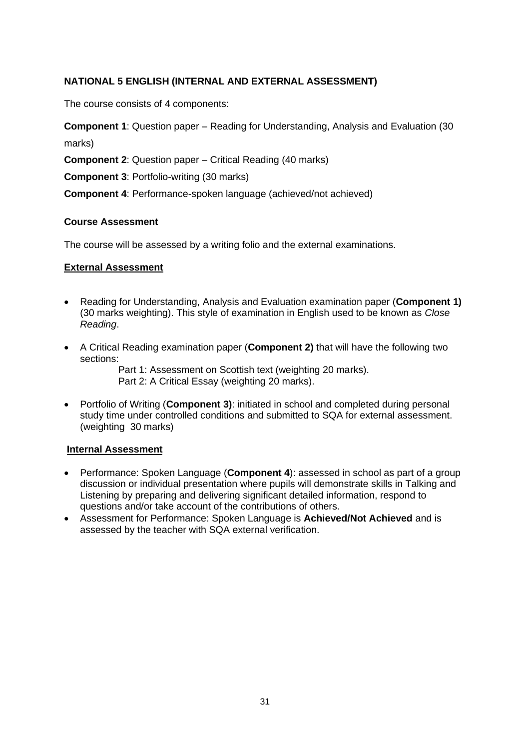**NATIONAL 5 ENGLISH (INTERNAL AND EXTERNAL ASSESSMENT)**

The course consists of 4 components:

**Component 1**: Question paper – Reading for Understanding, Analysis and Evaluation (30 marks)

**Component 2**: Question paper – Critical Reading (40 marks)

**Component 3**: Portfolio-writing (30 marks)

**Component 4**: Performance-spoken language (achieved/not achieved)

**Course Assessment**

The course will be assessed by a writing folio and the external examinations.

**External Assessment**

- Reading for Understanding, Analysis and Evaluation examination paper (**Component 1)** (30 marks weighting). This style of examination in English used to be known as *Close Reading*.
- A Critical Reading examination paper (**Component 2)** that will have the following two sections:
  - Part 1: Assessment on Scottish text (weighting 20 marks).
  - Part 2: A Critical Essay (weighting 20 marks).
- Portfolio of Writing (**Component 3)**: initiated in school and completed during personal study time under controlled conditions and submitted to SQA for external assessment. (weighting 30 marks)

**Internal Assessment**

- Performance: Spoken Language (**Component 4**): assessed in school as part of a group discussion or individual presentation where pupils will demonstrate skills in Talking and Listening by preparing and delivering significant detailed information, respond to questions and/or take account of the contributions of others.
- Assessment for Performance: Spoken Language is **Achieved/Not Achieved** and is assessed by the teacher with SQA external verification.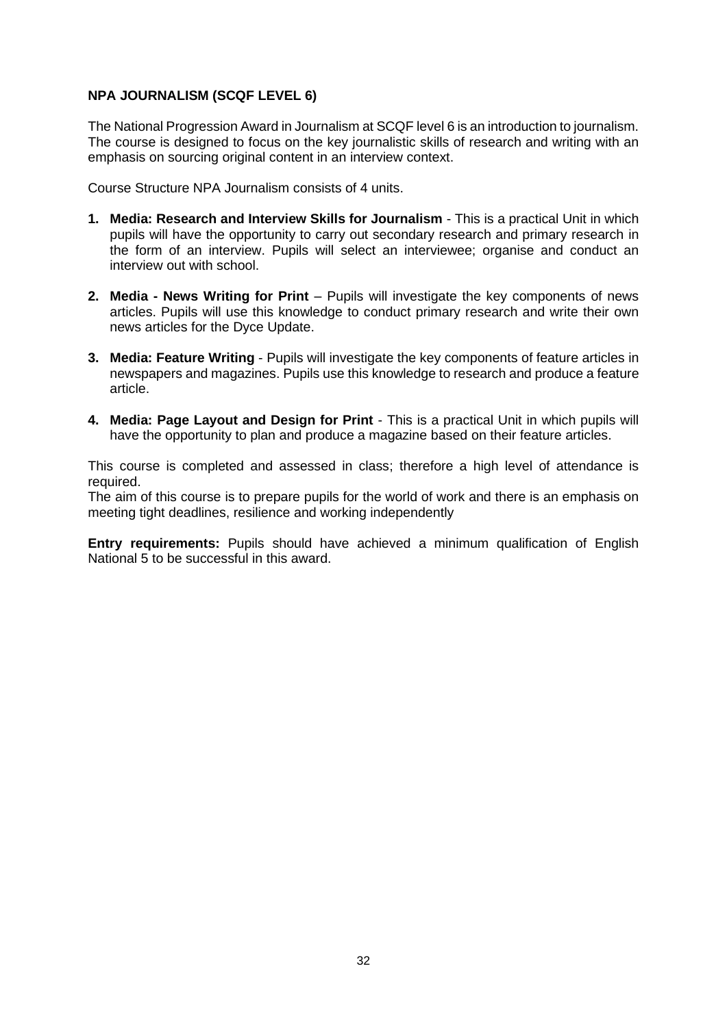**NPA JOURNALISM (SCQF LEVEL 6)**

The National Progression Award in Journalism at SCQF level 6 is an introduction to journalism. The course is designed to focus on the key journalistic skills of research and writing with an emphasis on sourcing original content in an interview context.

Course Structure NPA Journalism consists of 4 units.

1. **Media: Research and Interview Skills for Journalism** - This is a practical Unit in which pupils will have the opportunity to carry out secondary research and primary research in the form of an interview. Pupils will select an interviewee; organise and conduct an interview out with school.

2. **Media - News Writing for Print** – Pupils will investigate the key components of news articles. Pupils will use this knowledge to conduct primary research and write their own news articles for the Dyce Update.

3. **Media: Feature Writing** - Pupils will investigate the key components of feature articles in newspapers and magazines. Pupils use this knowledge to research and produce a feature article.

4. **Media: Page Layout and Design for Print** - This is a practical Unit in which pupils will have the opportunity to plan and produce a magazine based on their feature articles.

This course is completed and assessed in class; therefore a high level of attendance is required.
The aim of this course is to prepare pupils for the world of work and there is an emphasis on meeting tight deadlines, resilience and working independently

**Entry requirements:** Pupils should have achieved a minimum qualification of English National 5 to be successful in this award.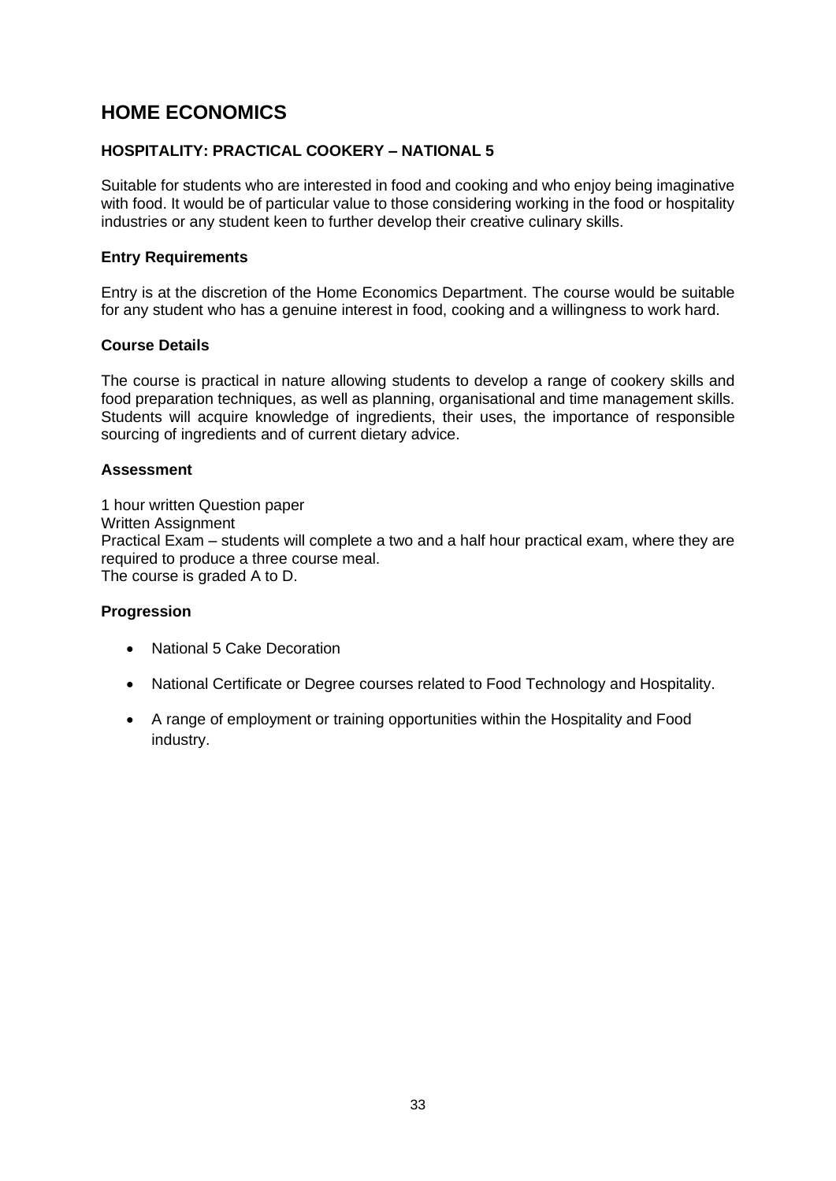# HOME ECONOMICS

## HOSPITALITY: PRACTICAL COOKERY – NATIONAL 5

Suitable for students who are interested in food and cooking and who enjoy being imaginative with food. It would be of particular value to those considering working in the food or hospitality industries or any student keen to further develop their creative culinary skills.

### Entry Requirements

Entry is at the discretion of the Home Economics Department. The course would be suitable for any student who has a genuine interest in food, cooking and a willingness to work hard.

### Course Details

The course is practical in nature allowing students to develop a range of cookery skills and food preparation techniques, as well as planning, organisational and time management skills. Students will acquire knowledge of ingredients, their uses, the importance of responsible sourcing of ingredients and of current dietary advice.

### Assessment

1 hour written Question paper
Written Assignment
Practical Exam – students will complete a two and a half hour practical exam, where they are required to produce a three course meal.
The course is graded A to D.

### Progression

- National 5 Cake Decoration
- National Certificate or Degree courses related to Food Technology and Hospitality.
- A range of employment or training opportunities within the Hospitality and Food industry.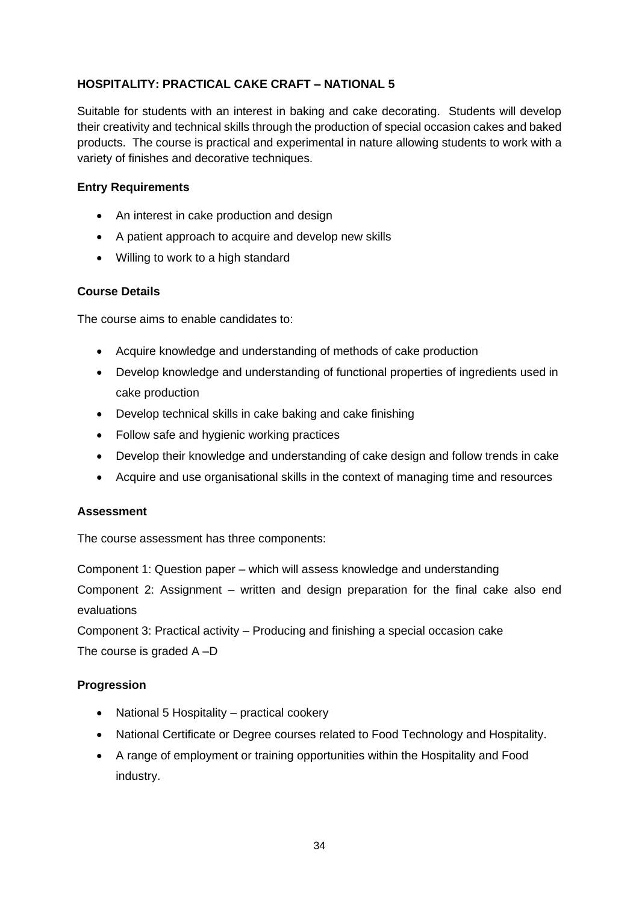**HOSPITALITY: PRACTICAL CAKE CRAFT – NATIONAL 5**

Suitable for students with an interest in baking and cake decorating. Students will develop their creativity and technical skills through the production of special occasion cakes and baked products. The course is practical and experimental in nature allowing students to work with a variety of finishes and decorative techniques.

**Entry Requirements**

- An interest in cake production and design
- A patient approach to acquire and develop new skills
- Willing to work to a high standard

**Course Details**

The course aims to enable candidates to:

- Acquire knowledge and understanding of methods of cake production
- Develop knowledge and understanding of functional properties of ingredients used in cake production
- Develop technical skills in cake baking and cake finishing
- Follow safe and hygienic working practices
- Develop their knowledge and understanding of cake design and follow trends in cake
- Acquire and use organisational skills in the context of managing time and resources

**Assessment**

The course assessment has three components:

Component 1: Question paper – which will assess knowledge and understanding
Component 2: Assignment – written and design preparation for the final cake also end evaluations
Component 3: Practical activity – Producing and finishing a special occasion cake
The course is graded A –D

**Progression**

- National 5 Hospitality – practical cookery
- National Certificate or Degree courses related to Food Technology and Hospitality.
- A range of employment or training opportunities within the Hospitality and Food industry.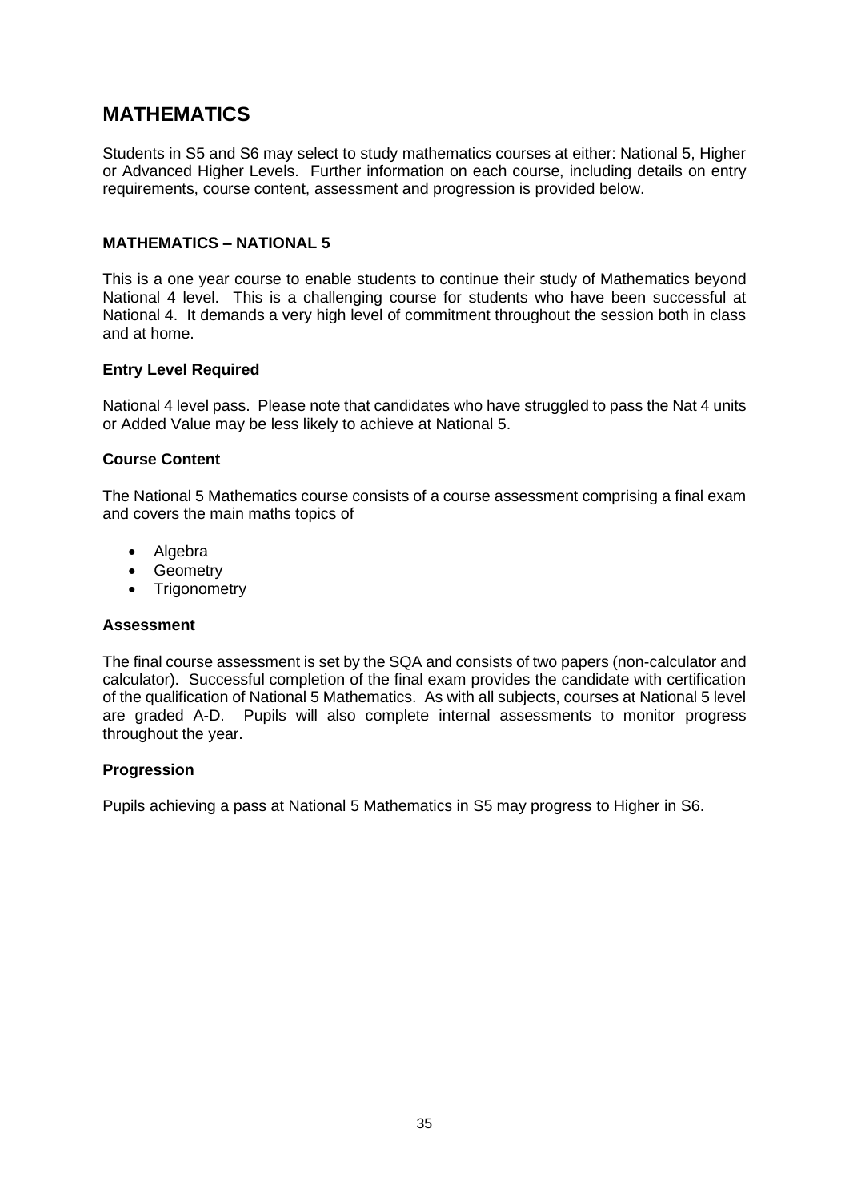# MATHEMATICS

Students in S5 and S6 may select to study mathematics courses at either: National 5, Higher or Advanced Higher Levels. Further information on each course, including details on entry requirements, course content, assessment and progression is provided below.

## MATHEMATICS – NATIONAL 5

This is a one year course to enable students to continue their study of Mathematics beyond National 4 level. This is a challenging course for students who have been successful at National 4. It demands a very high level of commitment throughout the session both in class and at home.

### Entry Level Required

National 4 level pass. Please note that candidates who have struggled to pass the Nat 4 units or Added Value may be less likely to achieve at National 5.

### Course Content

The National 5 Mathematics course consists of a course assessment comprising a final exam and covers the main maths topics of

- Algebra
- Geometry
- Trigonometry

### Assessment

The final course assessment is set by the SQA and consists of two papers (non-calculator and calculator). Successful completion of the final exam provides the candidate with certification of the qualification of National 5 Mathematics. As with all subjects, courses at National 5 level are graded A-D. Pupils will also complete internal assessments to monitor progress throughout the year.

### Progression

Pupils achieving a pass at National 5 Mathematics in S5 may progress to Higher in S6.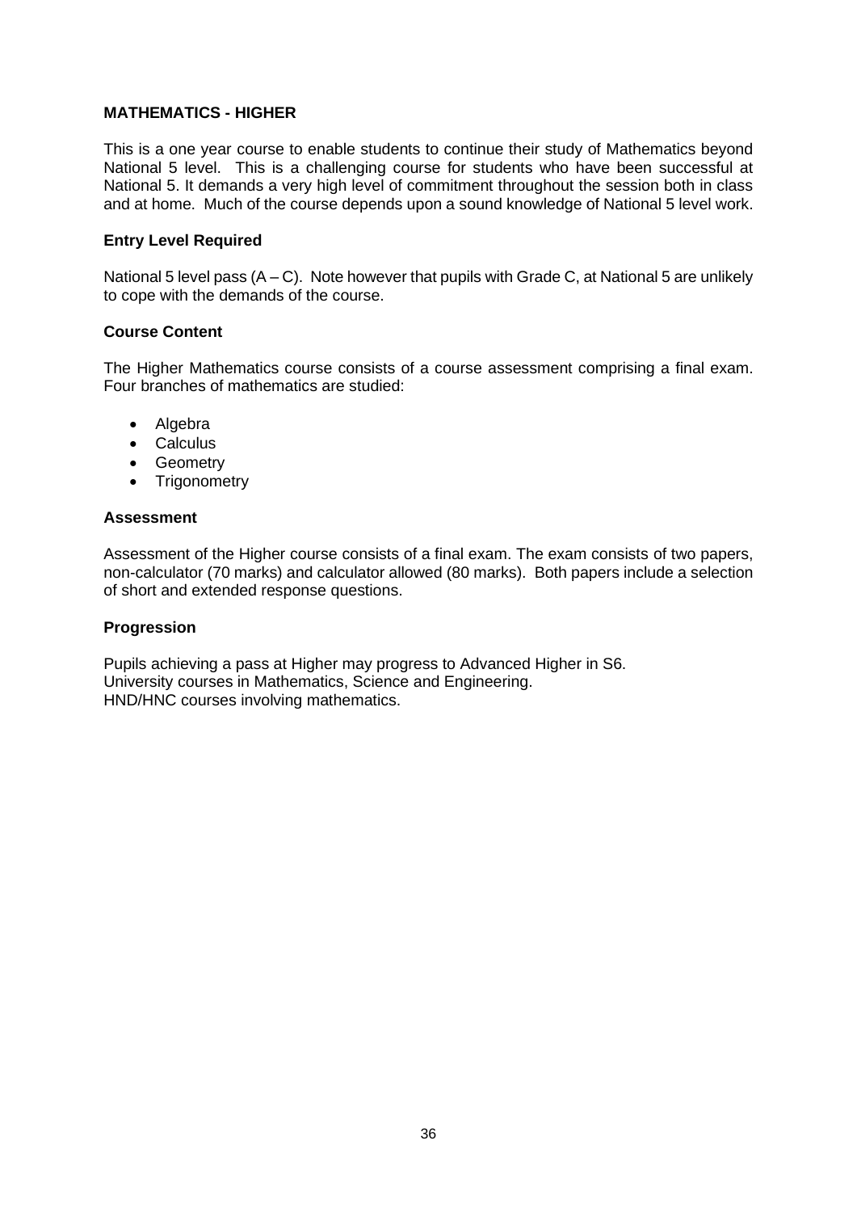## MATHEMATICS - HIGHER

This is a one year course to enable students to continue their study of Mathematics beyond National 5 level. This is a challenging course for students who have been successful at National 5. It demands a very high level of commitment throughout the session both in class and at home. Much of the course depends upon a sound knowledge of National 5 level work.

### Entry Level Required

National 5 level pass (A – C). Note however that pupils with Grade C, at National 5 are unlikely to cope with the demands of the course.

### Course Content

The Higher Mathematics course consists of a course assessment comprising a final exam. Four branches of mathematics are studied:

- Algebra
- Calculus
- Geometry
- Trigonometry

### Assessment

Assessment of the Higher course consists of a final exam. The exam consists of two papers, non-calculator (70 marks) and calculator allowed (80 marks). Both papers include a selection of short and extended response questions.

### Progression

Pupils achieving a pass at Higher may progress to Advanced Higher in S6.
University courses in Mathematics, Science and Engineering.
HND/HNC courses involving mathematics.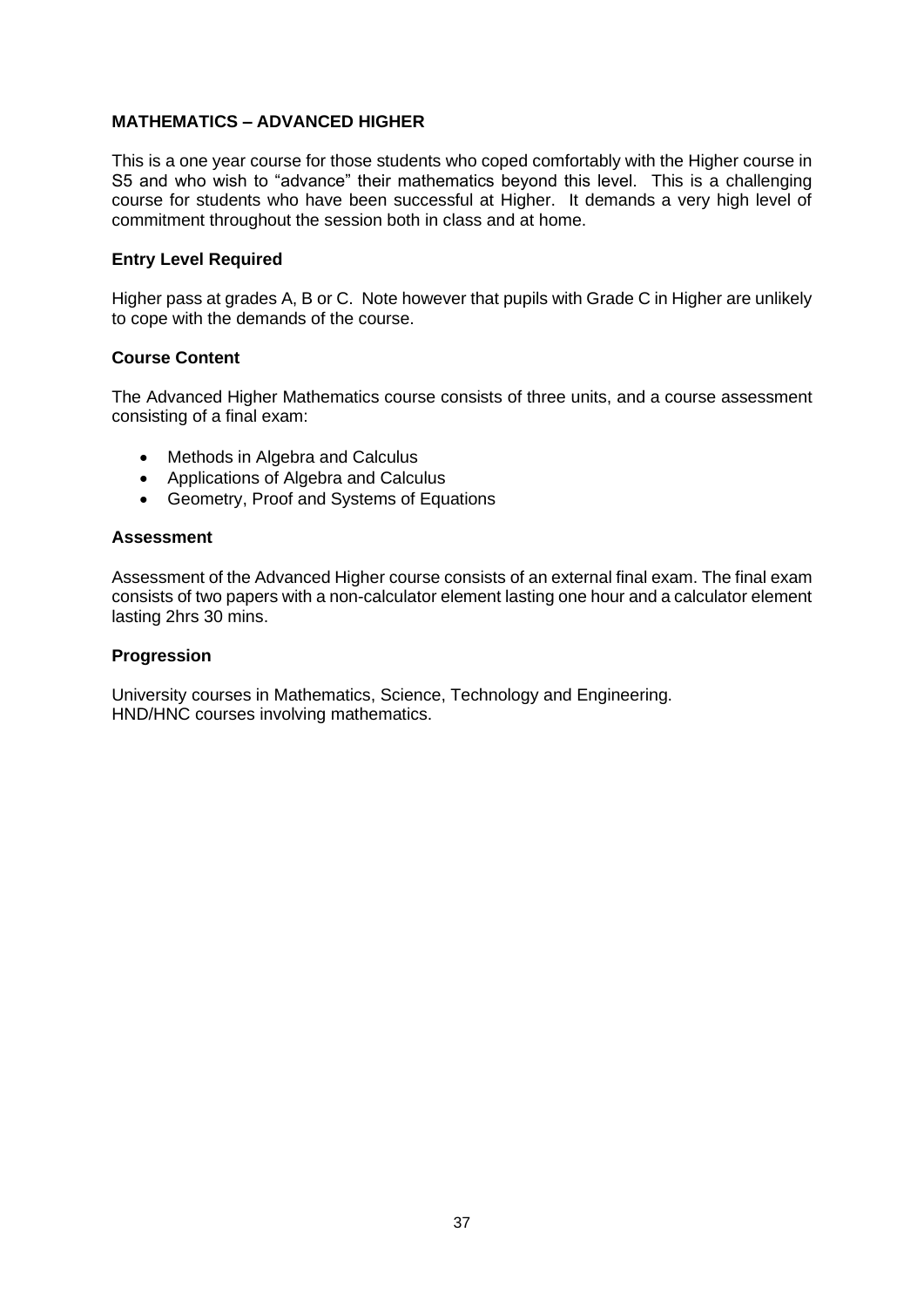## MATHEMATICS – ADVANCED HIGHER

This is a one year course for those students who coped comfortably with the Higher course in S5 and who wish to "advance" their mathematics beyond this level. This is a challenging course for students who have been successful at Higher. It demands a very high level of commitment throughout the session both in class and at home.

### Entry Level Required

Higher pass at grades A, B or C. Note however that pupils with Grade C in Higher are unlikely to cope with the demands of the course.

### Course Content

The Advanced Higher Mathematics course consists of three units, and a course assessment consisting of a final exam:

- Methods in Algebra and Calculus
- Applications of Algebra and Calculus
- Geometry, Proof and Systems of Equations

### Assessment

Assessment of the Advanced Higher course consists of an external final exam. The final exam consists of two papers with a non-calculator element lasting one hour and a calculator element lasting 2hrs 30 mins.

### Progression

University courses in Mathematics, Science, Technology and Engineering.
HND/HNC courses involving mathematics.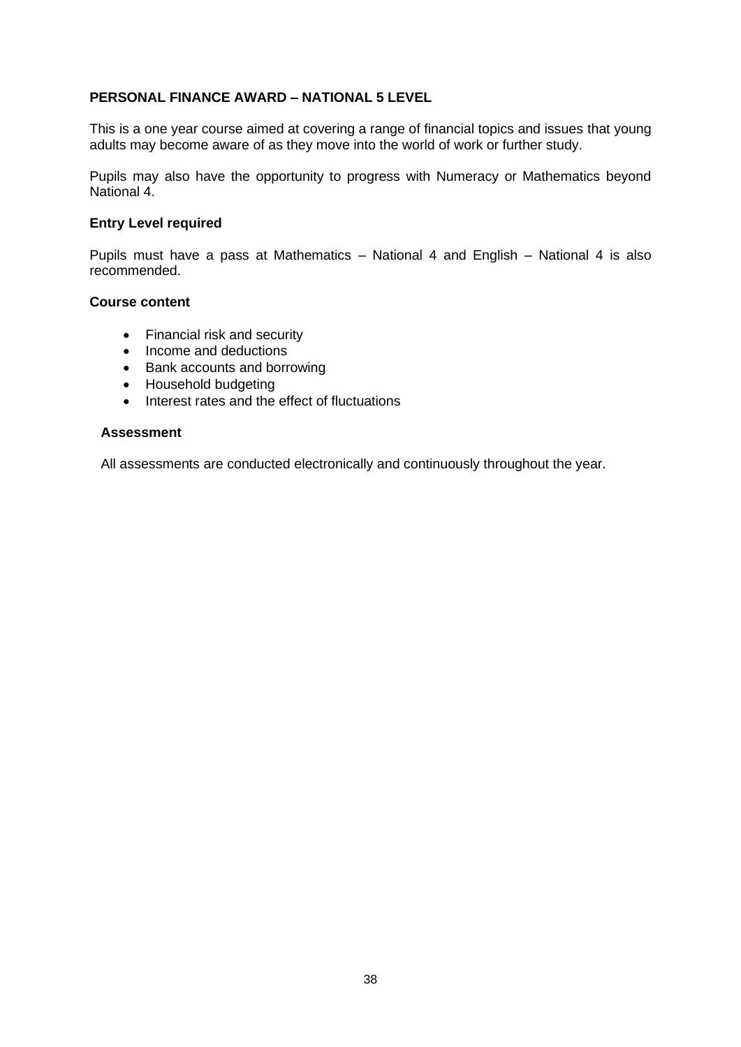## PERSONAL FINANCE AWARD – NATIONAL 5 LEVEL

This is a one year course aimed at covering a range of financial topics and issues that young adults may become aware of as they move into the world of work or further study.

Pupils may also have the opportunity to progress with Numeracy or Mathematics beyond National 4.

### Entry Level required

Pupils must have a pass at Mathematics – National 4 and English – National 4 is also recommended.

### Course content

- Financial risk and security
- Income and deductions
- Bank accounts and borrowing
- Household budgeting
- Interest rates and the effect of fluctuations

### Assessment

All assessments are conducted electronically and continuously throughout the year.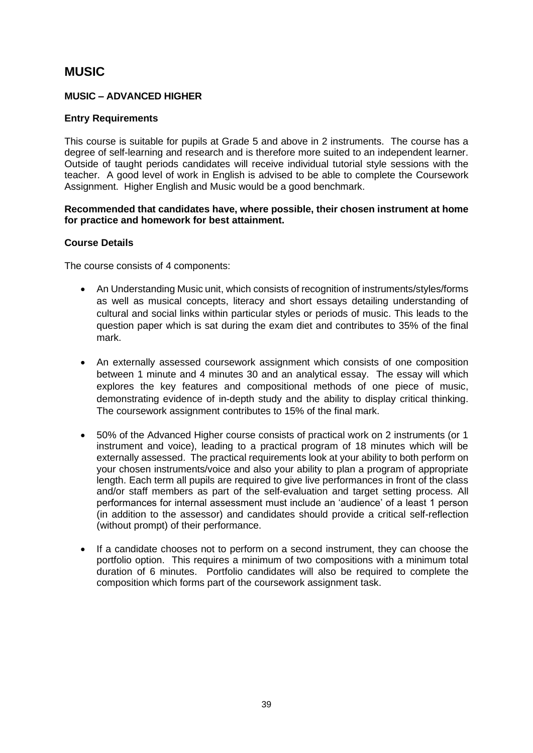# MUSIC

## MUSIC – ADVANCED HIGHER

### Entry Requirements

This course is suitable for pupils at Grade 5 and above in 2 instruments. The course has a degree of self-learning and research and is therefore more suited to an independent learner. Outside of taught periods candidates will receive individual tutorial style sessions with the teacher. A good level of work in English is advised to be able to complete the Coursework Assignment. Higher English and Music would be a good benchmark.

**Recommended that candidates have, where possible, their chosen instrument at home for practice and homework for best attainment.**

### Course Details

The course consists of 4 components:

- An Understanding Music unit, which consists of recognition of instruments/styles/forms as well as musical concepts, literacy and short essays detailing understanding of cultural and social links within particular styles or periods of music. This leads to the question paper which is sat during the exam diet and contributes to 35% of the final mark.

- An externally assessed coursework assignment which consists of one composition between 1 minute and 4 minutes 30 and an analytical essay. The essay will which explores the key features and compositional methods of one piece of music, demonstrating evidence of in-depth study and the ability to display critical thinking. The coursework assignment contributes to 15% of the final mark.

- 50% of the Advanced Higher course consists of practical work on 2 instruments (or 1 instrument and voice), leading to a practical program of 18 minutes which will be externally assessed. The practical requirements look at your ability to both perform on your chosen instruments/voice and also your ability to plan a program of appropriate length. Each term all pupils are required to give live performances in front of the class and/or staff members as part of the self-evaluation and target setting process. All performances for internal assessment must include an 'audience' of a least 1 person (in addition to the assessor) and candidates should provide a critical self-reflection (without prompt) of their performance.

- If a candidate chooses not to perform on a second instrument, they can choose the portfolio option. This requires a minimum of two compositions with a minimum total duration of 6 minutes. Portfolio candidates will also be required to complete the composition which forms part of the coursework assignment task.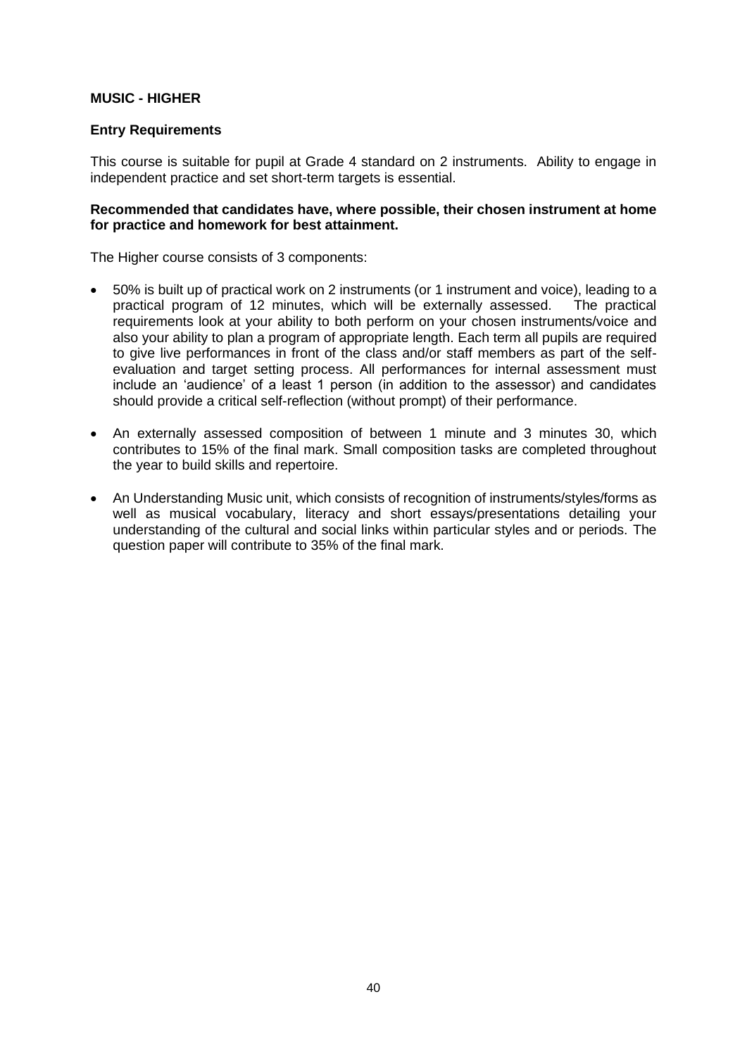**MUSIC - HIGHER**

**Entry Requirements**

This course is suitable for pupil at Grade 4 standard on 2 instruments. Ability to engage in independent practice and set short-term targets is essential.

**Recommended that candidates have, where possible, their chosen instrument at home for practice and homework for best attainment.**

The Higher course consists of 3 components:

- 50% is built up of practical work on 2 instruments (or 1 instrument and voice), leading to a practical program of 12 minutes, which will be externally assessed. The practical requirements look at your ability to both perform on your chosen instruments/voice and also your ability to plan a program of appropriate length. Each term all pupils are required to give live performances in front of the class and/or staff members as part of the self-evaluation and target setting process. All performances for internal assessment must include an 'audience' of a least 1 person (in addition to the assessor) and candidates should provide a critical self-reflection (without prompt) of their performance.
- An externally assessed composition of between 1 minute and 3 minutes 30, which contributes to 15% of the final mark. Small composition tasks are completed throughout the year to build skills and repertoire.
- An Understanding Music unit, which consists of recognition of instruments/styles/forms as well as musical vocabulary, literacy and short essays/presentations detailing your understanding of the cultural and social links within particular styles and or periods. The question paper will contribute to 35% of the final mark.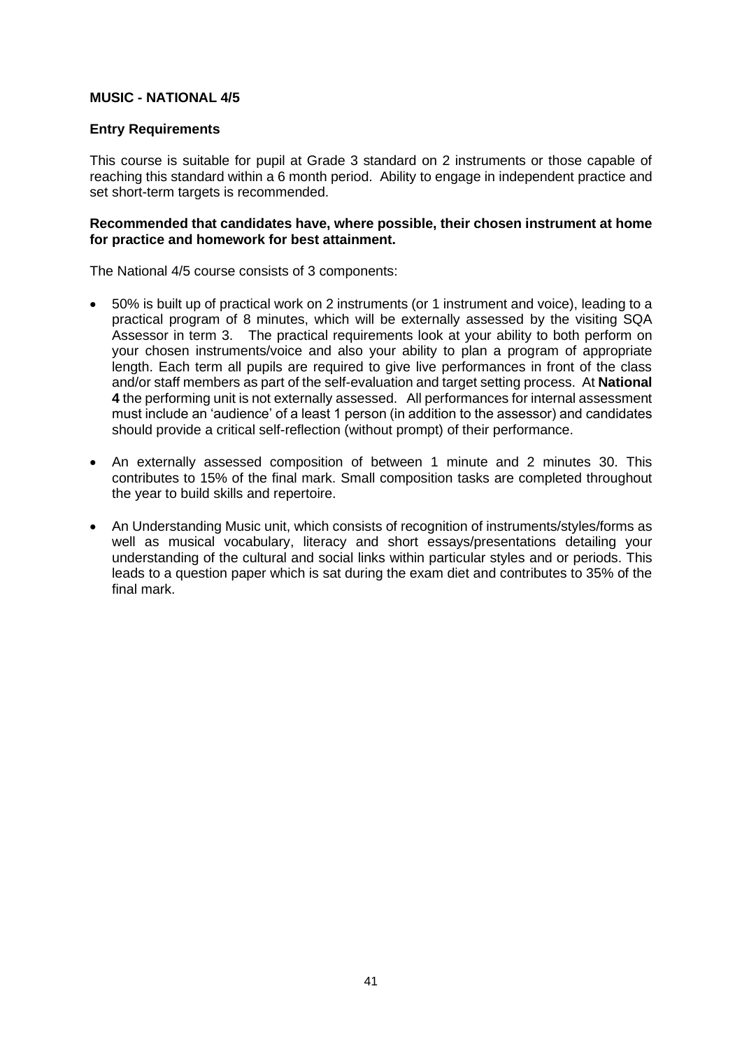## MUSIC - NATIONAL 4/5

### Entry Requirements

This course is suitable for pupil at Grade 3 standard on 2 instruments or those capable of reaching this standard within a 6 month period. Ability to engage in independent practice and set short-term targets is recommended.

**Recommended that candidates have, where possible, their chosen instrument at home for practice and homework for best attainment.**

The National 4/5 course consists of 3 components:

- 50% is built up of practical work on 2 instruments (or 1 instrument and voice), leading to a practical program of 8 minutes, which will be externally assessed by the visiting SQA Assessor in term 3. The practical requirements look at your ability to both perform on your chosen instruments/voice and also your ability to plan a program of appropriate length. Each term all pupils are required to give live performances in front of the class and/or staff members as part of the self-evaluation and target setting process. At **National 4** the performing unit is not externally assessed. All performances for internal assessment must include an 'audience' of a least 1 person (in addition to the assessor) and candidates should provide a critical self-reflection (without prompt) of their performance.
- An externally assessed composition of between 1 minute and 2 minutes 30. This contributes to 15% of the final mark. Small composition tasks are completed throughout the year to build skills and repertoire.
- An Understanding Music unit, which consists of recognition of instruments/styles/forms as well as musical vocabulary, literacy and short essays/presentations detailing your understanding of the cultural and social links within particular styles and or periods. This leads to a question paper which is sat during the exam diet and contributes to 35% of the final mark.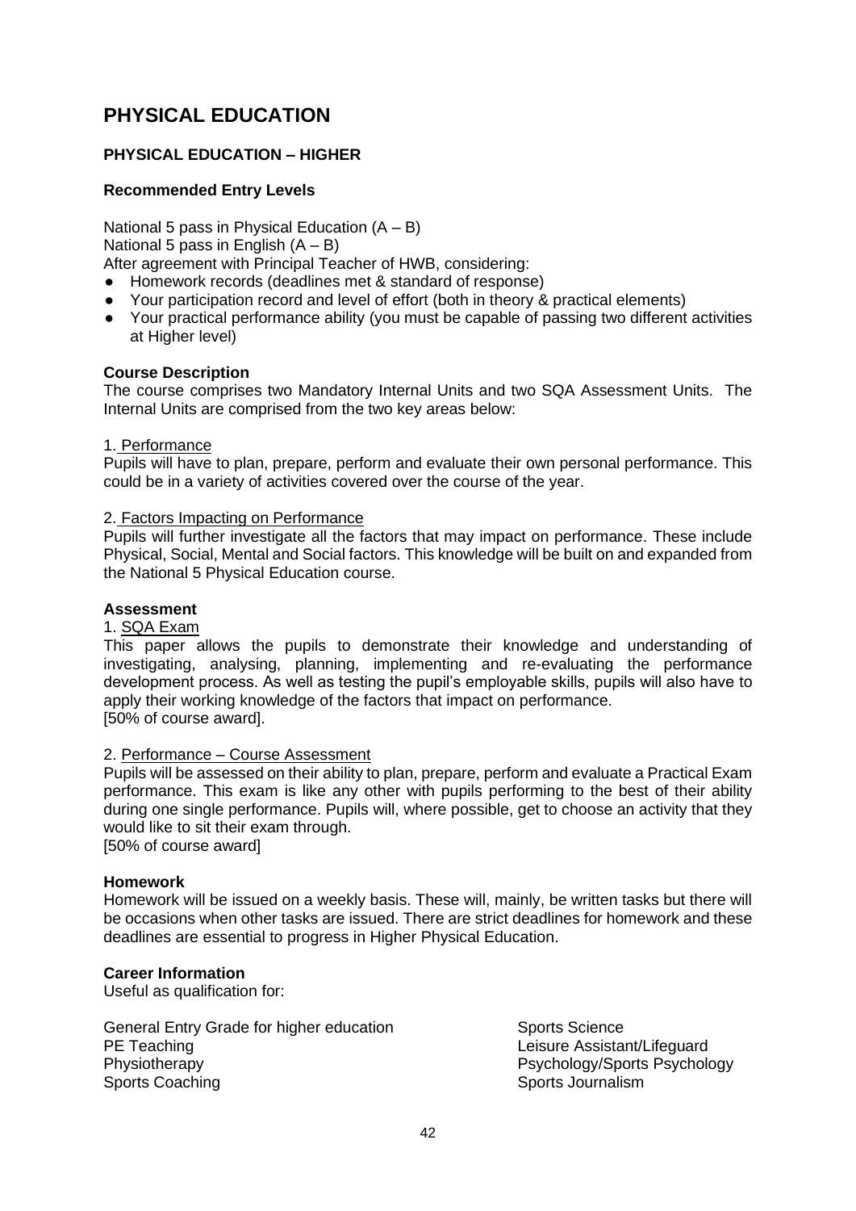# PHYSICAL EDUCATION

### PHYSICAL EDUCATION – HIGHER

**Recommended Entry Levels**

National 5 pass in Physical Education (A – B)
National 5 pass in English (A – B)
After agreement with Principal Teacher of HWB, considering:

- Homework records (deadlines met & standard of response)
- Your participation record and level of effort (both in theory & practical elements)
- Your practical performance ability (you must be capable of passing two different activities at Higher level)

**Course Description**
The course comprises two Mandatory Internal Units and two SQA Assessment Units. The Internal Units are comprised from the two key areas below:

1. Performance
Pupils will have to plan, prepare, perform and evaluate their own personal performance. This could be in a variety of activities covered over the course of the year.

2. Factors Impacting on Performance
Pupils will further investigate all the factors that may impact on performance. These include Physical, Social, Mental and Social factors. This knowledge will be built on and expanded from the National 5 Physical Education course.

**Assessment**
1. SQA Exam
This paper allows the pupils to demonstrate their knowledge and understanding of investigating, analysing, planning, implementing and re-evaluating the performance development process. As well as testing the pupil's employable skills, pupils will also have to apply their working knowledge of the factors that impact on performance.
[50% of course award].

2. Performance – Course Assessment
Pupils will be assessed on their ability to plan, prepare, perform and evaluate a Practical Exam performance. This exam is like any other with pupils performing to the best of their ability during one single performance. Pupils will, where possible, get to choose an activity that they would like to sit their exam through.
[50% of course award]

**Homework**
Homework will be issued on a weekly basis. These will, mainly, be written tasks but there will be occasions when other tasks are issued. There are strict deadlines for homework and these deadlines are essential to progress in Higher Physical Education.

**Career Information**
Useful as qualification for:

General Entry Grade for higher education
PE Teaching
Physiotherapy
Sports Coaching
Sports Science
Leisure Assistant/Lifeguard
Psychology/Sports Psychology
Sports Journalism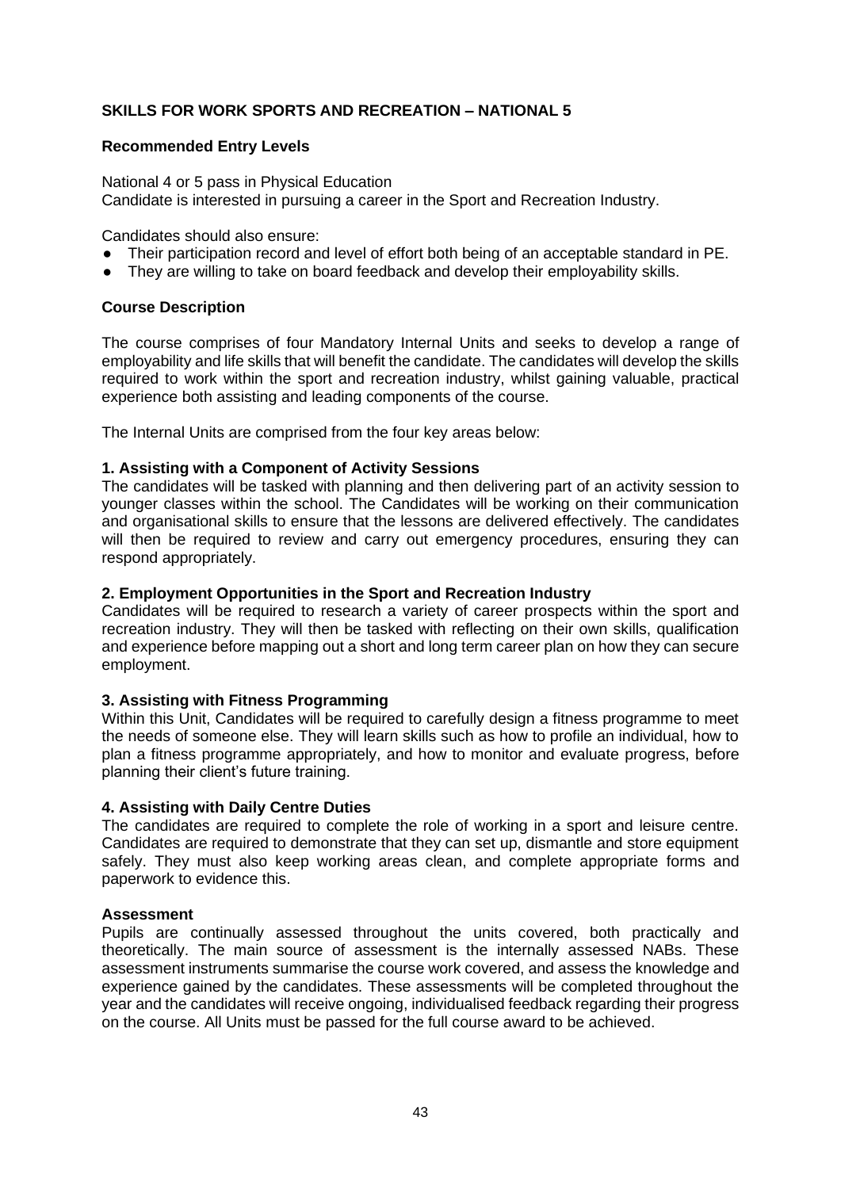## SKILLS FOR WORK SPORTS AND RECREATION – NATIONAL 5

### Recommended Entry Levels

National 4 or 5 pass in Physical Education
Candidate is interested in pursuing a career in the Sport and Recreation Industry.

Candidates should also ensure:

- Their participation record and level of effort both being of an acceptable standard in PE.
- They are willing to take on board feedback and develop their employability skills.

### Course Description

The course comprises of four Mandatory Internal Units and seeks to develop a range of employability and life skills that will benefit the candidate. The candidates will develop the skills required to work within the sport and recreation industry, whilst gaining valuable, practical experience both assisting and leading components of the course.

The Internal Units are comprised from the four key areas below:

**1. Assisting with a Component of Activity Sessions**
The candidates will be tasked with planning and then delivering part of an activity session to younger classes within the school. The Candidates will be working on their communication and organisational skills to ensure that the lessons are delivered effectively. The candidates will then be required to review and carry out emergency procedures, ensuring they can respond appropriately.

**2. Employment Opportunities in the Sport and Recreation Industry**
Candidates will be required to research a variety of career prospects within the sport and recreation industry. They will then be tasked with reflecting on their own skills, qualification and experience before mapping out a short and long term career plan on how they can secure employment.

**3. Assisting with Fitness Programming**
Within this Unit, Candidates will be required to carefully design a fitness programme to meet the needs of someone else. They will learn skills such as how to profile an individual, how to plan a fitness programme appropriately, and how to monitor and evaluate progress, before planning their client's future training.

**4. Assisting with Daily Centre Duties**
The candidates are required to complete the role of working in a sport and leisure centre. Candidates are required to demonstrate that they can set up, dismantle and store equipment safely. They must also keep working areas clean, and complete appropriate forms and paperwork to evidence this.

### Assessment

Pupils are continually assessed throughout the units covered, both practically and theoretically. The main source of assessment is the internally assessed NABs. These assessment instruments summarise the course work covered, and assess the knowledge and experience gained by the candidates. These assessments will be completed throughout the year and the candidates will receive ongoing, individualised feedback regarding their progress on the course. All Units must be passed for the full course award to be achieved.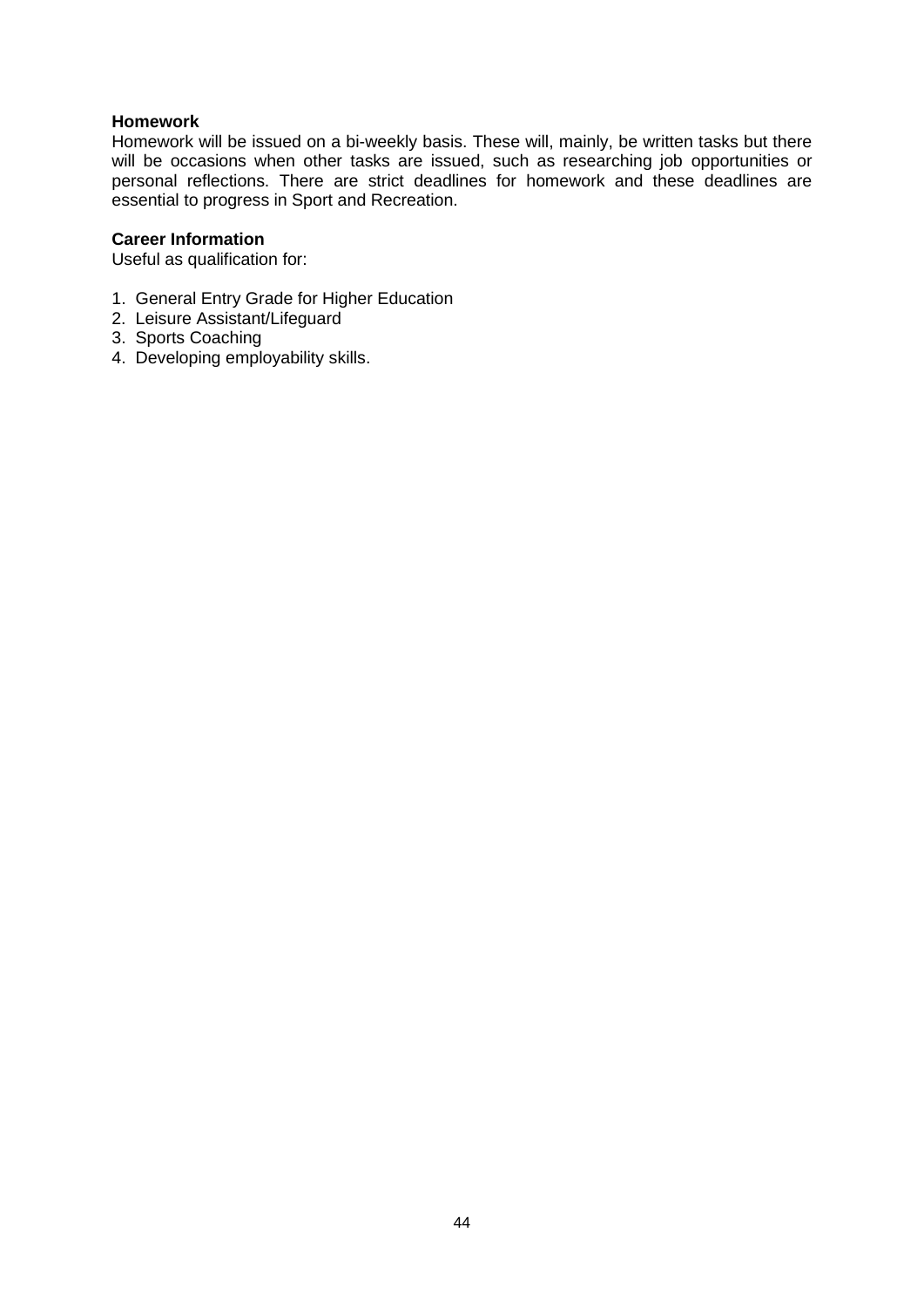**Homework**

Homework will be issued on a bi-weekly basis. These will, mainly, be written tasks but there will be occasions when other tasks are issued, such as researching job opportunities or personal reflections. There are strict deadlines for homework and these deadlines are essential to progress in Sport and Recreation.

**Career Information**

Useful as qualification for:

1. General Entry Grade for Higher Education
2. Leisure Assistant/Lifeguard
3. Sports Coaching
4. Developing employability skills.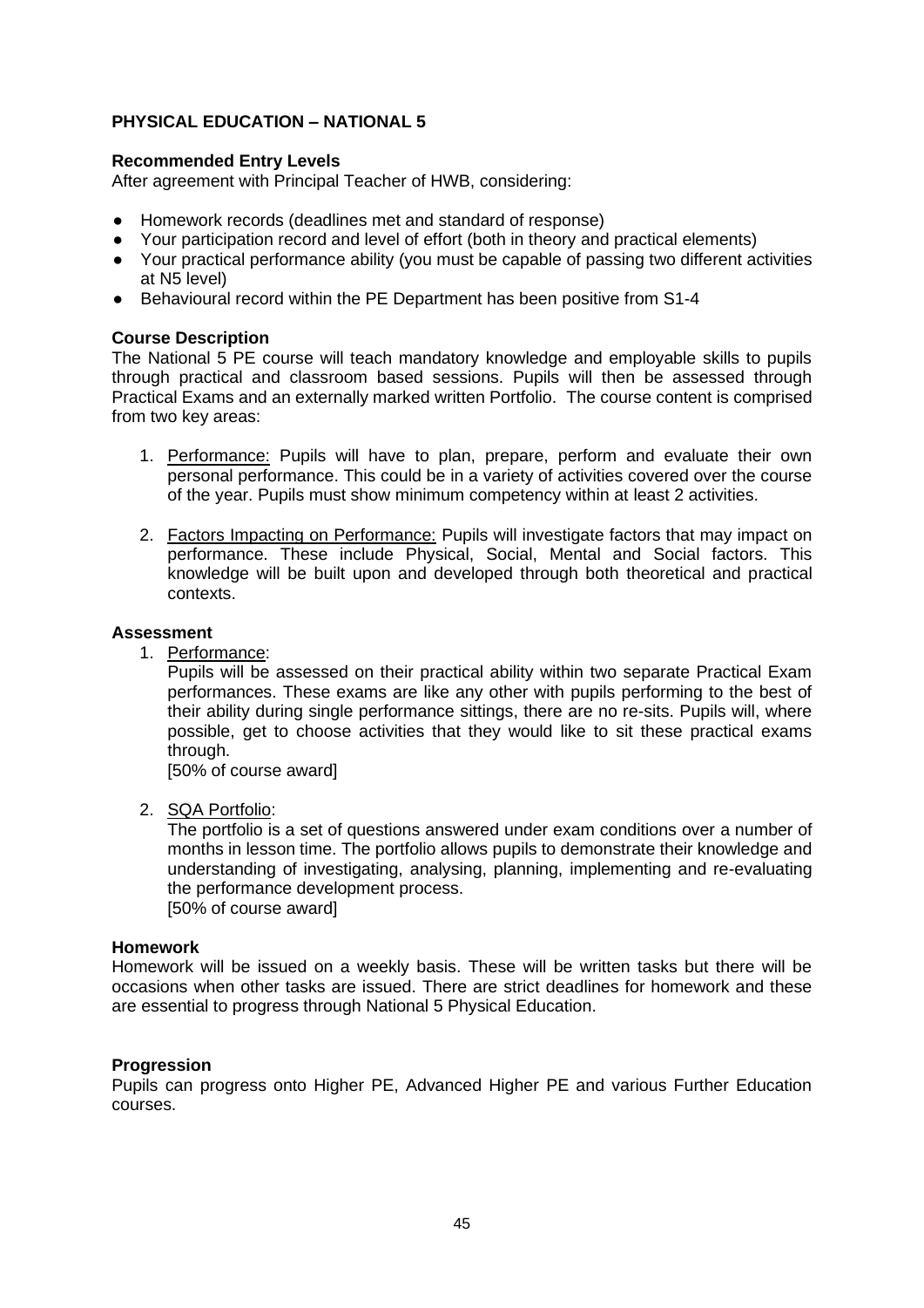# PHYSICAL EDUCATION – NATIONAL 5

**Recommended Entry Levels**

After agreement with Principal Teacher of HWB, considering:

- Homework records (deadlines met and standard of response)
- Your participation record and level of effort (both in theory and practical elements)
- Your practical performance ability (you must be capable of passing two different activities at N5 level)
- Behavioural record within the PE Department has been positive from S1-4

**Course Description**

The National 5 PE course will teach mandatory knowledge and employable skills to pupils through practical and classroom based sessions. Pupils will then be assessed through Practical Exams and an externally marked written Portfolio. The course content is comprised from two key areas:

1. Performance: Pupils will have to plan, prepare, perform and evaluate their own personal performance. This could be in a variety of activities covered over the course of the year. Pupils must show minimum competency within at least 2 activities.

2. Factors Impacting on Performance: Pupils will investigate factors that may impact on performance. These include Physical, Social, Mental and Social factors. This knowledge will be built upon and developed through both theoretical and practical contexts.

**Assessment**

1. Performance:
   Pupils will be assessed on their practical ability within two separate Practical Exam performances. These exams are like any other with pupils performing to the best of their ability during single performance sittings, there are no re-sits. Pupils will, where possible, get to choose activities that they would like to sit these practical exams through.
   [50% of course award]

2. SQA Portfolio:
   The portfolio is a set of questions answered under exam conditions over a number of months in lesson time. The portfolio allows pupils to demonstrate their knowledge and understanding of investigating, analysing, planning, implementing and re-evaluating the performance development process.
   [50% of course award]

**Homework**

Homework will be issued on a weekly basis. These will be written tasks but there will be occasions when other tasks are issued. There are strict deadlines for homework and these are essential to progress through National 5 Physical Education.

**Progression**

Pupils can progress onto Higher PE, Advanced Higher PE and various Further Education courses.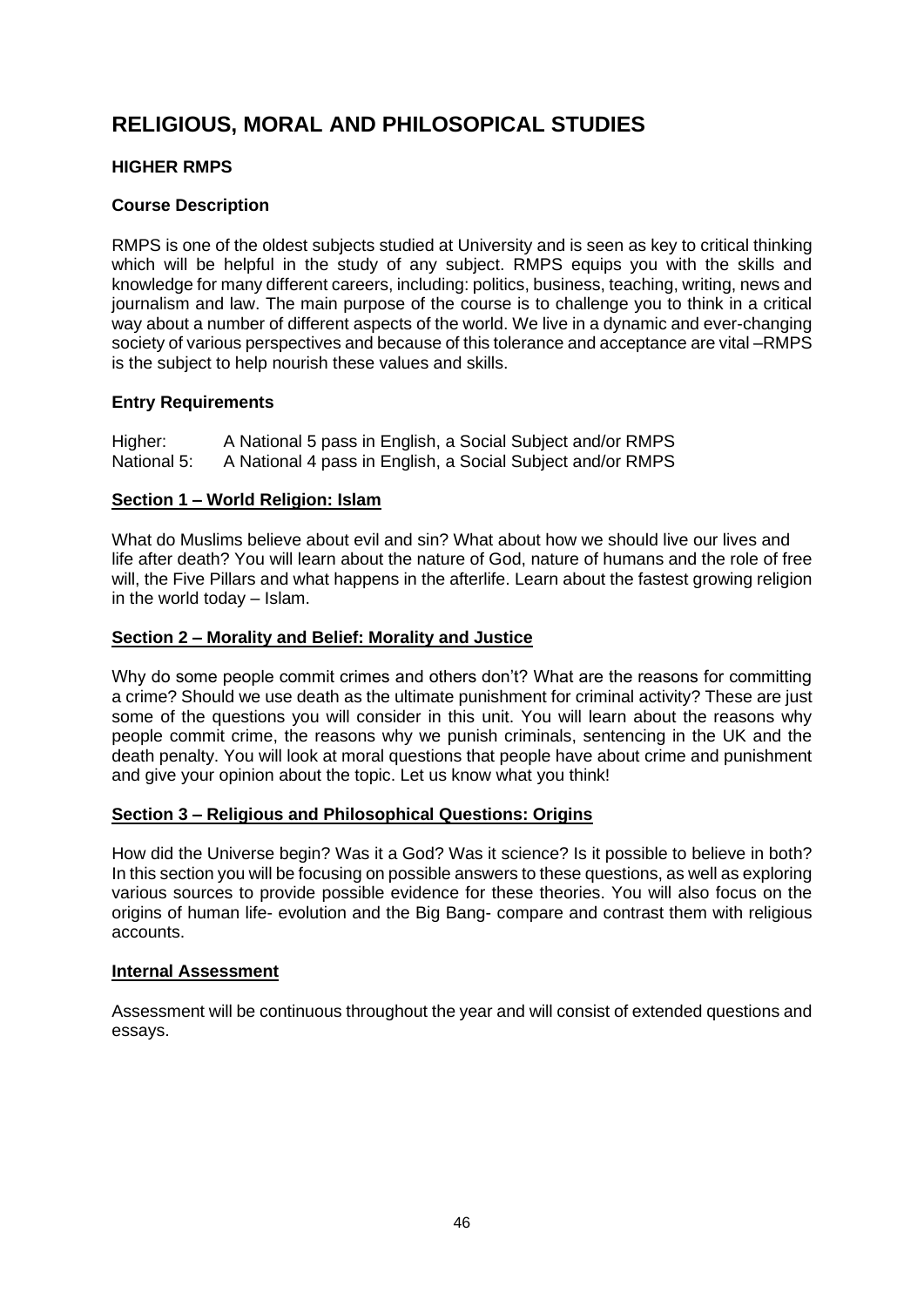# RELIGIOUS, MORAL AND PHILOSOPICAL STUDIES

## HIGHER RMPS

### Course Description

RMPS is one of the oldest subjects studied at University and is seen as key to critical thinking which will be helpful in the study of any subject. RMPS equips you with the skills and knowledge for many different careers, including: politics, business, teaching, writing, news and journalism and law. The main purpose of the course is to challenge you to think in a critical way about a number of different aspects of the world. We live in a dynamic and ever-changing society of various perspectives and because of this tolerance and acceptance are vital –RMPS is the subject to help nourish these values and skills.

### Entry Requirements

Higher: A National 5 pass in English, a Social Subject and/or RMPS
National 5: A National 4 pass in English, a Social Subject and/or RMPS

### Section 1 – World Religion: Islam

What do Muslims believe about evil and sin? What about how we should live our lives and life after death? You will learn about the nature of God, nature of humans and the role of free will, the Five Pillars and what happens in the afterlife. Learn about the fastest growing religion in the world today – Islam.

### Section 2 – Morality and Belief: Morality and Justice

Why do some people commit crimes and others don't? What are the reasons for committing a crime? Should we use death as the ultimate punishment for criminal activity? These are just some of the questions you will consider in this unit. You will learn about the reasons why people commit crime, the reasons why we punish criminals, sentencing in the UK and the death penalty. You will look at moral questions that people have about crime and punishment and give your opinion about the topic. Let us know what you think!

### Section 3 – Religious and Philosophical Questions: Origins

How did the Universe begin? Was it a God? Was it science? Is it possible to believe in both? In this section you will be focusing on possible answers to these questions, as well as exploring various sources to provide possible evidence for these theories. You will also focus on the origins of human life- evolution and the Big Bang- compare and contrast them with religious accounts.

### Internal Assessment

Assessment will be continuous throughout the year and will consist of extended questions and essays.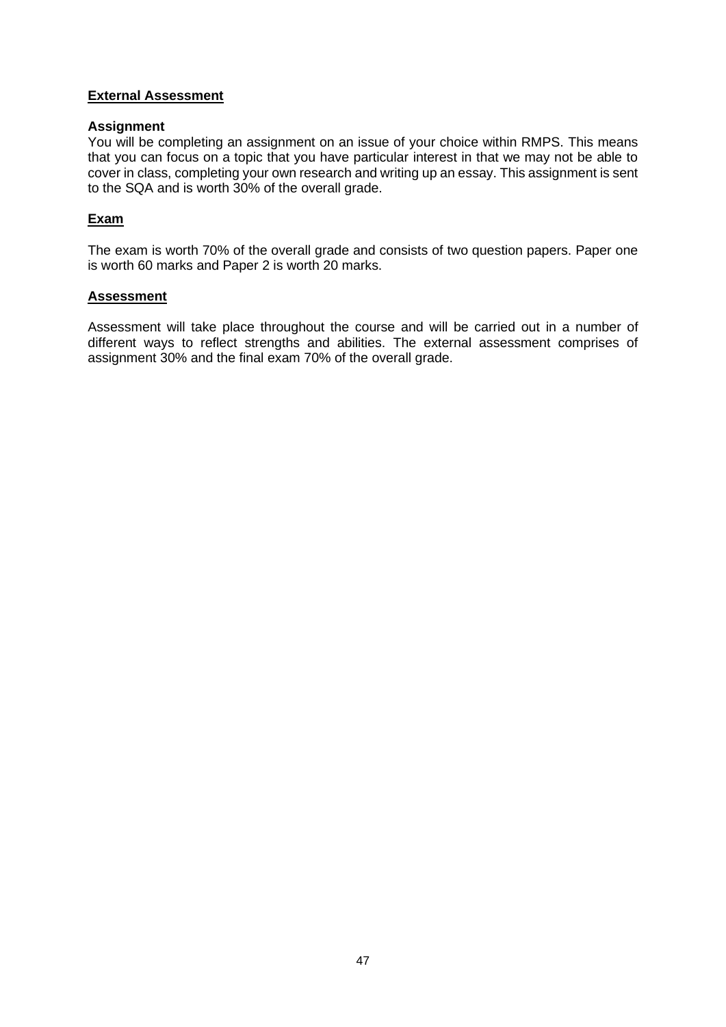## External Assessment

### Assignment

You will be completing an assignment on an issue of your choice within RMPS. This means that you can focus on a topic that you have particular interest in that we may not be able to cover in class, completing your own research and writing up an essay. This assignment is sent to the SQA and is worth 30% of the overall grade.

## Exam

The exam is worth 70% of the overall grade and consists of two question papers. Paper one is worth 60 marks and Paper 2 is worth 20 marks.

## Assessment

Assessment will take place throughout the course and will be carried out in a number of different ways to reflect strengths and abilities. The external assessment comprises of assignment 30% and the final exam 70% of the overall grade.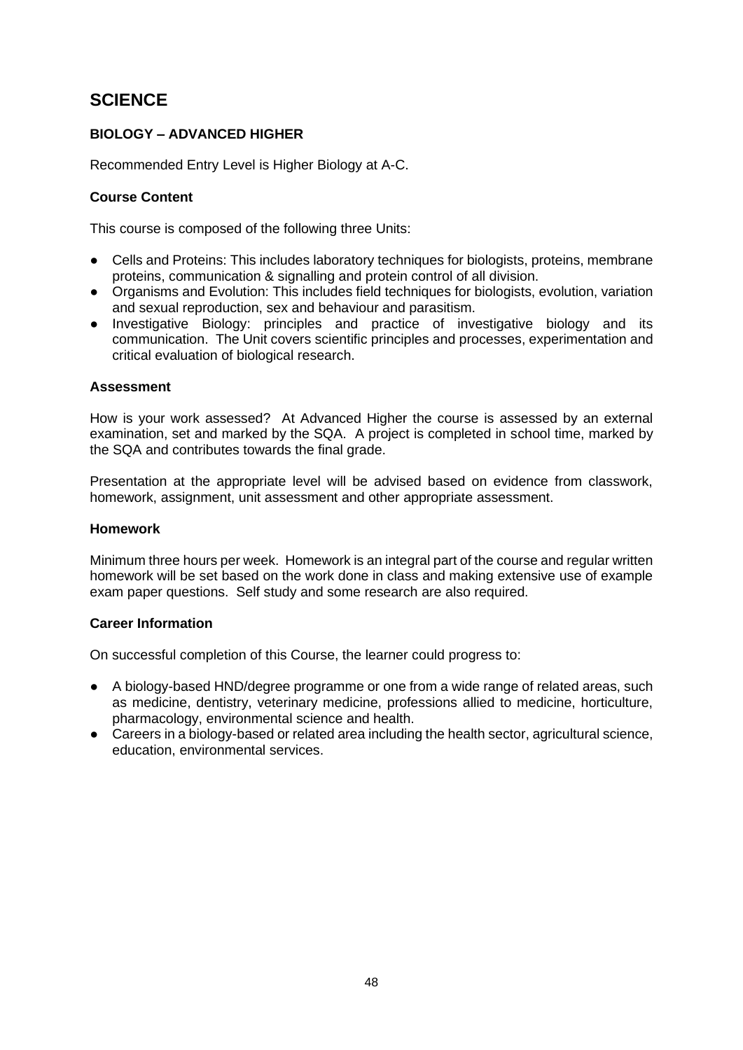# SCIENCE

## BIOLOGY – ADVANCED HIGHER

Recommended Entry Level is Higher Biology at A-C.

### Course Content

This course is composed of the following three Units:

- Cells and Proteins: This includes laboratory techniques for biologists, proteins, membrane proteins, communication & signalling and protein control of all division.
- Organisms and Evolution: This includes field techniques for biologists, evolution, variation and sexual reproduction, sex and behaviour and parasitism.
- Investigative Biology: principles and practice of investigative biology and its communication. The Unit covers scientific principles and processes, experimentation and critical evaluation of biological research.

### Assessment

How is your work assessed? At Advanced Higher the course is assessed by an external examination, set and marked by the SQA. A project is completed in school time, marked by the SQA and contributes towards the final grade.

Presentation at the appropriate level will be advised based on evidence from classwork, homework, assignment, unit assessment and other appropriate assessment.

### Homework

Minimum three hours per week. Homework is an integral part of the course and regular written homework will be set based on the work done in class and making extensive use of example exam paper questions. Self study and some research are also required.

### Career Information

On successful completion of this Course, the learner could progress to:

- A biology-based HND/degree programme or one from a wide range of related areas, such as medicine, dentistry, veterinary medicine, professions allied to medicine, horticulture, pharmacology, environmental science and health.
- Careers in a biology-based or related area including the health sector, agricultural science, education, environmental services.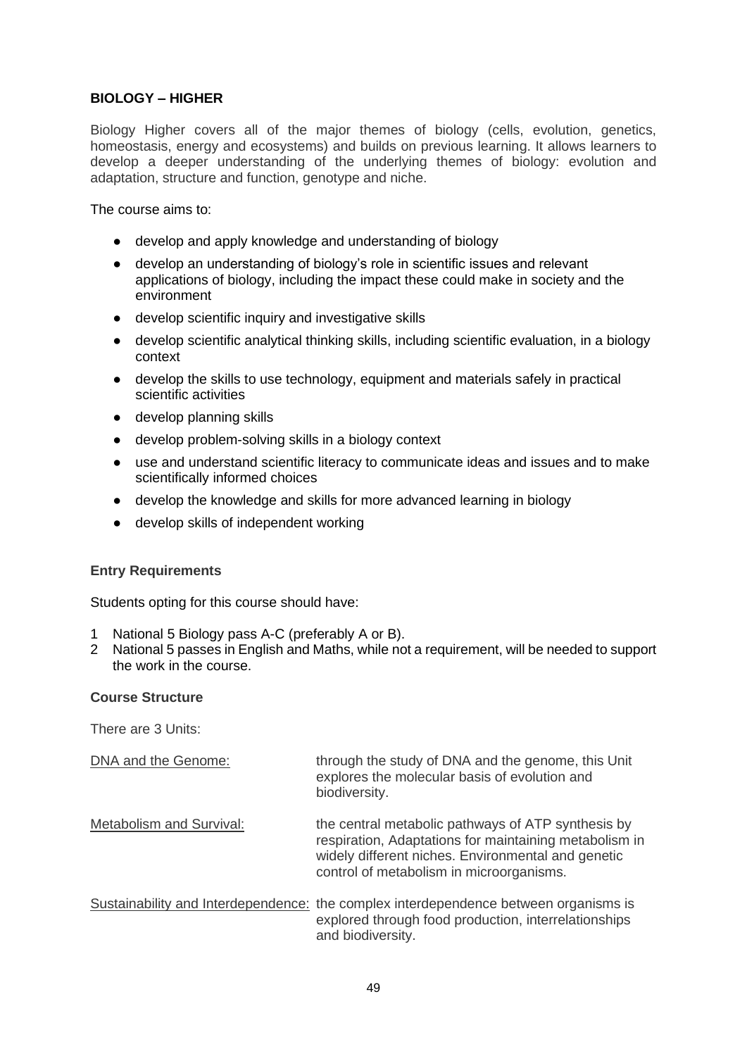## BIOLOGY – HIGHER

Biology Higher covers all of the major themes of biology (cells, evolution, genetics, homeostasis, energy and ecosystems) and builds on previous learning. It allows learners to develop a deeper understanding of the underlying themes of biology: evolution and adaptation, structure and function, genotype and niche.

The course aims to:

- develop and apply knowledge and understanding of biology
- develop an understanding of biology's role in scientific issues and relevant applications of biology, including the impact these could make in society and the environment
- develop scientific inquiry and investigative skills
- develop scientific analytical thinking skills, including scientific evaluation, in a biology context
- develop the skills to use technology, equipment and materials safely in practical scientific activities
- develop planning skills
- develop problem-solving skills in a biology context
- use and understand scientific literacy to communicate ideas and issues and to make scientifically informed choices
- develop the knowledge and skills for more advanced learning in biology
- develop skills of independent working

### Entry Requirements

Students opting for this course should have:

1. National 5 Biology pass A-C (preferably A or B).
2. National 5 passes in English and Maths, while not a requirement, will be needed to support the work in the course.

### Course Structure

There are 3 Units:

DNA and the Genome: through the study of DNA and the genome, this Unit explores the molecular basis of evolution and biodiversity.

Metabolism and Survival: the central metabolic pathways of ATP synthesis by respiration, Adaptations for maintaining metabolism in widely different niches. Environmental and genetic control of metabolism in microorganisms.

Sustainability and Interdependence: the complex interdependence between organisms is explored through food production, interrelationships and biodiversity.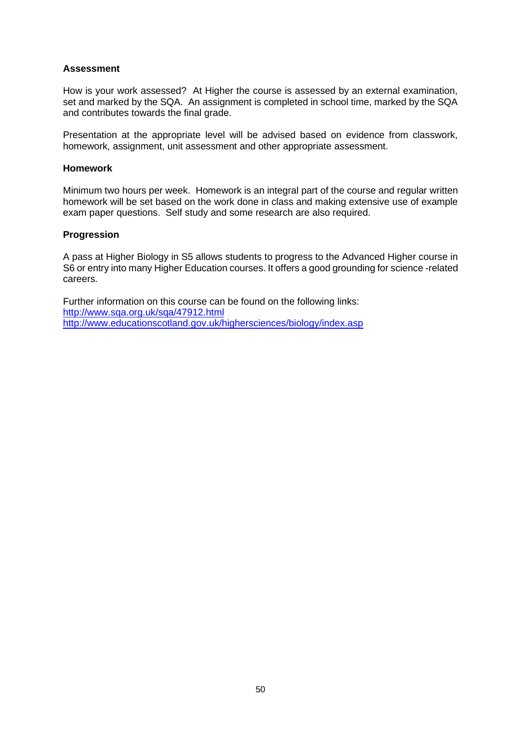**Assessment**

How is your work assessed? At Higher the course is assessed by an external examination, set and marked by the SQA. An assignment is completed in school time, marked by the SQA and contributes towards the final grade.

Presentation at the appropriate level will be advised based on evidence from classwork, homework, assignment, unit assessment and other appropriate assessment.

**Homework**

Minimum two hours per week. Homework is an integral part of the course and regular written homework will be set based on the work done in class and making extensive use of example exam paper questions. Self study and some research are also required.

**Progression**

A pass at Higher Biology in S5 allows students to progress to the Advanced Higher course in S6 or entry into many Higher Education courses. It offers a good grounding for science -related careers.

Further information on this course can be found on the following links:
http://www.sqa.org.uk/sqa/47912.html
http://www.educationscotland.gov.uk/highersciences/biology/index.asp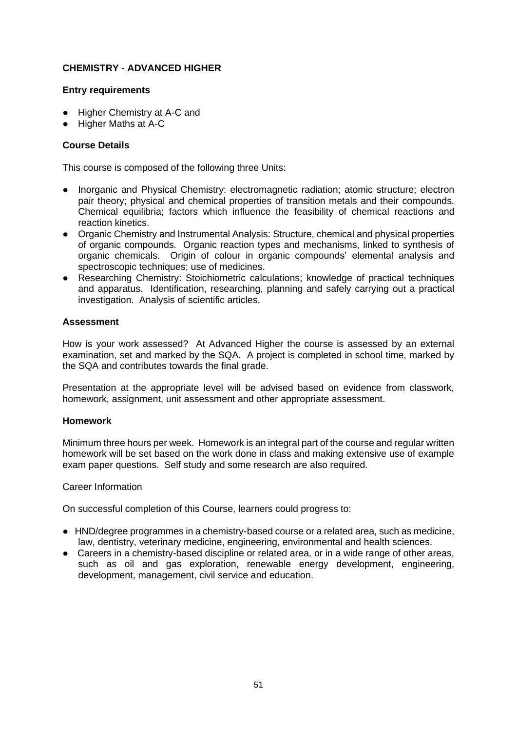## CHEMISTRY - ADVANCED HIGHER

### Entry requirements

- Higher Chemistry at A-C and
- Higher Maths at A-C

### Course Details

This course is composed of the following three Units:

- Inorganic and Physical Chemistry: electromagnetic radiation; atomic structure; electron pair theory; physical and chemical properties of transition metals and their compounds. Chemical equilibria; factors which influence the feasibility of chemical reactions and reaction kinetics.
- Organic Chemistry and Instrumental Analysis: Structure, chemical and physical properties of organic compounds. Organic reaction types and mechanisms, linked to synthesis of organic chemicals. Origin of colour in organic compounds' elemental analysis and spectroscopic techniques; use of medicines.
- Researching Chemistry: Stoichiometric calculations; knowledge of practical techniques and apparatus. Identification, researching, planning and safely carrying out a practical investigation. Analysis of scientific articles.

### Assessment

How is your work assessed? At Advanced Higher the course is assessed by an external examination, set and marked by the SQA. A project is completed in school time, marked by the SQA and contributes towards the final grade.

Presentation at the appropriate level will be advised based on evidence from classwork, homework, assignment, unit assessment and other appropriate assessment.

### Homework

Minimum three hours per week. Homework is an integral part of the course and regular written homework will be set based on the work done in class and making extensive use of example exam paper questions. Self study and some research are also required.

Career Information

On successful completion of this Course, learners could progress to:

- HND/degree programmes in a chemistry-based course or a related area, such as medicine, law, dentistry, veterinary medicine, engineering, environmental and health sciences.
- Careers in a chemistry-based discipline or related area, or in a wide range of other areas, such as oil and gas exploration, renewable energy development, engineering, development, management, civil service and education.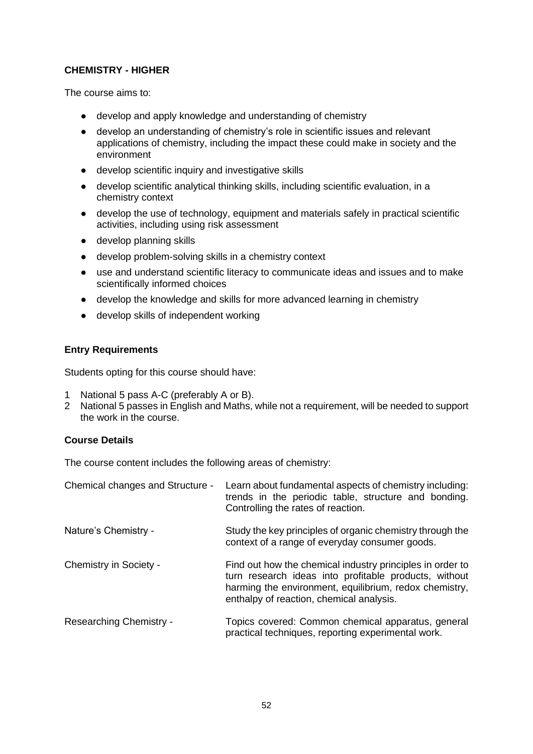**CHEMISTRY - HIGHER**

The course aims to:

- develop and apply knowledge and understanding of chemistry
- develop an understanding of chemistry's role in scientific issues and relevant applications of chemistry, including the impact these could make in society and the environment
- develop scientific inquiry and investigative skills
- develop scientific analytical thinking skills, including scientific evaluation, in a chemistry context
- develop the use of technology, equipment and materials safely in practical scientific activities, including using risk assessment
- develop planning skills
- develop problem-solving skills in a chemistry context
- use and understand scientific literacy to communicate ideas and issues and to make scientifically informed choices
- develop the knowledge and skills for more advanced learning in chemistry
- develop skills of independent working

**Entry Requirements**

Students opting for this course should have:

1. National 5 pass A-C (preferably A or B).
2. National 5 passes in English and Maths, while not a requirement, will be needed to support the work in the course.

**Course Details**

The course content includes the following areas of chemistry:

| | |
|---|---|
| Chemical changes and Structure - | Learn about fundamental aspects of chemistry including: trends in the periodic table, structure and bonding. Controlling the rates of reaction. |
| Nature's Chemistry - | Study the key principles of organic chemistry through the context of a range of everyday consumer goods. |
| Chemistry in Society - | Find out how the chemical industry principles in order to turn research ideas into profitable products, without harming the environment, equilibrium, redox chemistry, enthalpy of reaction, chemical analysis. |
| Researching Chemistry - | Topics covered: Common chemical apparatus, general practical techniques, reporting experimental work. |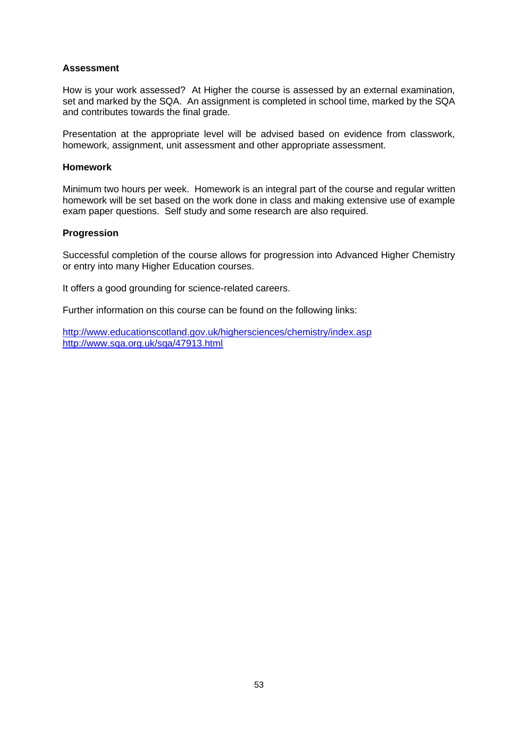**Assessment**

How is your work assessed? At Higher the course is assessed by an external examination, set and marked by the SQA. An assignment is completed in school time, marked by the SQA and contributes towards the final grade.

Presentation at the appropriate level will be advised based on evidence from classwork, homework, assignment, unit assessment and other appropriate assessment.

**Homework**

Minimum two hours per week. Homework is an integral part of the course and regular written homework will be set based on the work done in class and making extensive use of example exam paper questions. Self study and some research are also required.

**Progression**

Successful completion of the course allows for progression into Advanced Higher Chemistry or entry into many Higher Education courses.

It offers a good grounding for science-related careers.

Further information on this course can be found on the following links:

http://www.educationscotland.gov.uk/highersciences/chemistry/index.asp
http://www.sqa.org.uk/sqa/47913.html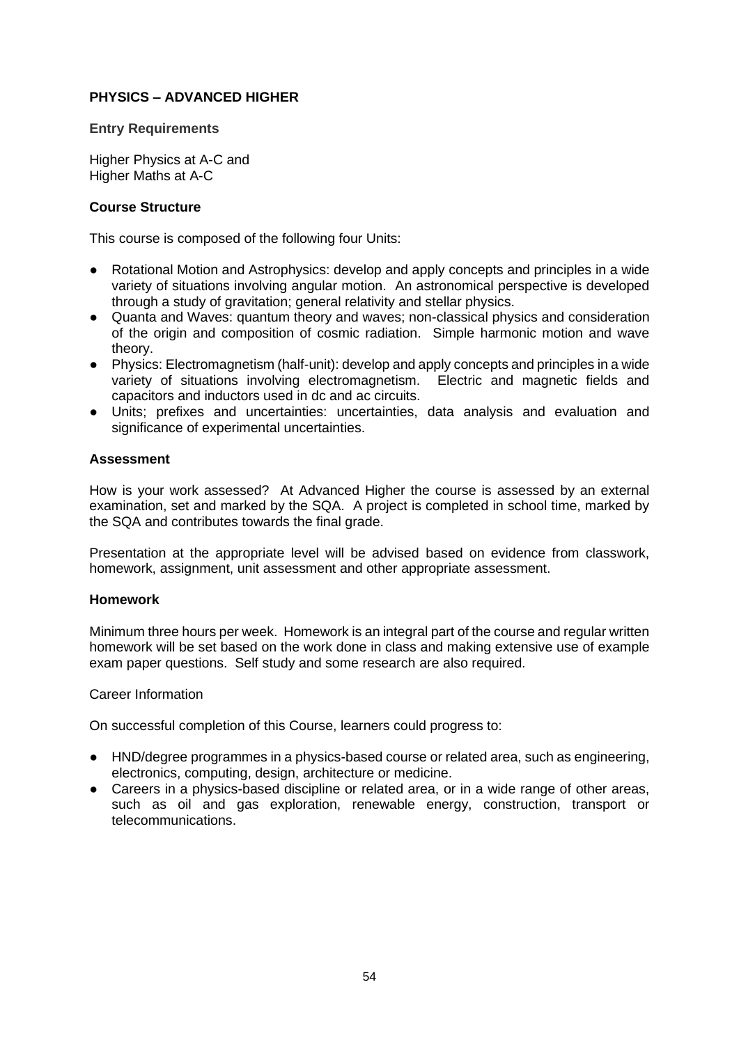## PHYSICS – ADVANCED HIGHER

**Entry Requirements**

Higher Physics at A-C and
Higher Maths at A-C

**Course Structure**

This course is composed of the following four Units:

- Rotational Motion and Astrophysics: develop and apply concepts and principles in a wide variety of situations involving angular motion. An astronomical perspective is developed through a study of gravitation; general relativity and stellar physics.
- Quanta and Waves: quantum theory and waves; non-classical physics and consideration of the origin and composition of cosmic radiation. Simple harmonic motion and wave theory.
- Physics: Electromagnetism (half-unit): develop and apply concepts and principles in a wide variety of situations involving electromagnetism. Electric and magnetic fields and capacitors and inductors used in dc and ac circuits.
- Units; prefixes and uncertainties: uncertainties, data analysis and evaluation and significance of experimental uncertainties.

**Assessment**

How is your work assessed? At Advanced Higher the course is assessed by an external examination, set and marked by the SQA. A project is completed in school time, marked by the SQA and contributes towards the final grade.

Presentation at the appropriate level will be advised based on evidence from classwork, homework, assignment, unit assessment and other appropriate assessment.

**Homework**

Minimum three hours per week. Homework is an integral part of the course and regular written homework will be set based on the work done in class and making extensive use of example exam paper questions. Self study and some research are also required.

Career Information

On successful completion of this Course, learners could progress to:

- HND/degree programmes in a physics-based course or related area, such as engineering, electronics, computing, design, architecture or medicine.
- Careers in a physics-based discipline or related area, or in a wide range of other areas, such as oil and gas exploration, renewable energy, construction, transport or telecommunications.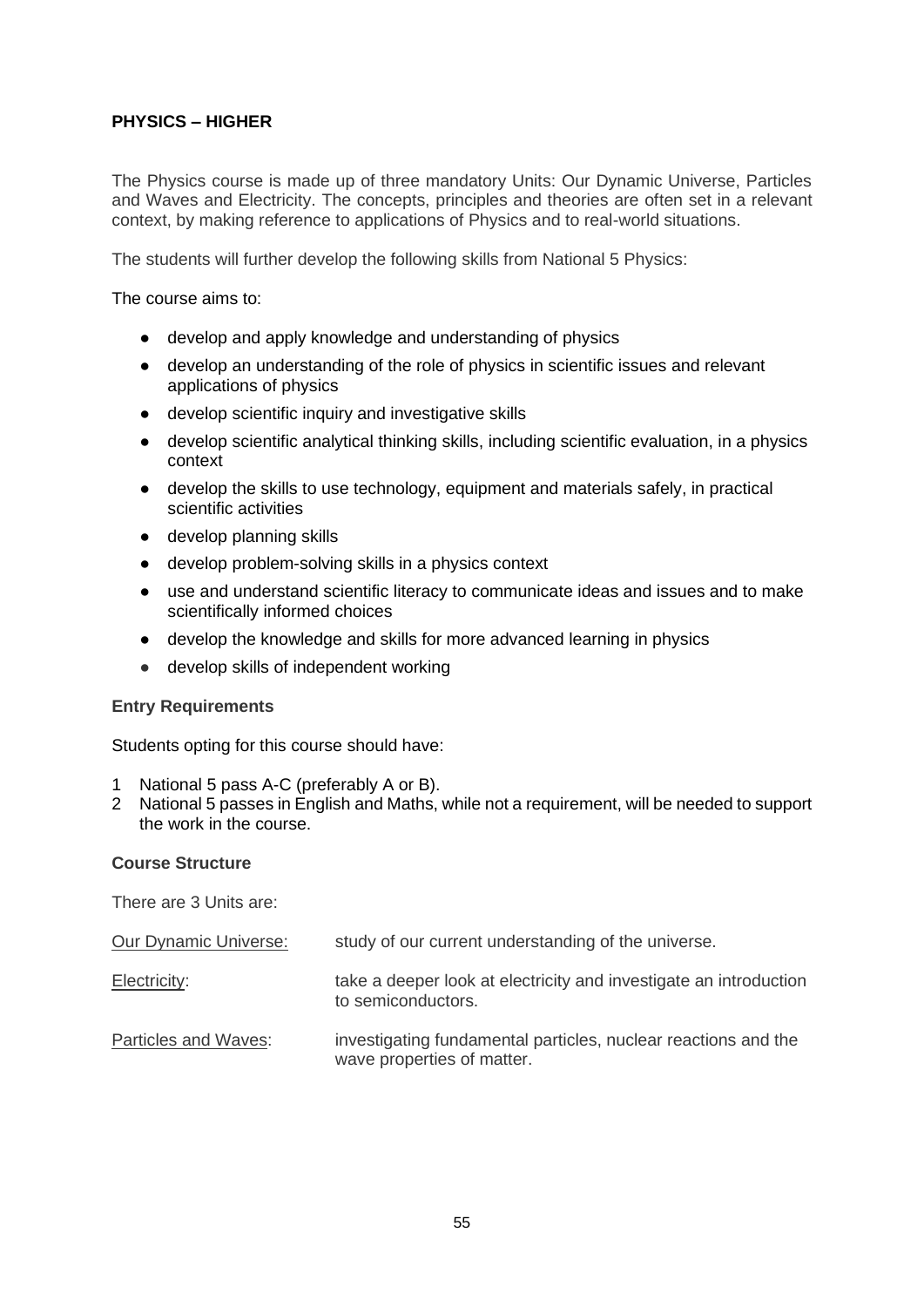**PHYSICS – HIGHER**

The Physics course is made up of three mandatory Units: Our Dynamic Universe, Particles and Waves and Electricity. The concepts, principles and theories are often set in a relevant context, by making reference to applications of Physics and to real-world situations.

The students will further develop the following skills from National 5 Physics:

The course aims to:

- develop and apply knowledge and understanding of physics
- develop an understanding of the role of physics in scientific issues and relevant applications of physics
- develop scientific inquiry and investigative skills
- develop scientific analytical thinking skills, including scientific evaluation, in a physics context
- develop the skills to use technology, equipment and materials safely, in practical scientific activities
- develop planning skills
- develop problem-solving skills in a physics context
- use and understand scientific literacy to communicate ideas and issues and to make scientifically informed choices
- develop the knowledge and skills for more advanced learning in physics
- develop skills of independent working

**Entry Requirements**

Students opting for this course should have:

1. National 5 pass A-C (preferably A or B).
2. National 5 passes in English and Maths, while not a requirement, will be needed to support the work in the course.

**Course Structure**

There are 3 Units are:

| | |
|---|---|
| Our Dynamic Universe: | study of our current understanding of the universe. |
| Electricity: | take a deeper look at electricity and investigate an introduction to semiconductors. |
| Particles and Waves: | investigating fundamental particles, nuclear reactions and the wave properties of matter. |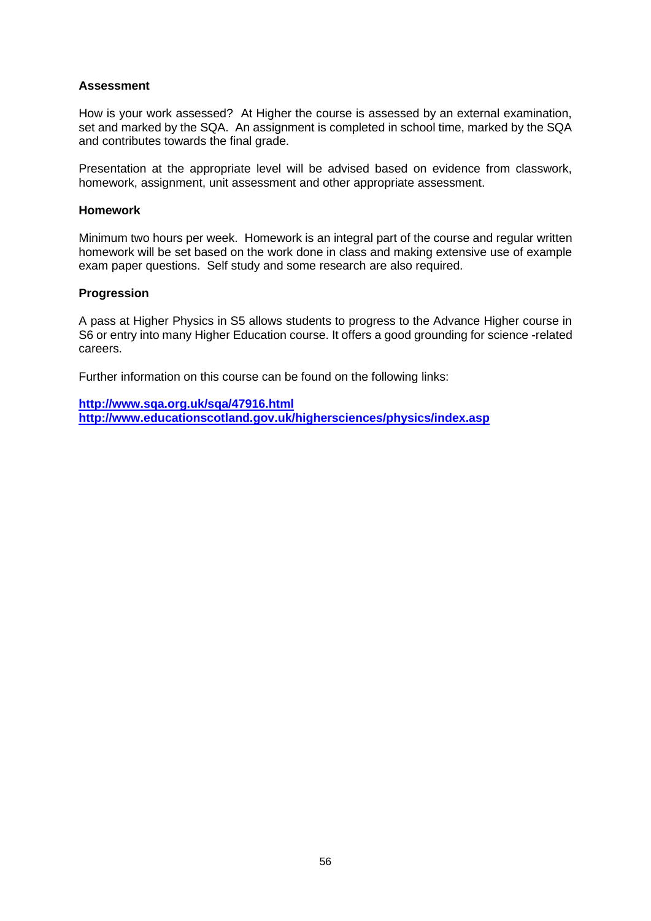**Assessment**

How is your work assessed? At Higher the course is assessed by an external examination, set and marked by the SQA. An assignment is completed in school time, marked by the SQA and contributes towards the final grade.

Presentation at the appropriate level will be advised based on evidence from classwork, homework, assignment, unit assessment and other appropriate assessment.

**Homework**

Minimum two hours per week. Homework is an integral part of the course and regular written homework will be set based on the work done in class and making extensive use of example exam paper questions. Self study and some research are also required.

**Progression**

A pass at Higher Physics in S5 allows students to progress to the Advance Higher course in S6 or entry into many Higher Education course. It offers a good grounding for science -related careers.

Further information on this course can be found on the following links:

**http://www.sqa.org.uk/sqa/47916.html**
**http://www.educationscotland.gov.uk/highersciences/physics/index.asp**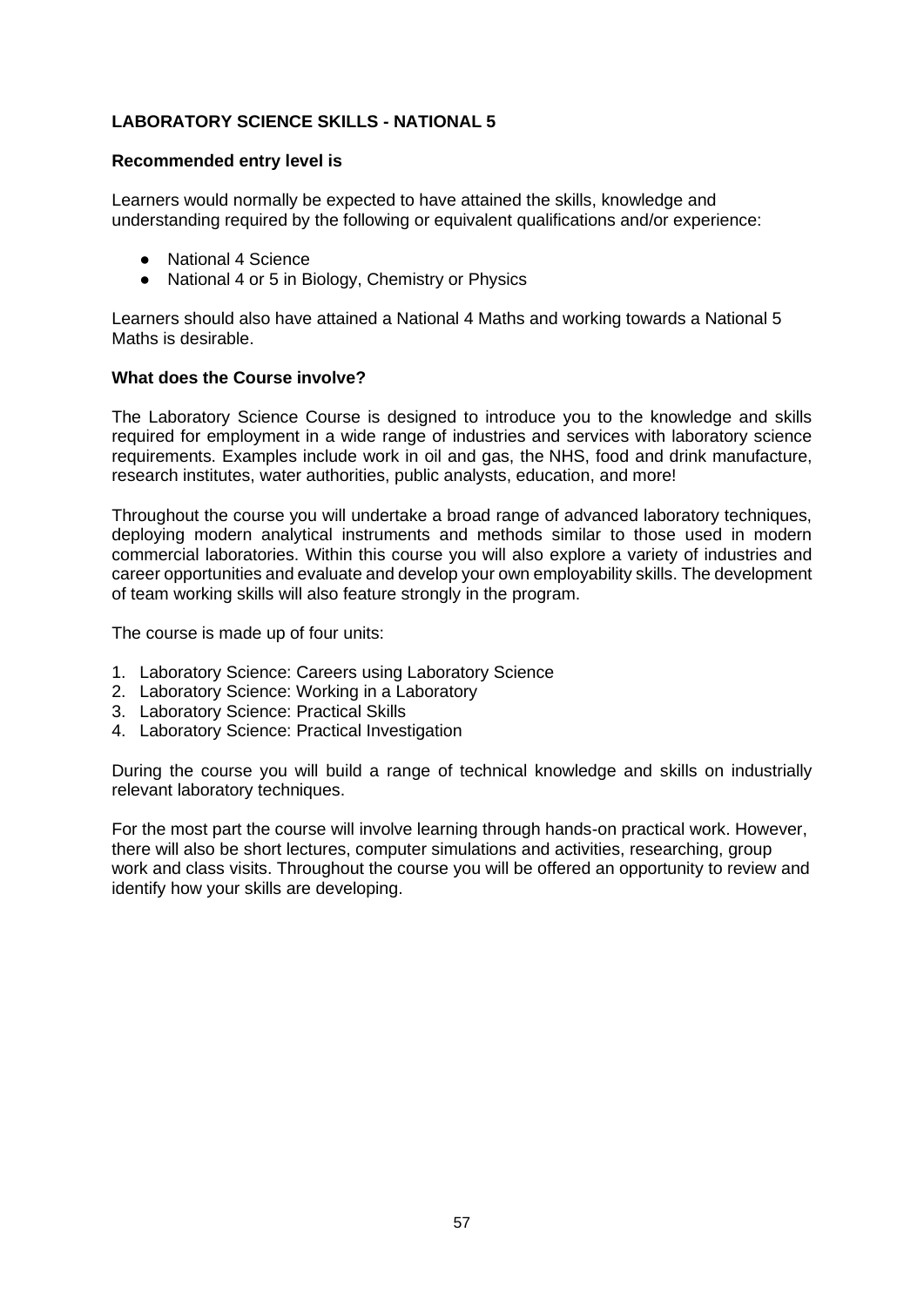## LABORATORY SCIENCE SKILLS - NATIONAL 5

### Recommended entry level is

Learners would normally be expected to have attained the skills, knowledge and understanding required by the following or equivalent qualifications and/or experience:

- National 4 Science
- National 4 or 5 in Biology, Chemistry or Physics

Learners should also have attained a National 4 Maths and working towards a National 5 Maths is desirable.

### What does the Course involve?

The Laboratory Science Course is designed to introduce you to the knowledge and skills required for employment in a wide range of industries and services with laboratory science requirements. Examples include work in oil and gas, the NHS, food and drink manufacture, research institutes, water authorities, public analysts, education, and more!

Throughout the course you will undertake a broad range of advanced laboratory techniques, deploying modern analytical instruments and methods similar to those used in modern commercial laboratories. Within this course you will also explore a variety of industries and career opportunities and evaluate and develop your own employability skills. The development of team working skills will also feature strongly in the program.

The course is made up of four units:

1. Laboratory Science: Careers using Laboratory Science
2. Laboratory Science: Working in a Laboratory
3. Laboratory Science: Practical Skills
4. Laboratory Science: Practical Investigation

During the course you will build a range of technical knowledge and skills on industrially relevant laboratory techniques.

For the most part the course will involve learning through hands-on practical work. However, there will also be short lectures, computer simulations and activities, researching, group work and class visits. Throughout the course you will be offered an opportunity to review and identify how your skills are developing.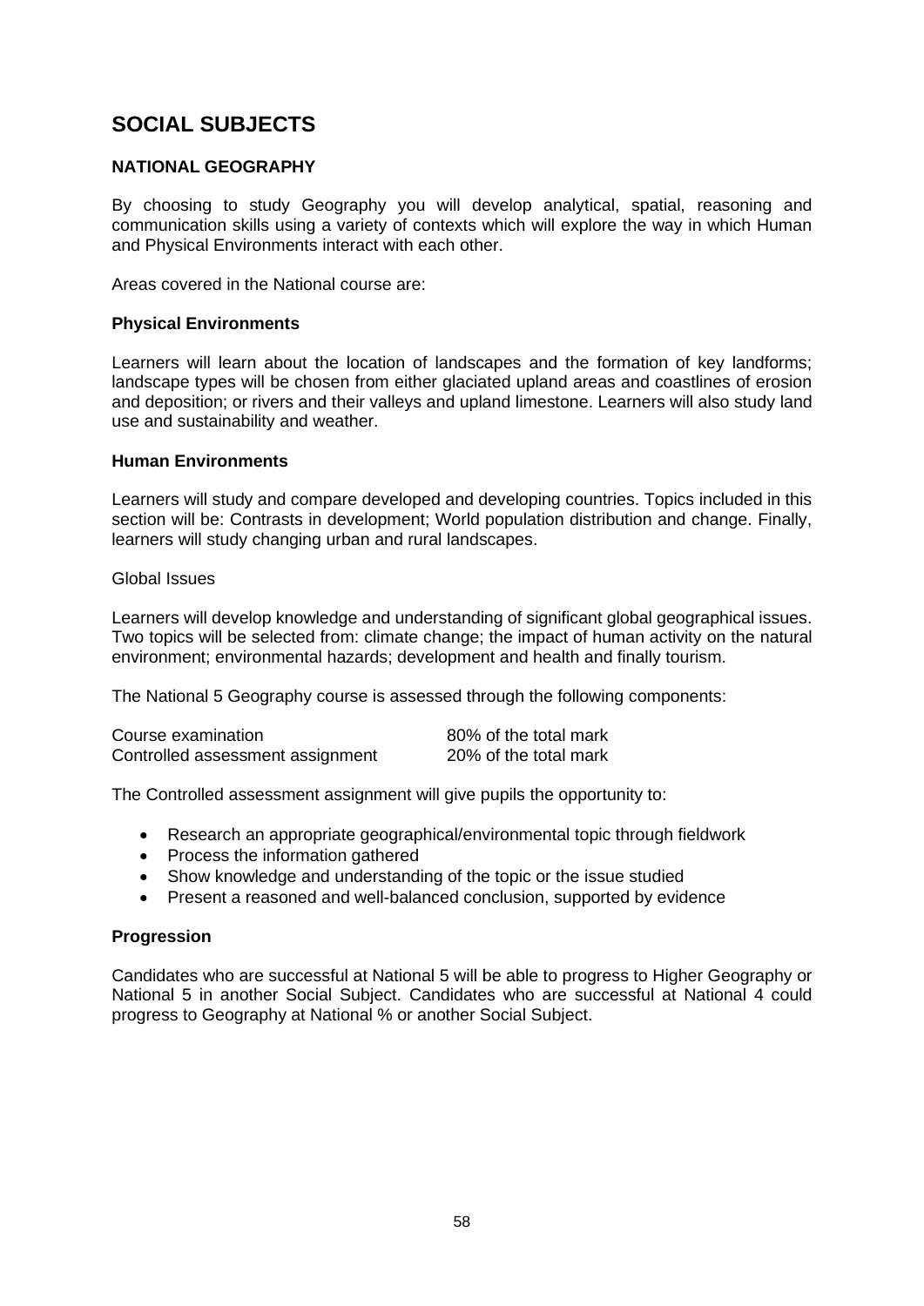# SOCIAL SUBJECTS

### NATIONAL GEOGRAPHY

By choosing to study Geography you will develop analytical, spatial, reasoning and communication skills using a variety of contexts which will explore the way in which Human and Physical Environments interact with each other.

Areas covered in the National course are:

**Physical Environments**

Learners will learn about the location of landscapes and the formation of key landforms; landscape types will be chosen from either glaciated upland areas and coastlines of erosion and deposition; or rivers and their valleys and upland limestone. Learners will also study land use and sustainability and weather.

**Human Environments**

Learners will study and compare developed and developing countries. Topics included in this section will be: Contrasts in development; World population distribution and change. Finally, learners will study changing urban and rural landscapes.

Global Issues

Learners will develop knowledge and understanding of significant global geographical issues. Two topics will be selected from: climate change; the impact of human activity on the natural environment; environmental hazards; development and health and finally tourism.

The National 5 Geography course is assessed through the following components:

| | |
|---|---|
| Course examination | 80% of the total mark |
| Controlled assessment assignment | 20% of the total mark |

The Controlled assessment assignment will give pupils the opportunity to:

- Research an appropriate geographical/environmental topic through fieldwork
- Process the information gathered
- Show knowledge and understanding of the topic or the issue studied
- Present a reasoned and well-balanced conclusion, supported by evidence

**Progression**

Candidates who are successful at National 5 will be able to progress to Higher Geography or National 5 in another Social Subject. Candidates who are successful at National 4 could progress to Geography at National % or another Social Subject.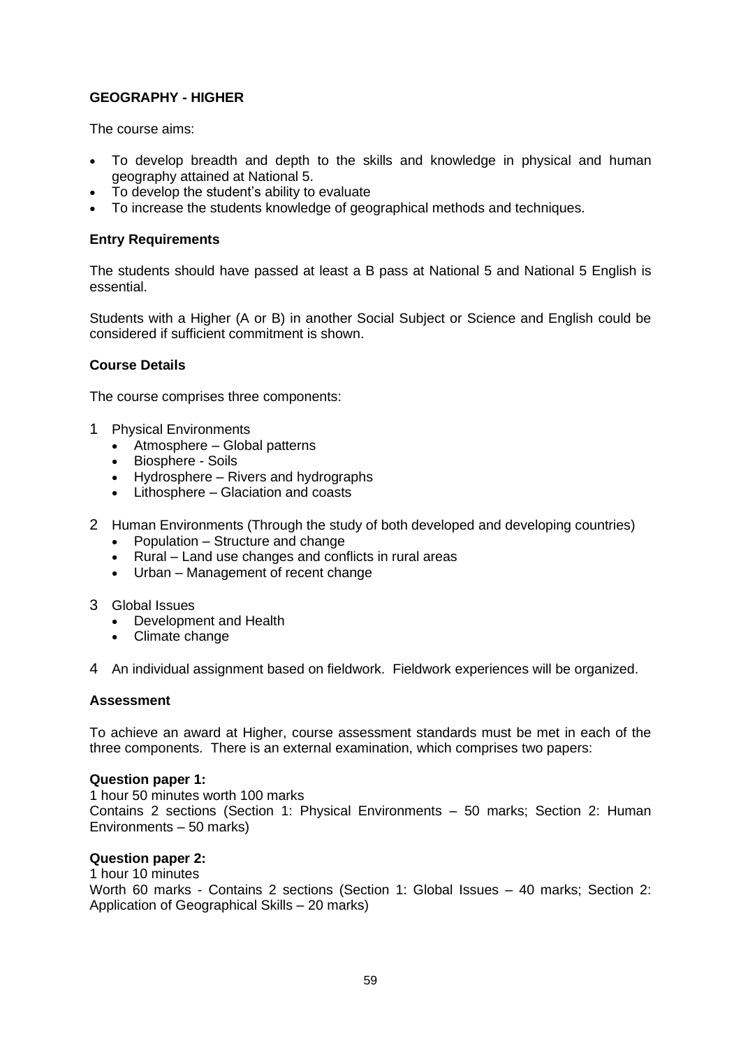**GEOGRAPHY - HIGHER**

The course aims:

- To develop breadth and depth to the skills and knowledge in physical and human geography attained at National 5.
- To develop the student's ability to evaluate
- To increase the students knowledge of geographical methods and techniques.

**Entry Requirements**

The students should have passed at least a B pass at National 5 and National 5 English is essential.

Students with a Higher (A or B) in another Social Subject or Science and English could be considered if sufficient commitment is shown.

**Course Details**

The course comprises three components:

1. Physical Environments
    - Atmosphere – Global patterns
    - Biosphere - Soils
    - Hydrosphere – Rivers and hydrographs
    - Lithosphere – Glaciation and coasts
2. Human Environments (Through the study of both developed and developing countries)
    - Population – Structure and change
    - Rural – Land use changes and conflicts in rural areas
    - Urban – Management of recent change
3. Global Issues
    - Development and Health
    - Climate change
4. An individual assignment based on fieldwork. Fieldwork experiences will be organized.

**Assessment**

To achieve an award at Higher, course assessment standards must be met in each of the three components. There is an external examination, which comprises two papers:

**Question paper 1:**
1 hour 50 minutes worth 100 marks
Contains 2 sections (Section 1: Physical Environments – 50 marks; Section 2: Human Environments – 50 marks)

**Question paper 2:**
1 hour 10 minutes
Worth 60 marks - Contains 2 sections (Section 1: Global Issues – 40 marks; Section 2: Application of Geographical Skills – 20 marks)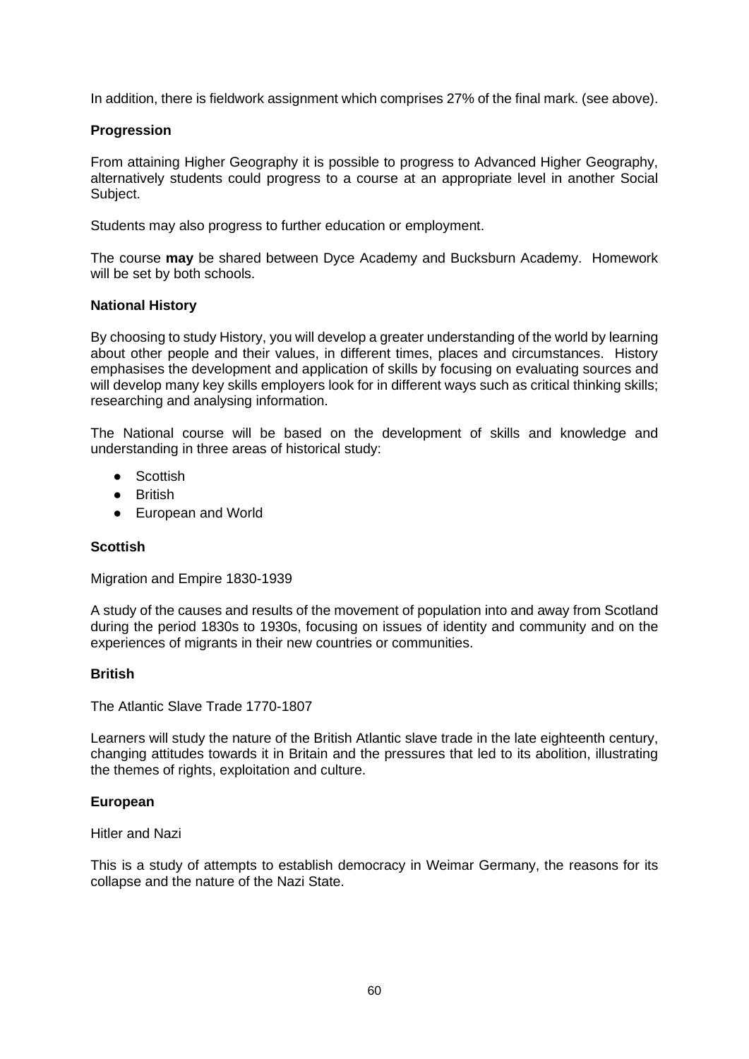In addition, there is fieldwork assignment which comprises 27% of the final mark. (see above).

**Progression**

From attaining Higher Geography it is possible to progress to Advanced Higher Geography, alternatively students could progress to a course at an appropriate level in another Social Subject.

Students may also progress to further education or employment.

The course **may** be shared between Dyce Academy and Bucksburn Academy. Homework will be set by both schools.

**National History**

By choosing to study History, you will develop a greater understanding of the world by learning about other people and their values, in different times, places and circumstances. History emphasises the development and application of skills by focusing on evaluating sources and will develop many key skills employers look for in different ways such as critical thinking skills; researching and analysing information.

The National course will be based on the development of skills and knowledge and understanding in three areas of historical study:

- Scottish
- British
- European and World

**Scottish**

Migration and Empire 1830-1939

A study of the causes and results of the movement of population into and away from Scotland during the period 1830s to 1930s, focusing on issues of identity and community and on the experiences of migrants in their new countries or communities.

**British**

The Atlantic Slave Trade 1770-1807

Learners will study the nature of the British Atlantic slave trade in the late eighteenth century, changing attitudes towards it in Britain and the pressures that led to its abolition, illustrating the themes of rights, exploitation and culture.

**European**

Hitler and Nazi

This is a study of attempts to establish democracy in Weimar Germany, the reasons for its collapse and the nature of the Nazi State.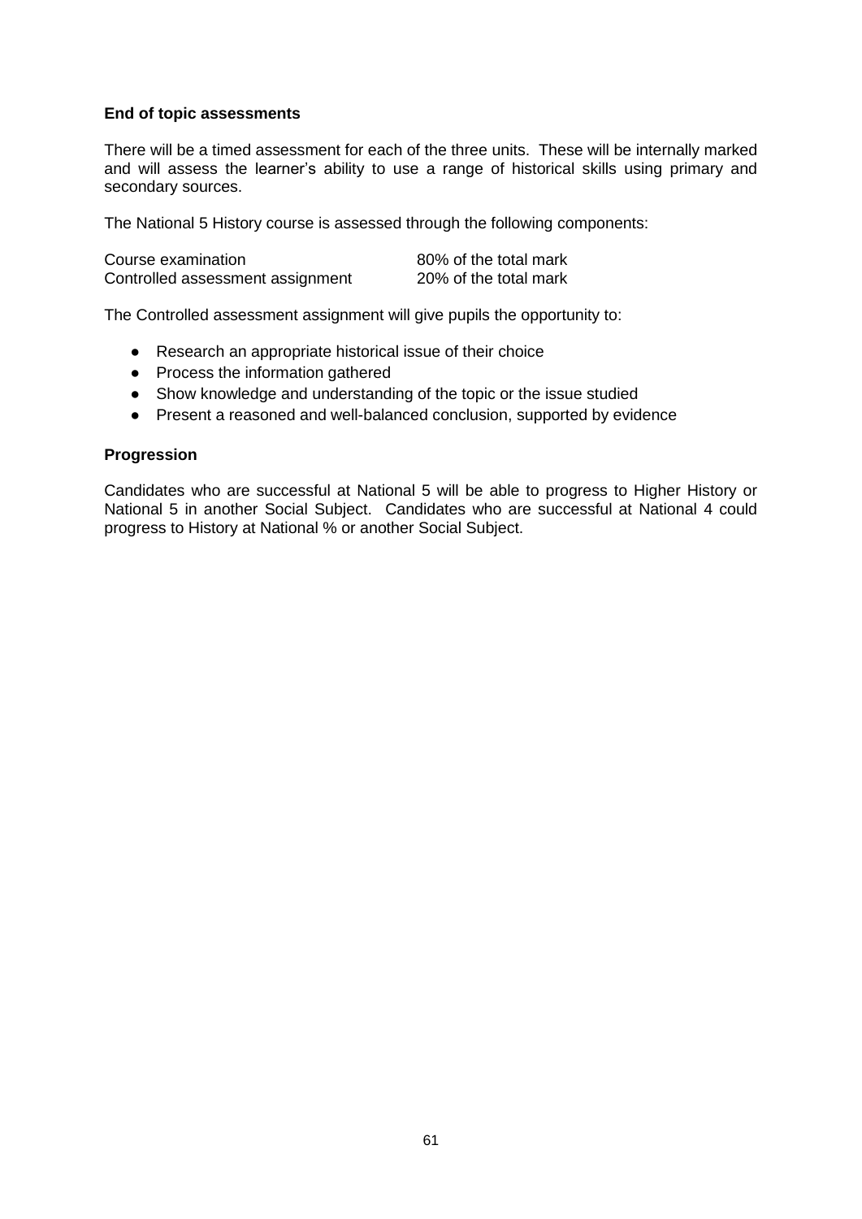**End of topic assessments**

There will be a timed assessment for each of the three units. These will be internally marked and will assess the learner's ability to use a range of historical skills using primary and secondary sources.

The National 5 History course is assessed through the following components:

| | |
|---|---|
| Course examination | 80% of the total mark |
| Controlled assessment assignment | 20% of the total mark |

The Controlled assessment assignment will give pupils the opportunity to:

- Research an appropriate historical issue of their choice
- Process the information gathered
- Show knowledge and understanding of the topic or the issue studied
- Present a reasoned and well-balanced conclusion, supported by evidence

**Progression**

Candidates who are successful at National 5 will be able to progress to Higher History or National 5 in another Social Subject. Candidates who are successful at National 4 could progress to History at National % or another Social Subject.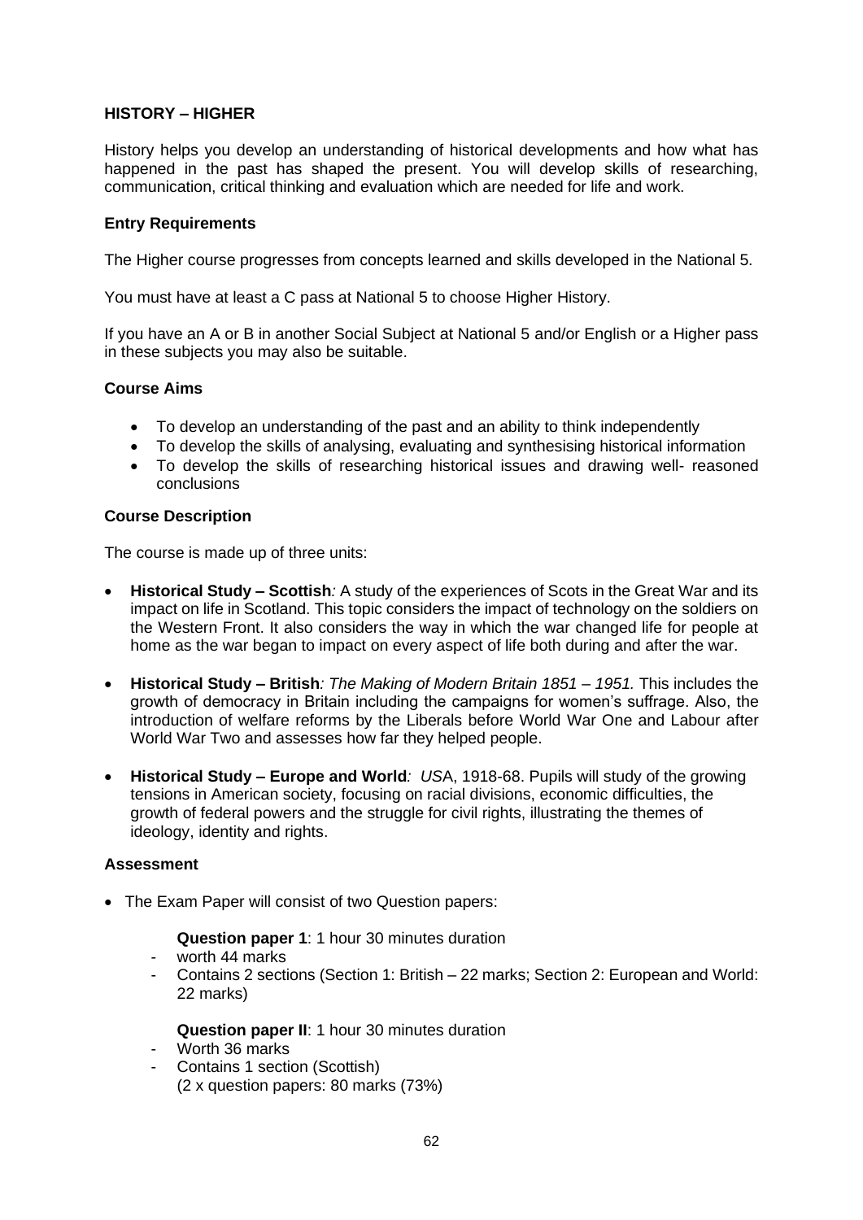## HISTORY – HIGHER

History helps you develop an understanding of historical developments and how what has happened in the past has shaped the present. You will develop skills of researching, communication, critical thinking and evaluation which are needed for life and work.

### Entry Requirements

The Higher course progresses from concepts learned and skills developed in the National 5.

You must have at least a C pass at National 5 to choose Higher History.

If you have an A or B in another Social Subject at National 5 and/or English or a Higher pass in these subjects you may also be suitable.

### Course Aims

- To develop an understanding of the past and an ability to think independently
- To develop the skills of analysing, evaluating and synthesising historical information
- To develop the skills of researching historical issues and drawing well- reasoned conclusions

### Course Description

The course is made up of three units:

- **Historical Study – Scottish***:* A study of the experiences of Scots in the Great War and its impact on life in Scotland. This topic considers the impact of technology on the soldiers on the Western Front. It also considers the way in which the war changed life for people at home as the war began to impact on every aspect of life both during and after the war.
- **Historical Study – British***: The Making of Modern Britain 1851 – 1951.* This includes the growth of democracy in Britain including the campaigns for women's suffrage. Also, the introduction of welfare reforms by the Liberals before World War One and Labour after World War Two and assesses how far they helped people.
- **Historical Study – Europe and World***: US*A, 1918-68. Pupils will study of the growing tensions in American society, focusing on racial divisions, economic difficulties, the growth of federal powers and the struggle for civil rights, illustrating the themes of ideology, identity and rights.

### Assessment

- The Exam Paper will consist of two Question papers:

  **Question paper 1**: 1 hour 30 minutes duration
  - worth 44 marks
  - Contains 2 sections (Section 1: British – 22 marks; Section 2: European and World: 22 marks)

  **Question paper II**: 1 hour 30 minutes duration
  - Worth 36 marks
  - Contains 1 section (Scottish)
    (2 x question papers: 80 marks (73%)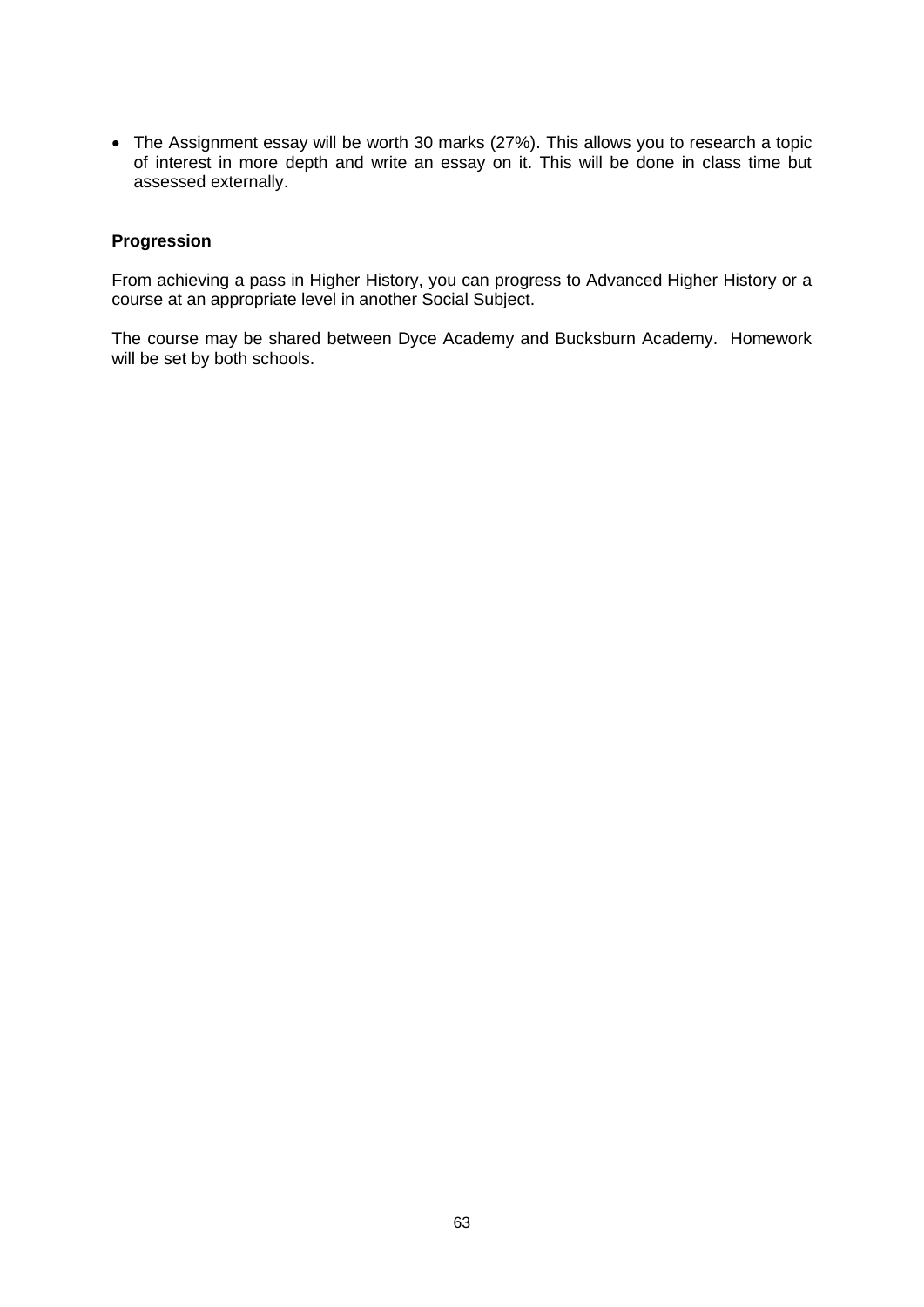- The Assignment essay will be worth 30 marks (27%). This allows you to research a topic of interest in more depth and write an essay on it. This will be done in class time but assessed externally.

**Progression**

From achieving a pass in Higher History, you can progress to Advanced Higher History or a course at an appropriate level in another Social Subject.

The course may be shared between Dyce Academy and Bucksburn Academy. Homework will be set by both schools.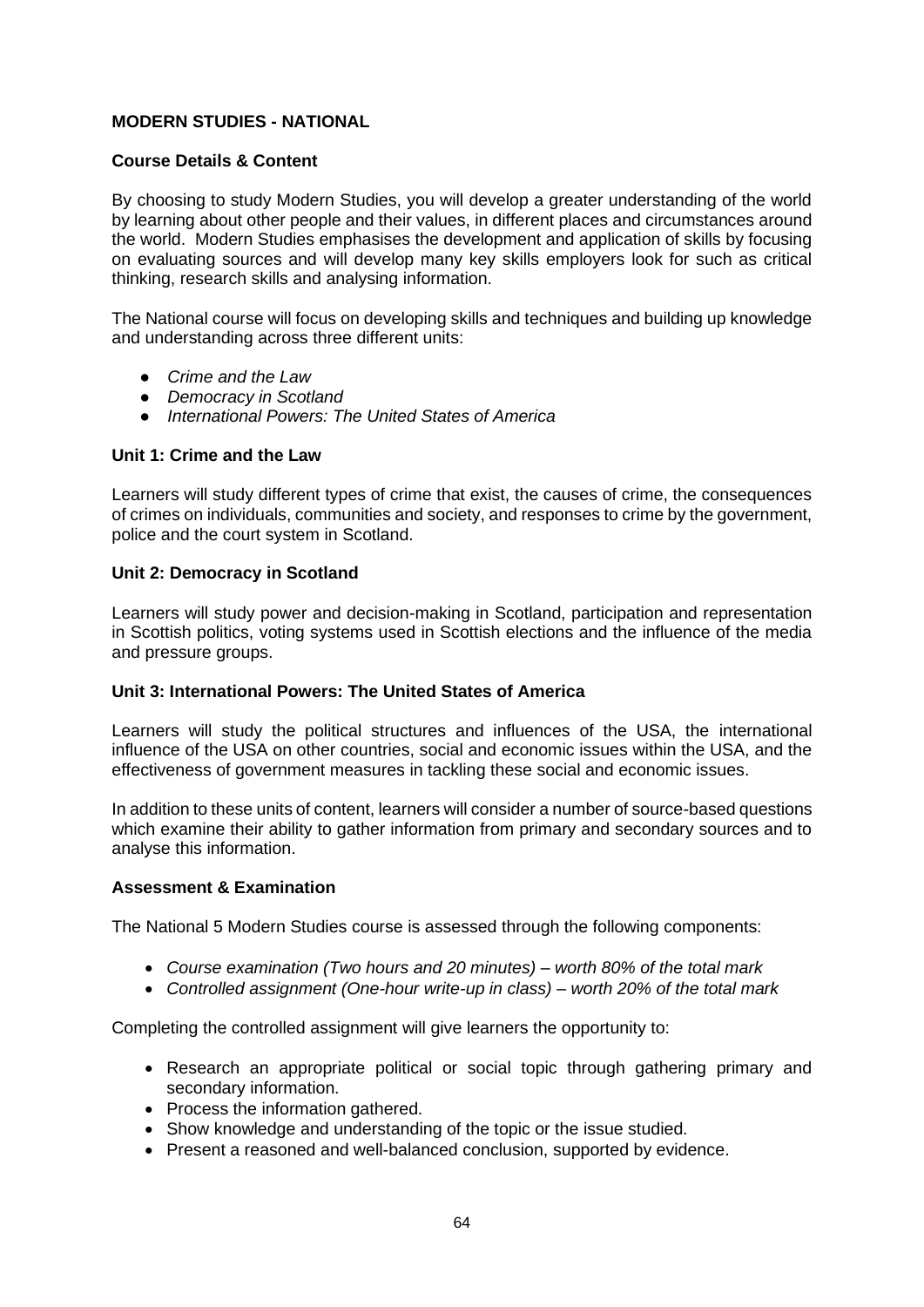## MODERN STUDIES - NATIONAL

### Course Details & Content

By choosing to study Modern Studies, you will develop a greater understanding of the world by learning about other people and their values, in different places and circumstances around the world. Modern Studies emphasises the development and application of skills by focusing on evaluating sources and will develop many key skills employers look for such as critical thinking, research skills and analysing information.

The National course will focus on developing skills and techniques and building up knowledge and understanding across three different units:

- *Crime and the Law*
- *Democracy in Scotland*
- *International Powers: The United States of America*

### Unit 1: Crime and the Law

Learners will study different types of crime that exist, the causes of crime, the consequences of crimes on individuals, communities and society, and responses to crime by the government, police and the court system in Scotland.

### Unit 2: Democracy in Scotland

Learners will study power and decision-making in Scotland, participation and representation in Scottish politics, voting systems used in Scottish elections and the influence of the media and pressure groups.

### Unit 3: International Powers: The United States of America

Learners will study the political structures and influences of the USA, the international influence of the USA on other countries, social and economic issues within the USA, and the effectiveness of government measures in tackling these social and economic issues.

In addition to these units of content, learners will consider a number of source-based questions which examine their ability to gather information from primary and secondary sources and to analyse this information.

### Assessment & Examination

The National 5 Modern Studies course is assessed through the following components:

- *Course examination (Two hours and 20 minutes) – worth 80% of the total mark*
- *Controlled assignment (One-hour write-up in class) – worth 20% of the total mark*

Completing the controlled assignment will give learners the opportunity to:

- Research an appropriate political or social topic through gathering primary and secondary information.
- Process the information gathered.
- Show knowledge and understanding of the topic or the issue studied.
- Present a reasoned and well-balanced conclusion, supported by evidence.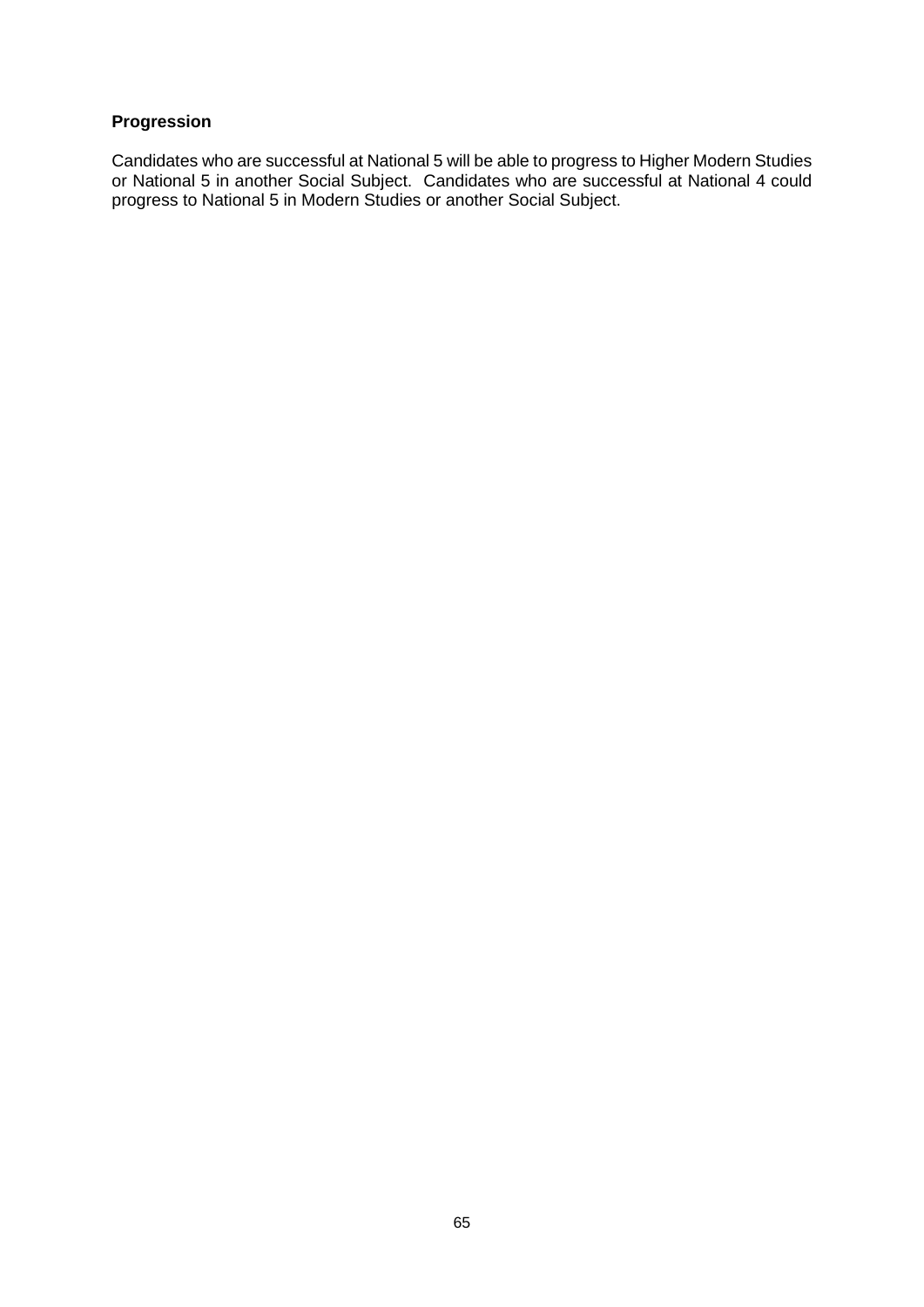**Progression**

Candidates who are successful at National 5 will be able to progress to Higher Modern Studies or National 5 in another Social Subject. Candidates who are successful at National 4 could progress to National 5 in Modern Studies or another Social Subject.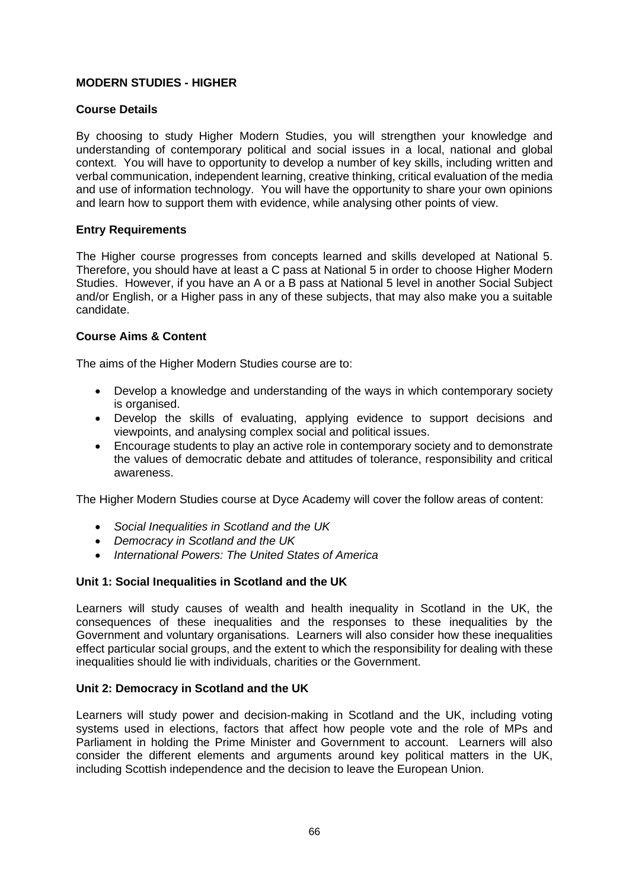## MODERN STUDIES - HIGHER

### Course Details

By choosing to study Higher Modern Studies, you will strengthen your knowledge and understanding of contemporary political and social issues in a local, national and global context. You will have to opportunity to develop a number of key skills, including written and verbal communication, independent learning, creative thinking, critical evaluation of the media and use of information technology. You will have the opportunity to share your own opinions and learn how to support them with evidence, while analysing other points of view.

### Entry Requirements

The Higher course progresses from concepts learned and skills developed at National 5. Therefore, you should have at least a C pass at National 5 in order to choose Higher Modern Studies. However, if you have an A or a B pass at National 5 level in another Social Subject and/or English, or a Higher pass in any of these subjects, that may also make you a suitable candidate.

### Course Aims & Content

The aims of the Higher Modern Studies course are to:

- Develop a knowledge and understanding of the ways in which contemporary society is organised.
- Develop the skills of evaluating, applying evidence to support decisions and viewpoints, and analysing complex social and political issues.
- Encourage students to play an active role in contemporary society and to demonstrate the values of democratic debate and attitudes of tolerance, responsibility and critical awareness.

The Higher Modern Studies course at Dyce Academy will cover the follow areas of content:

- *Social Inequalities in Scotland and the UK*
- *Democracy in Scotland and the UK*
- *International Powers: The United States of America*

### Unit 1: Social Inequalities in Scotland and the UK

Learners will study causes of wealth and health inequality in Scotland in the UK, the consequences of these inequalities and the responses to these inequalities by the Government and voluntary organisations. Learners will also consider how these inequalities effect particular social groups, and the extent to which the responsibility for dealing with these inequalities should lie with individuals, charities or the Government.

### Unit 2: Democracy in Scotland and the UK

Learners will study power and decision-making in Scotland and the UK, including voting systems used in elections, factors that affect how people vote and the role of MPs and Parliament in holding the Prime Minister and Government to account. Learners will also consider the different elements and arguments around key political matters in the UK, including Scottish independence and the decision to leave the European Union.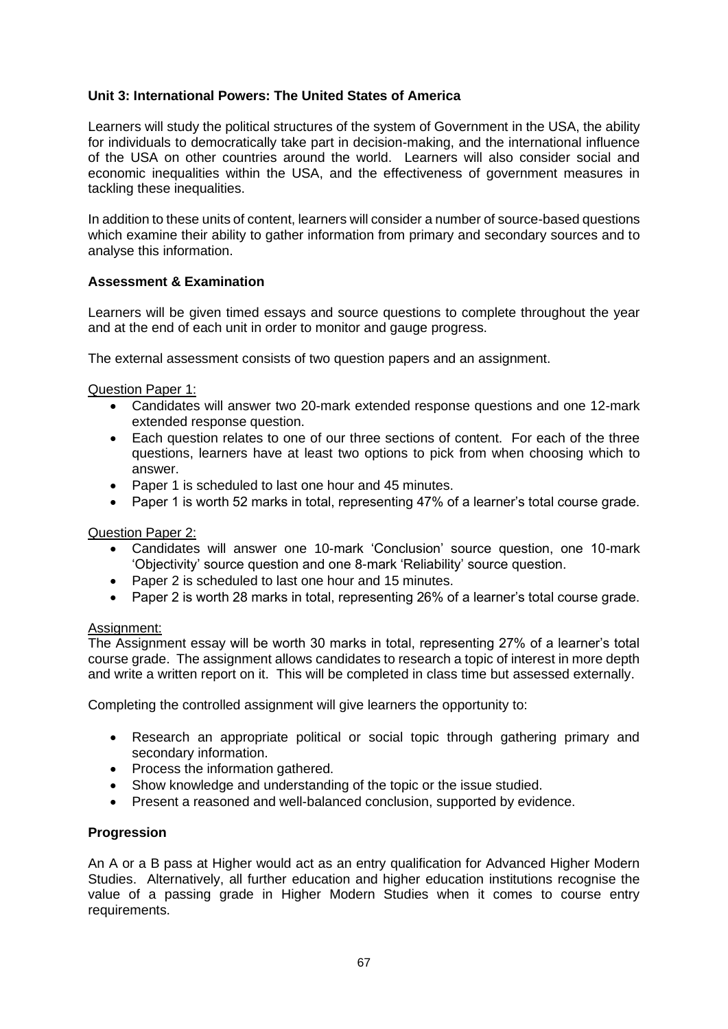**Unit 3: International Powers: The United States of America**

Learners will study the political structures of the system of Government in the USA, the ability for individuals to democratically take part in decision-making, and the international influence of the USA on other countries around the world. Learners will also consider social and economic inequalities within the USA, and the effectiveness of government measures in tackling these inequalities.

In addition to these units of content, learners will consider a number of source-based questions which examine their ability to gather information from primary and secondary sources and to analyse this information.

**Assessment & Examination**

Learners will be given timed essays and source questions to complete throughout the year and at the end of each unit in order to monitor and gauge progress.

The external assessment consists of two question papers and an assignment.

Question Paper 1:

- Candidates will answer two 20-mark extended response questions and one 12-mark extended response question.
- Each question relates to one of our three sections of content. For each of the three questions, learners have at least two options to pick from when choosing which to answer.
- Paper 1 is scheduled to last one hour and 45 minutes.
- Paper 1 is worth 52 marks in total, representing 47% of a learner's total course grade.

Question Paper 2:

- Candidates will answer one 10-mark 'Conclusion' source question, one 10-mark 'Objectivity' source question and one 8-mark 'Reliability' source question.
- Paper 2 is scheduled to last one hour and 15 minutes.
- Paper 2 is worth 28 marks in total, representing 26% of a learner's total course grade.

Assignment:

The Assignment essay will be worth 30 marks in total, representing 27% of a learner's total course grade. The assignment allows candidates to research a topic of interest in more depth and write a written report on it. This will be completed in class time but assessed externally.

Completing the controlled assignment will give learners the opportunity to:

- Research an appropriate political or social topic through gathering primary and secondary information.
- Process the information gathered.
- Show knowledge and understanding of the topic or the issue studied.
- Present a reasoned and well-balanced conclusion, supported by evidence.

**Progression**

An A or a B pass at Higher would act as an entry qualification for Advanced Higher Modern Studies. Alternatively, all further education and higher education institutions recognise the value of a passing grade in Higher Modern Studies when it comes to course entry requirements.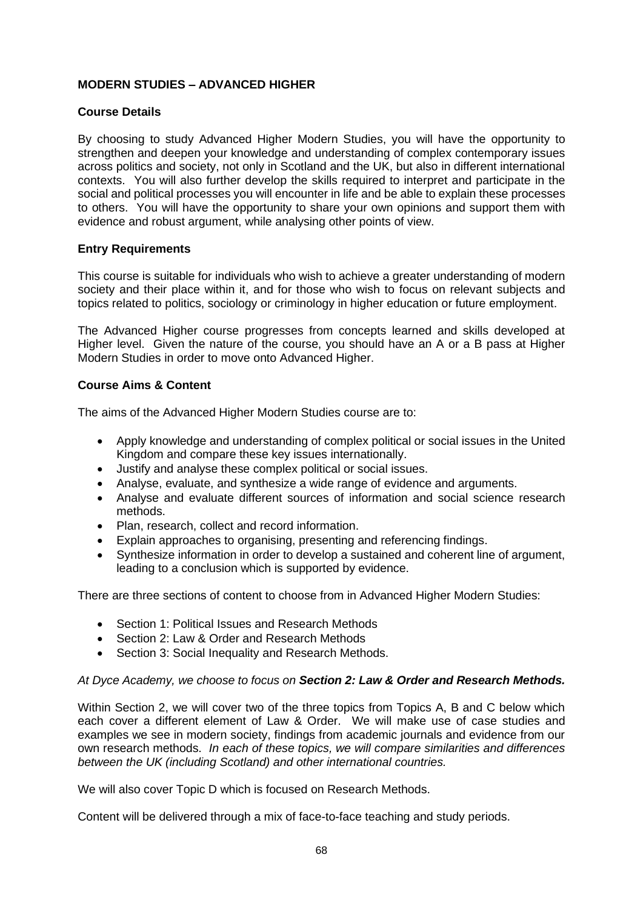## MODERN STUDIES – ADVANCED HIGHER

### Course Details

By choosing to study Advanced Higher Modern Studies, you will have the opportunity to strengthen and deepen your knowledge and understanding of complex contemporary issues across politics and society, not only in Scotland and the UK, but also in different international contexts. You will also further develop the skills required to interpret and participate in the social and political processes you will encounter in life and be able to explain these processes to others. You will have the opportunity to share your own opinions and support them with evidence and robust argument, while analysing other points of view.

### Entry Requirements

This course is suitable for individuals who wish to achieve a greater understanding of modern society and their place within it, and for those who wish to focus on relevant subjects and topics related to politics, sociology or criminology in higher education or future employment.

The Advanced Higher course progresses from concepts learned and skills developed at Higher level. Given the nature of the course, you should have an A or a B pass at Higher Modern Studies in order to move onto Advanced Higher.

### Course Aims & Content

The aims of the Advanced Higher Modern Studies course are to:

- Apply knowledge and understanding of complex political or social issues in the United Kingdom and compare these key issues internationally.
- Justify and analyse these complex political or social issues.
- Analyse, evaluate, and synthesize a wide range of evidence and arguments.
- Analyse and evaluate different sources of information and social science research methods.
- Plan, research, collect and record information.
- Explain approaches to organising, presenting and referencing findings.
- Synthesize information in order to develop a sustained and coherent line of argument, leading to a conclusion which is supported by evidence.

There are three sections of content to choose from in Advanced Higher Modern Studies:

- Section 1: Political Issues and Research Methods
- Section 2: Law & Order and Research Methods
- Section 3: Social Inequality and Research Methods.

*At Dyce Academy, we choose to focus on **Section 2: Law & Order and Research Methods.***

Within Section 2, we will cover two of the three topics from Topics A, B and C below which each cover a different element of Law & Order. We will make use of case studies and examples we see in modern society, findings from academic journals and evidence from our own research methods. *In each of these topics, we will compare similarities and differences between the UK (including Scotland) and other international countries.*

We will also cover Topic D which is focused on Research Methods.

Content will be delivered through a mix of face-to-face teaching and study periods.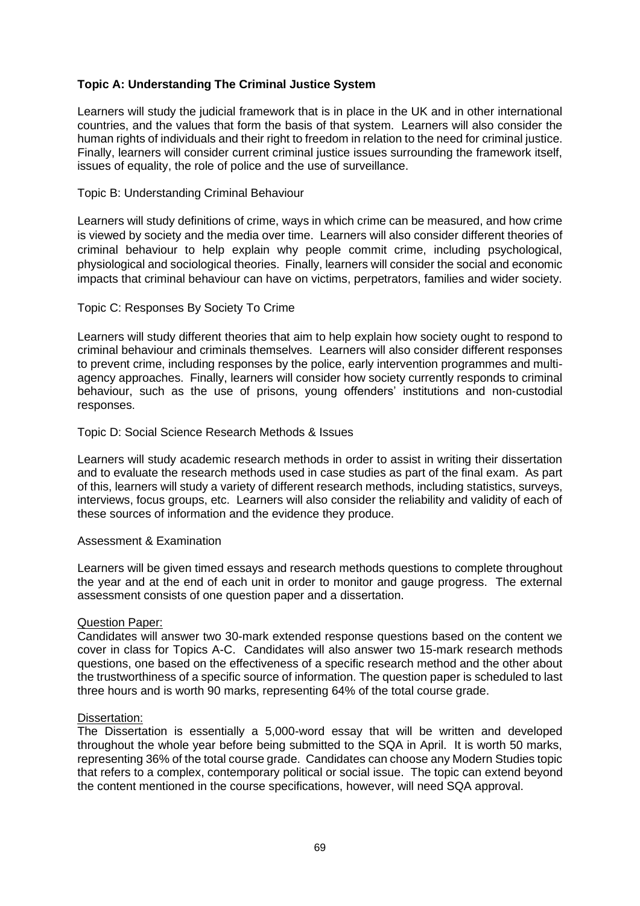**Topic A: Understanding The Criminal Justice System**

Learners will study the judicial framework that is in place in the UK and in other international countries, and the values that form the basis of that system. Learners will also consider the human rights of individuals and their right to freedom in relation to the need for criminal justice. Finally, learners will consider current criminal justice issues surrounding the framework itself, issues of equality, the role of police and the use of surveillance.

Topic B: Understanding Criminal Behaviour

Learners will study definitions of crime, ways in which crime can be measured, and how crime is viewed by society and the media over time. Learners will also consider different theories of criminal behaviour to help explain why people commit crime, including psychological, physiological and sociological theories. Finally, learners will consider the social and economic impacts that criminal behaviour can have on victims, perpetrators, families and wider society.

Topic C: Responses By Society To Crime

Learners will study different theories that aim to help explain how society ought to respond to criminal behaviour and criminals themselves. Learners will also consider different responses to prevent crime, including responses by the police, early intervention programmes and multi-agency approaches. Finally, learners will consider how society currently responds to criminal behaviour, such as the use of prisons, young offenders' institutions and non-custodial responses.

Topic D: Social Science Research Methods & Issues

Learners will study academic research methods in order to assist in writing their dissertation and to evaluate the research methods used in case studies as part of the final exam. As part of this, learners will study a variety of different research methods, including statistics, surveys, interviews, focus groups, etc. Learners will also consider the reliability and validity of each of these sources of information and the evidence they produce.

Assessment & Examination

Learners will be given timed essays and research methods questions to complete throughout the year and at the end of each unit in order to monitor and gauge progress. The external assessment consists of one question paper and a dissertation.

Question Paper:
Candidates will answer two 30-mark extended response questions based on the content we cover in class for Topics A-C. Candidates will also answer two 15-mark research methods questions, one based on the effectiveness of a specific research method and the other about the trustworthiness of a specific source of information. The question paper is scheduled to last three hours and is worth 90 marks, representing 64% of the total course grade.

Dissertation:
The Dissertation is essentially a 5,000-word essay that will be written and developed throughout the whole year before being submitted to the SQA in April. It is worth 50 marks, representing 36% of the total course grade. Candidates can choose any Modern Studies topic that refers to a complex, contemporary political or social issue. The topic can extend beyond the content mentioned in the course specifications, however, will need SQA approval.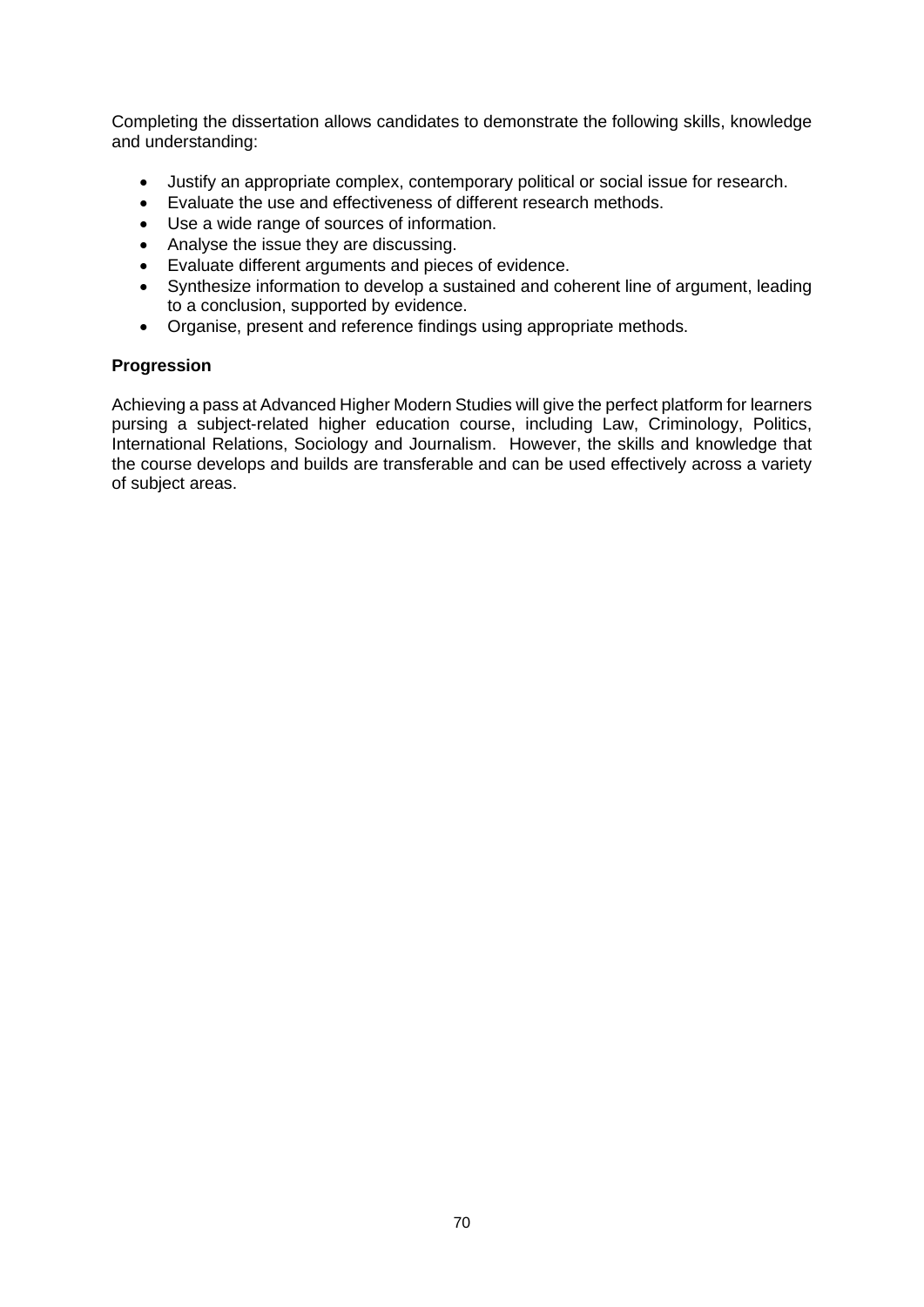Completing the dissertation allows candidates to demonstrate the following skills, knowledge and understanding:

- Justify an appropriate complex, contemporary political or social issue for research.
- Evaluate the use and effectiveness of different research methods.
- Use a wide range of sources of information.
- Analyse the issue they are discussing.
- Evaluate different arguments and pieces of evidence.
- Synthesize information to develop a sustained and coherent line of argument, leading to a conclusion, supported by evidence.
- Organise, present and reference findings using appropriate methods.

**Progression**

Achieving a pass at Advanced Higher Modern Studies will give the perfect platform for learners pursing a subject-related higher education course, including Law, Criminology, Politics, International Relations, Sociology and Journalism. However, the skills and knowledge that the course develops and builds are transferable and can be used effectively across a variety of subject areas.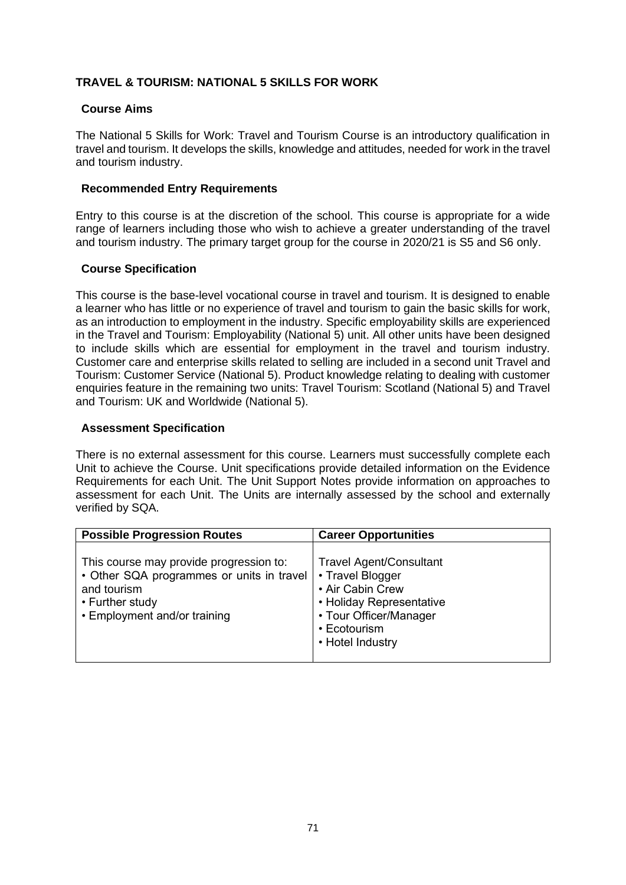## TRAVEL & TOURISM: NATIONAL 5 SKILLS FOR WORK

### Course Aims

The National 5 Skills for Work: Travel and Tourism Course is an introductory qualification in travel and tourism. It develops the skills, knowledge and attitudes, needed for work in the travel and tourism industry.

### Recommended Entry Requirements

Entry to this course is at the discretion of the school. This course is appropriate for a wide range of learners including those who wish to achieve a greater understanding of the travel and tourism industry. The primary target group for the course in 2020/21 is S5 and S6 only.

### Course Specification

This course is the base-level vocational course in travel and tourism. It is designed to enable a learner who has little or no experience of travel and tourism to gain the basic skills for work, as an introduction to employment in the industry. Specific employability skills are experienced in the Travel and Tourism: Employability (National 5) unit. All other units have been designed to include skills which are essential for employment in the travel and tourism industry. Customer care and enterprise skills related to selling are included in a second unit Travel and Tourism: Customer Service (National 5). Product knowledge relating to dealing with customer enquiries feature in the remaining two units: Travel Tourism: Scotland (National 5) and Travel and Tourism: UK and Worldwide (National 5).

### Assessment Specification

There is no external assessment for this course. Learners must successfully complete each Unit to achieve the Course. Unit specifications provide detailed information on the Evidence Requirements for each Unit. The Unit Support Notes provide information on approaches to assessment for each Unit. The Units are internally assessed by the school and externally verified by SQA.

| Possible Progression Routes | Career Opportunities |
|---|---|
| This course may provide progression to:<br>• Other SQA programmes or units in travel and tourism<br>• Further study<br>• Employment and/or training | Travel Agent/Consultant<br>• Travel Blogger<br>• Air Cabin Crew<br>• Holiday Representative<br>• Tour Officer/Manager<br>• Ecotourism<br>• Hotel Industry |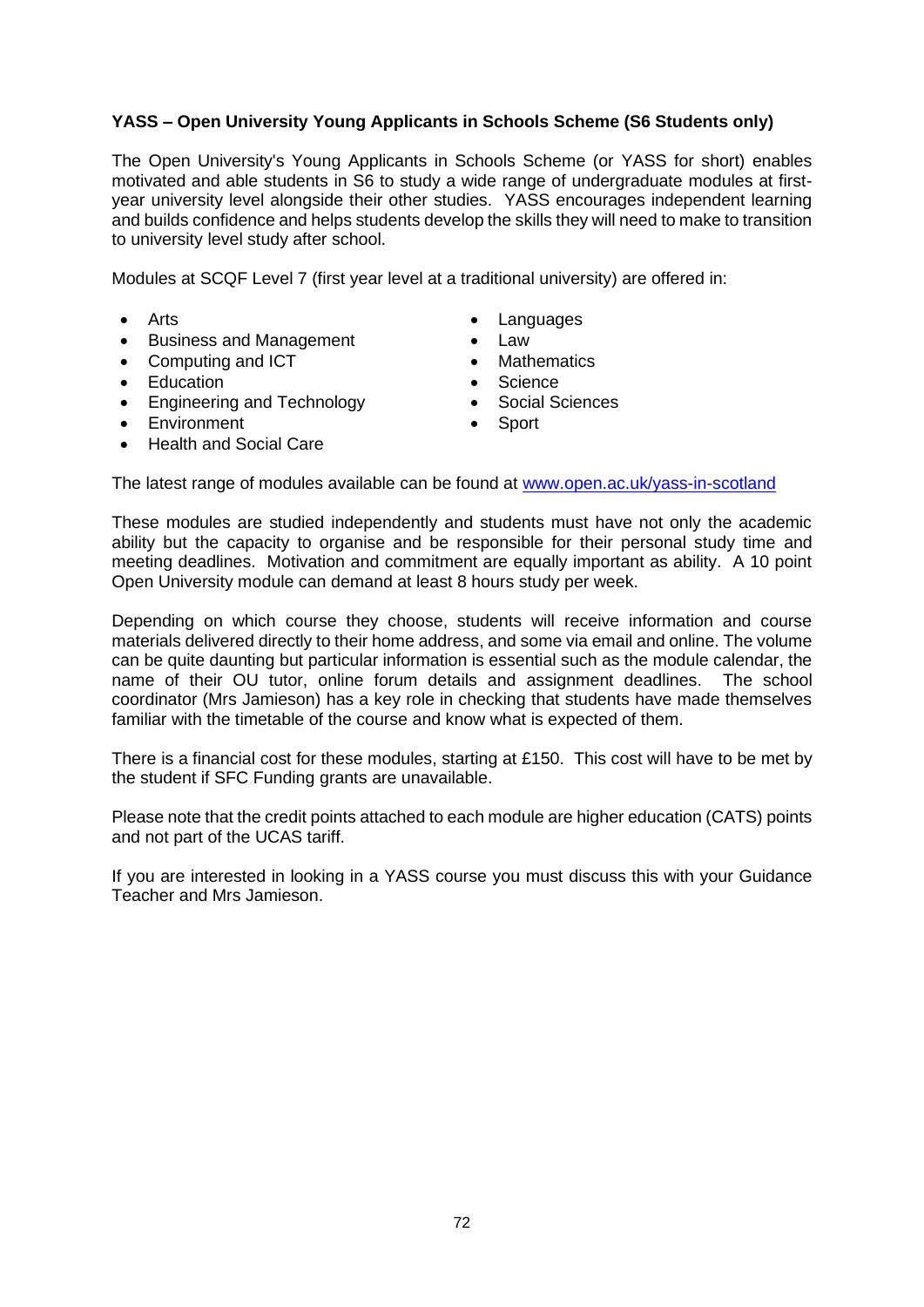**YASS – Open University Young Applicants in Schools Scheme (S6 Students only)**

The Open University's Young Applicants in Schools Scheme (or YASS for short) enables motivated and able students in S6 to study a wide range of undergraduate modules at first-year university level alongside their other studies. YASS encourages independent learning and builds confidence and helps students develop the skills they will need to make to transition to university level study after school.

Modules at SCQF Level 7 (first year level at a traditional university) are offered in:

- Arts
- Business and Management
- Computing and ICT
- Education
- Engineering and Technology
- Environment
- Health and Social Care
- Languages
- Law
- Mathematics
- Science
- Social Sciences
- Sport

The latest range of modules available can be found at [www.open.ac.uk/yass-in-scotland](http://www.open.ac.uk/yass-in-scotland)

These modules are studied independently and students must have not only the academic ability but the capacity to organise and be responsible for their personal study time and meeting deadlines. Motivation and commitment are equally important as ability. A 10 point Open University module can demand at least 8 hours study per week.

Depending on which course they choose, students will receive information and course materials delivered directly to their home address, and some via email and online. The volume can be quite daunting but particular information is essential such as the module calendar, the name of their OU tutor, online forum details and assignment deadlines. The school coordinator (Mrs Jamieson) has a key role in checking that students have made themselves familiar with the timetable of the course and know what is expected of them.

There is a financial cost for these modules, starting at £150. This cost will have to be met by the student if SFC Funding grants are unavailable.

Please note that the credit points attached to each module are higher education (CATS) points and not part of the UCAS tariff.

If you are interested in looking in a YASS course you must discuss this with your Guidance Teacher and Mrs Jamieson.